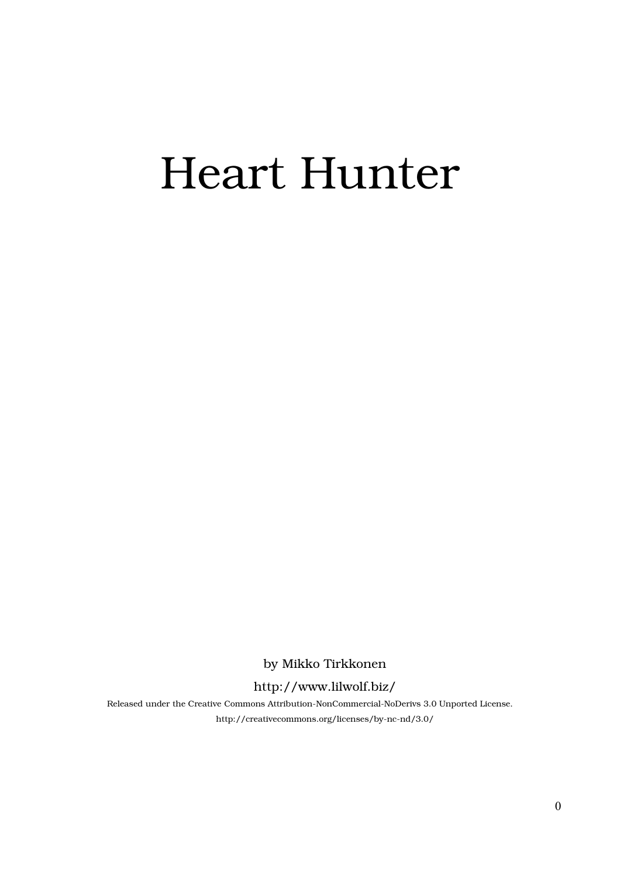# Heart Hunter

by Mikko Tirkkonen

http://www.lilwolf.biz/

Released under the Creative Commons Attribution-NonCommercial-NoDerivs 3.0 Unported License.

http://creativecommons.org/licenses/by-nc-nd/3.0/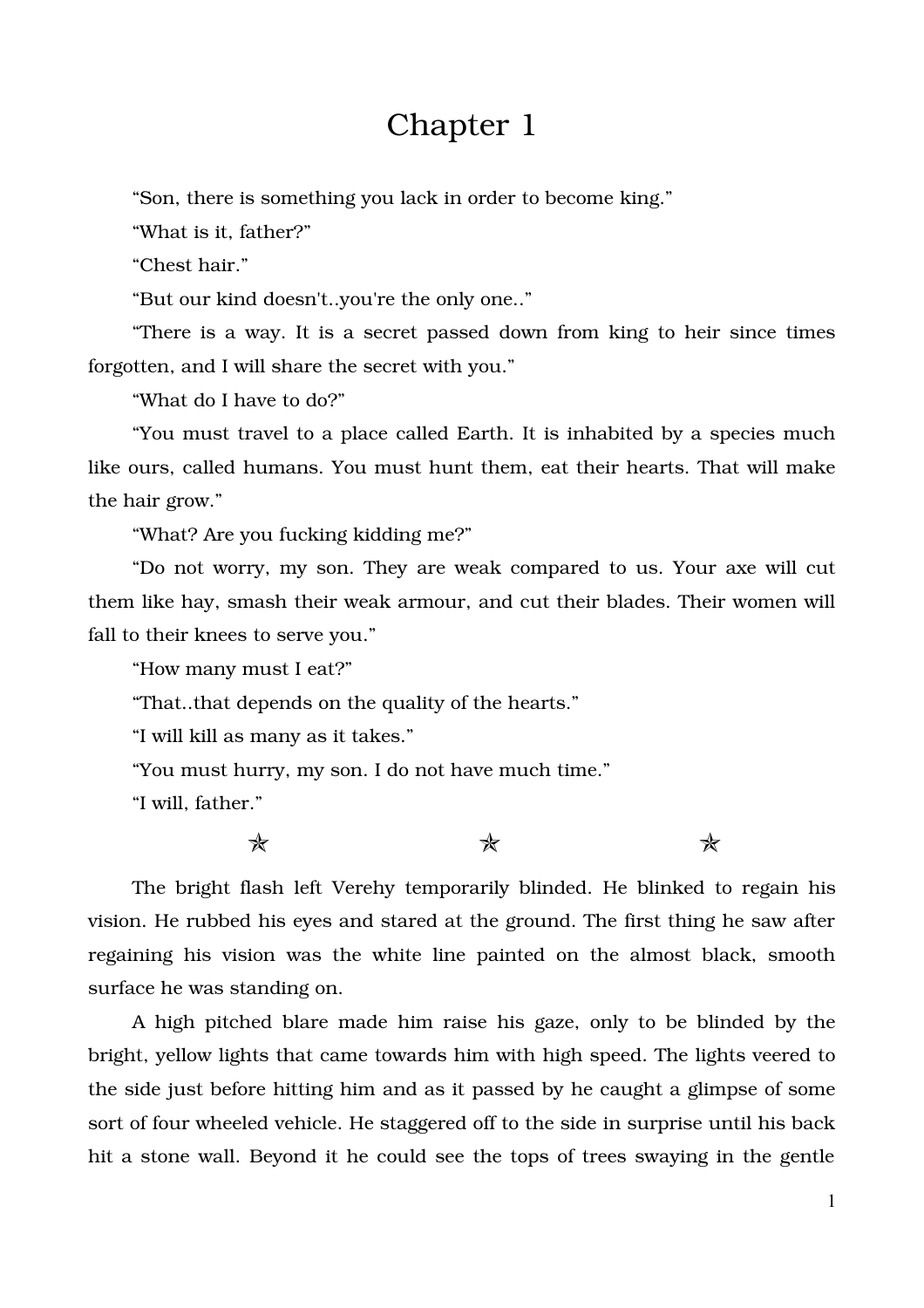# Chapter 1

"Son, there is something you lack in order to become king."

"What is it, father?"

"Chest hair."

"But our kind doesn't..you're the only one.."

"There is a way. It is a secret passed down from king to heir since times forgotten, and I will share the secret with you."

"What do I have to do?"

"You must travel to a place called Earth. It is inhabited by a species much like ours, called humans. You must hunt them, eat their hearts. That will make the hair grow."

"What? Are you fucking kidding me?"

"Do not worry, my son. They are weak compared to us. Your axe will cut them like hay, smash their weak armour, and cut their blades. Their women will fall to their knees to serve you."

"How many must I eat?"

"That..that depends on the quality of the hearts."

"I will kill as many as it takes."

"You must hurry, my son. I do not have much time."

"I will, father."

✯ ✯ ✯

The bright flash left Verehy temporarily blinded. He blinked to regain his vision. He rubbed his eyes and stared at the ground. The first thing he saw after regaining his vision was the white line painted on the almost black, smooth surface he was standing on.

A high pitched blare made him raise his gaze, only to be blinded by the bright, yellow lights that came towards him with high speed. The lights veered to the side just before hitting him and as it passed by he caught a glimpse of some sort of four wheeled vehicle. He staggered off to the side in surprise until his back hit a stone wall. Beyond it he could see the tops of trees swaying in the gentle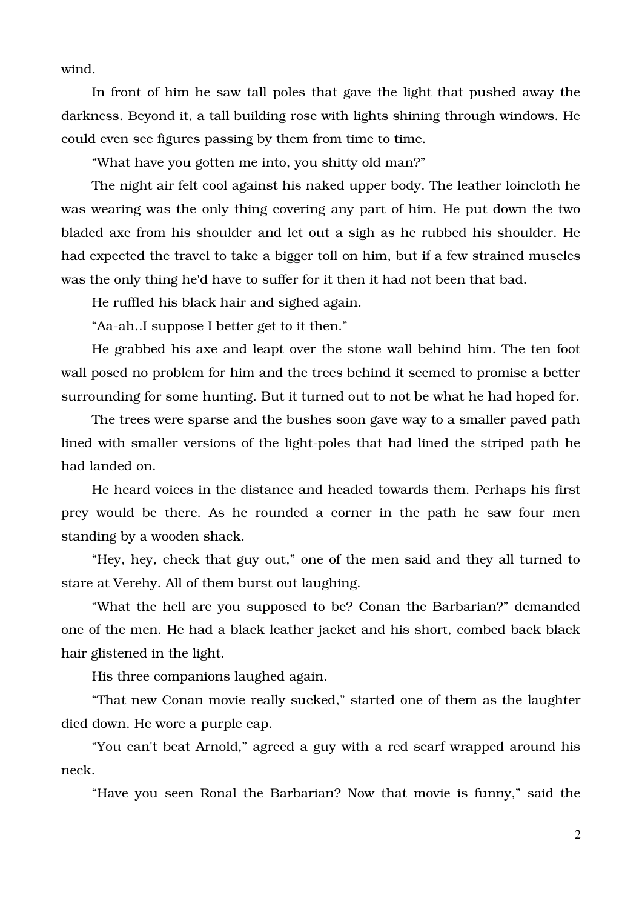wind.

In front of him he saw tall poles that gave the light that pushed away the darkness. Beyond it, a tall building rose with lights shining through windows. He could even see figures passing by them from time to time.

“What have you gotten me into, you shitty old man?”

The night air felt cool against his naked upper body. The leather loincloth he was wearing was the only thing covering any part of him. He put down the two bladed axe from his shoulder and let out a sigh as he rubbed his shoulder. He had expected the travel to take a bigger toll on him, but if a few strained muscles was the only thing he'd have to suffer for it then it had not been that bad.

He ruffled his black hair and sighed again.

“Aa-ah..I suppose I better get to it then.”

He grabbed his axe and leapt over the stone wall behind him. The ten foot wall posed no problem for him and the trees behind it seemed to promise a better surrounding for some hunting. But it turned out to not be what he had hoped for.

The trees were sparse and the bushes soon gave way to a smaller paved path lined with smaller versions of the light-poles that had lined the striped path he had landed on.

He heard voices in the distance and headed towards them. Perhaps his first prey would be there. As he rounded a corner in the path he saw four men standing by a wooden shack.

“Hey, hey, check that guy out,” one of the men said and they all turned to stare at Verehy. All of them burst out laughing.

“What the hell are you supposed to be? Conan the Barbarian?” demanded one of the men. He had a black leather jacket and his short, combed back black hair glistened in the light.

His three companions laughed again.

“That new Conan movie really sucked,” started one of them as the laughter died down. He wore a purple cap.

“You can't beat Arnold,” agreed a guy with a red scarf wrapped around his neck.

“Have you seen Ronal the Barbarian? Now that movie is funny,” said the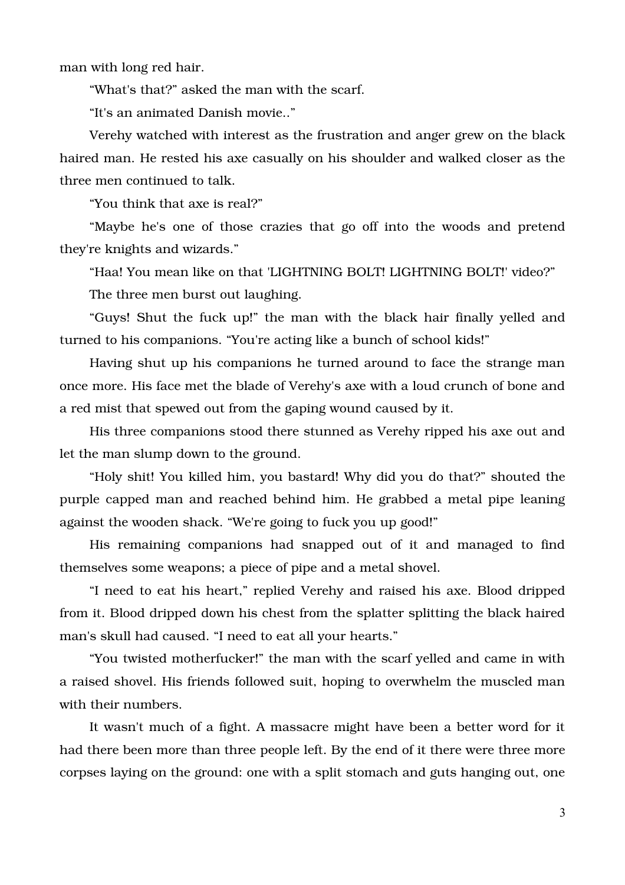man with long red hair.

“What's that?” asked the man with the scarf.

“It's an animated Danish movie..”

Verehy watched with interest as the frustration and anger grew on the black haired man. He rested his axe casually on his shoulder and walked closer as the three men continued to talk.

“You think that axe is real?”

“Maybe he's one of those crazies that go off into the woods and pretend they're knights and wizards.”

“Haa! You mean like on that 'LIGHTNING BOLT! LIGHTNING BOLT!' video?”

The three men burst out laughing.

“Guys! Shut the fuck up!” the man with the black hair finally yelled and turned to his companions. “You're acting like a bunch of school kids!”

Having shut up his companions he turned around to face the strange man once more. His face met the blade of Verehy's axe with a loud crunch of bone and a red mist that spewed out from the gaping wound caused by it.

His three companions stood there stunned as Verehy ripped his axe out and let the man slump down to the ground.

“Holy shit! You killed him, you bastard! Why did you do that?” shouted the purple capped man and reached behind him. He grabbed a metal pipe leaning against the wooden shack. “We're going to fuck you up good!”

His remaining companions had snapped out of it and managed to find themselves some weapons; a piece of pipe and a metal shovel.

“I need to eat his heart,” replied Verehy and raised his axe. Blood dripped from it. Blood dripped down his chest from the splatter splitting the black haired man's skull had caused. “I need to eat all your hearts.”

“You twisted motherfucker!” the man with the scarf yelled and came in with a raised shovel. His friends followed suit, hoping to overwhelm the muscled man with their numbers.

It wasn't much of a fight. A massacre might have been a better word for it had there been more than three people left. By the end of it there were three more corpses laying on the ground: one with a split stomach and guts hanging out, one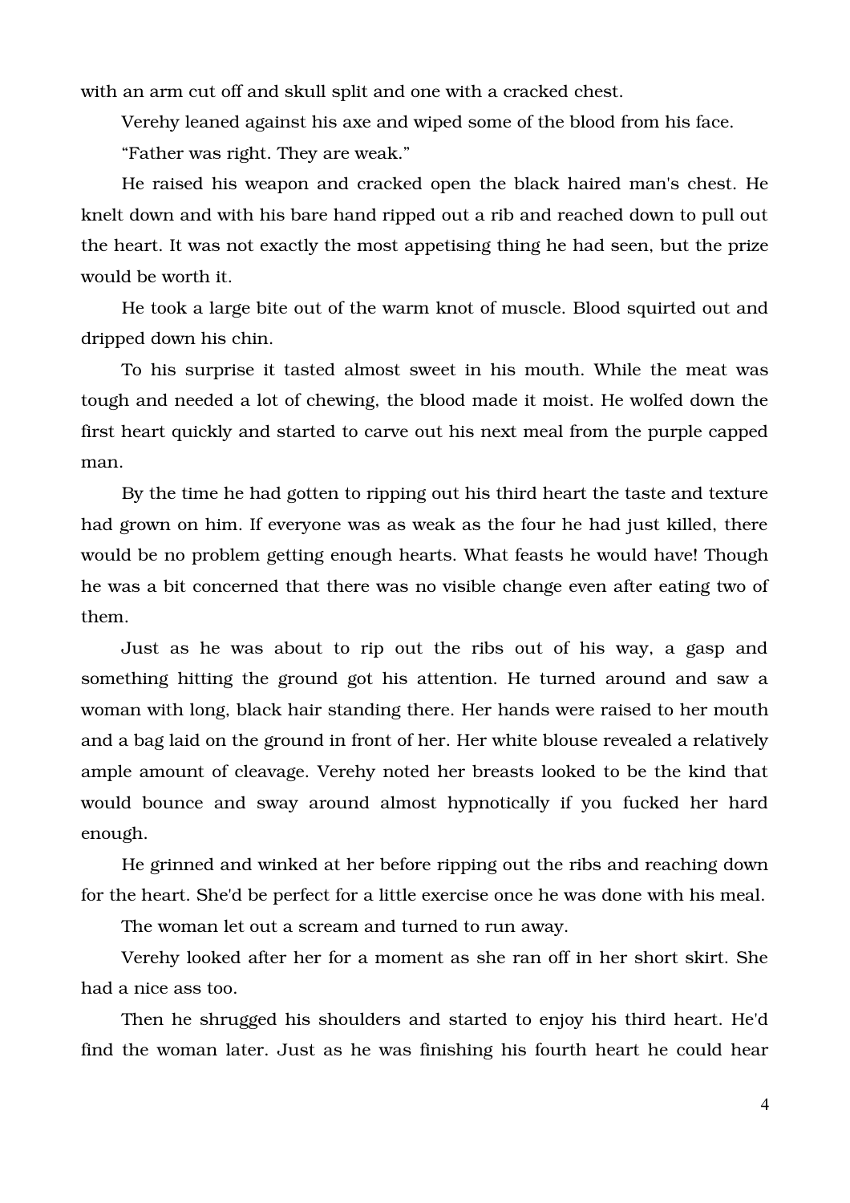with an arm cut off and skull split and one with a cracked chest.

Verehy leaned against his axe and wiped some of the blood from his face.

"Father was right. They are weak."

He raised his weapon and cracked open the black haired man's chest. He knelt down and with his bare hand ripped out a rib and reached down to pull out the heart. It was not exactly the most appetising thing he had seen, but the prize would be worth it.

He took a large bite out of the warm knot of muscle. Blood squirted out and dripped down his chin.

To his surprise it tasted almost sweet in his mouth. While the meat was tough and needed a lot of chewing, the blood made it moist. He wolfed down the first heart quickly and started to carve out his next meal from the purple capped man.

By the time he had gotten to ripping out his third heart the taste and texture had grown on him. If everyone was as weak as the four he had just killed, there would be no problem getting enough hearts. What feasts he would have! Though he was a bit concerned that there was no visible change even after eating two of them.

Just as he was about to rip out the ribs out of his way, a gasp and something hitting the ground got his attention. He turned around and saw a woman with long, black hair standing there. Her hands were raised to her mouth and a bag laid on the ground in front of her. Her white blouse revealed a relatively ample amount of cleavage. Verehy noted her breasts looked to be the kind that would bounce and sway around almost hypnotically if you fucked her hard enough.

He grinned and winked at her before ripping out the ribs and reaching down for the heart. She'd be perfect for a little exercise once he was done with his meal.

The woman let out a scream and turned to run away.

Verehy looked after her for a moment as she ran off in her short skirt. She had a nice ass too.

Then he shrugged his shoulders and started to enjoy his third heart. He'd find the woman later. Just as he was finishing his fourth heart he could hear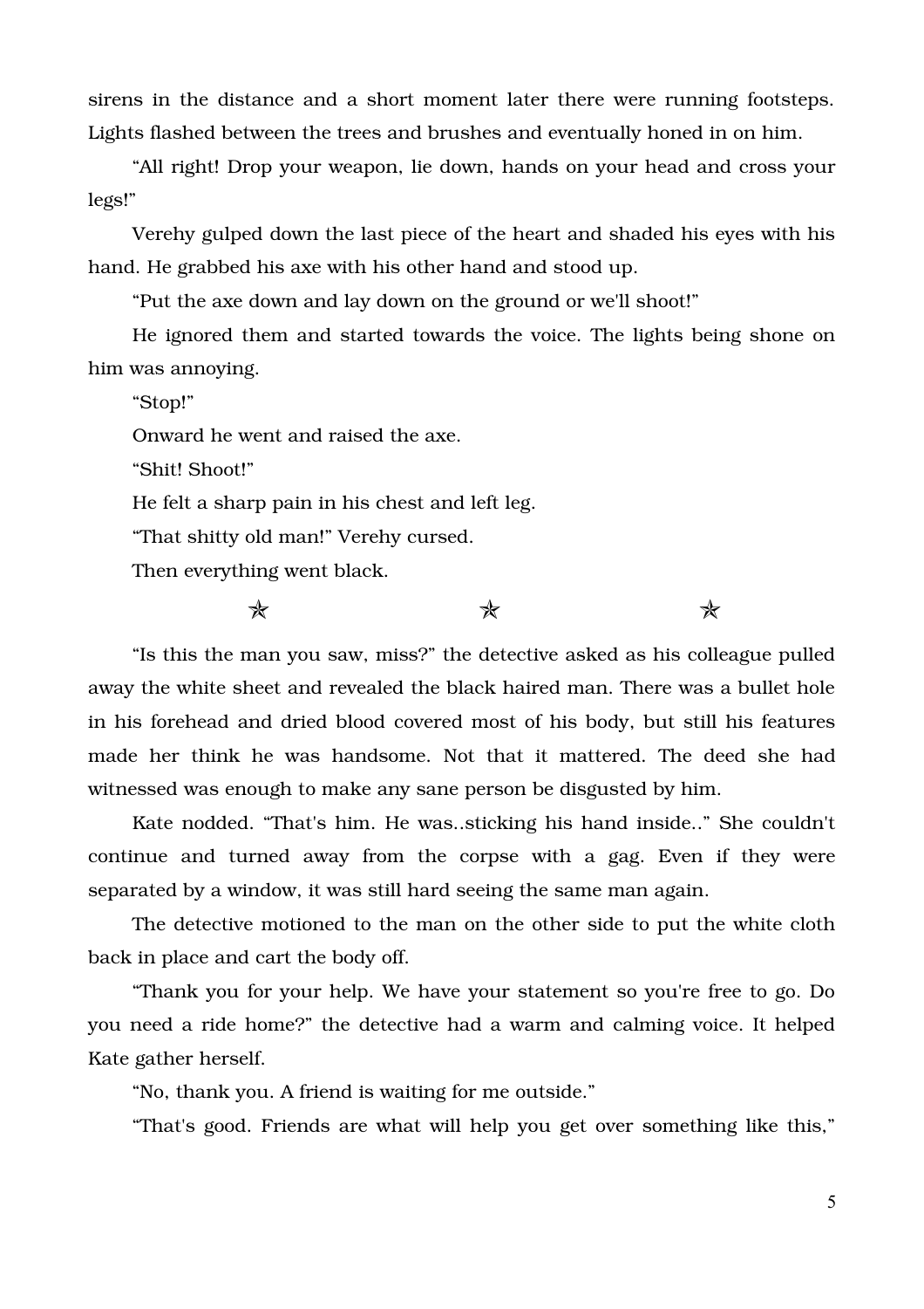sirens in the distance and a short moment later there were running footsteps. Lights flashed between the trees and brushes and eventually honed in on him.

"All right! Drop your weapon, lie down, hands on your head and cross your legs!"

Verehy gulped down the last piece of the heart and shaded his eyes with his hand. He grabbed his axe with his other hand and stood up.

"Put the axe down and lay down on the ground or we'll shoot!"

He ignored them and started towards the voice. The lights being shone on him was annoying.

"Stop!"

Onward he went and raised the axe.

"Shit! Shoot!"

He felt a sharp pain in his chest and left leg.

"That shitty old man!" Verehy cursed.

Then everything went black.

✯ ✯ ✯

"Is this the man you saw, miss?" the detective asked as his colleague pulled away the white sheet and revealed the black haired man. There was a bullet hole in his forehead and dried blood covered most of his body, but still his features made her think he was handsome. Not that it mattered. The deed she had witnessed was enough to make any sane person be disgusted by him.

Kate nodded. "That's him. He was..sticking his hand inside.." She couldn't continue and turned away from the corpse with a gag. Even if they were separated by a window, it was still hard seeing the same man again.

The detective motioned to the man on the other side to put the white cloth back in place and cart the body off.

"Thank you for your help. We have your statement so you're free to go. Do you need a ride home?" the detective had a warm and calming voice. It helped Kate gather herself.

"No, thank you. A friend is waiting for me outside."

"That's good. Friends are what will help you get over something like this,"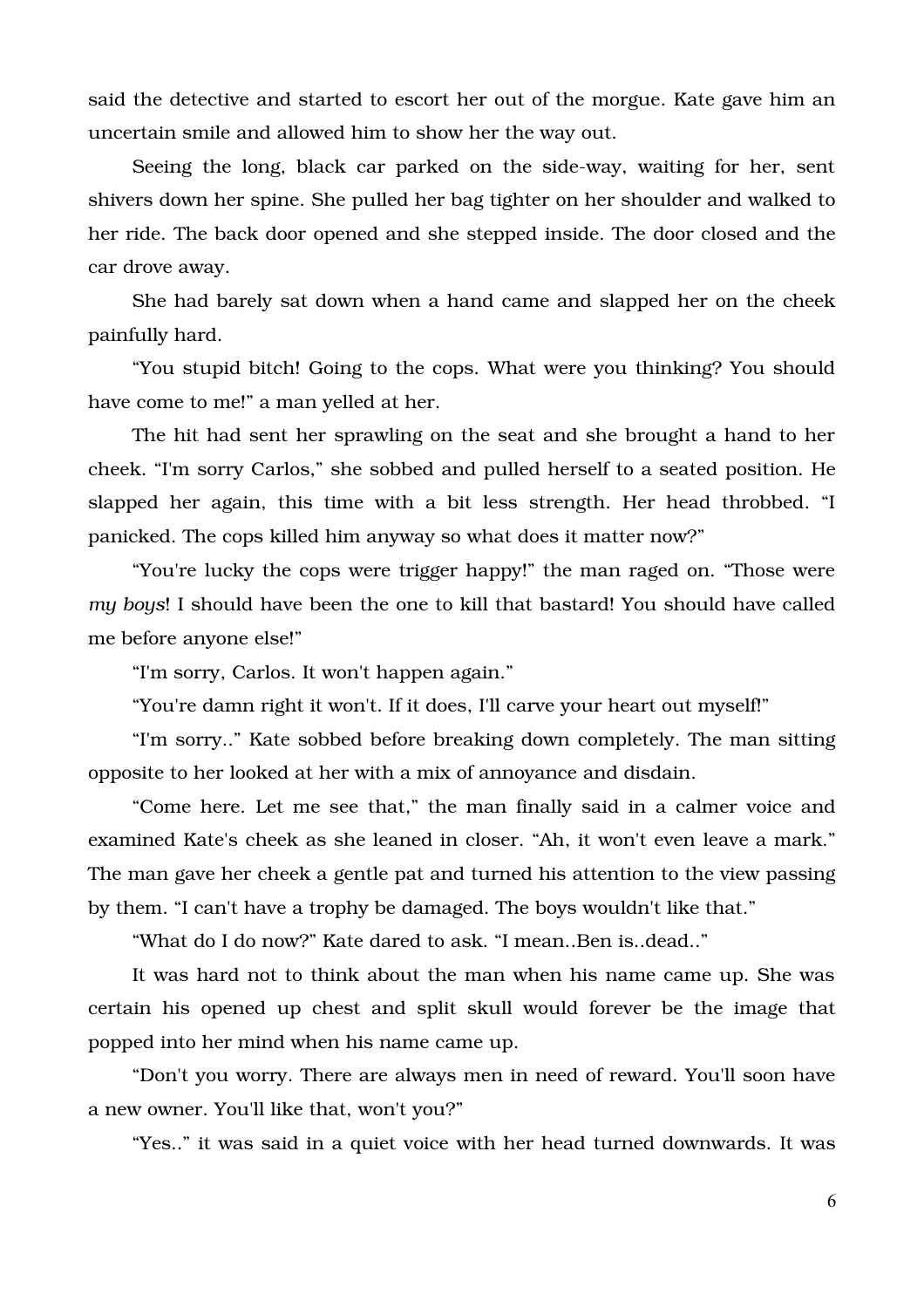said the detective and started to escort her out of the morgue. Kate gave him an uncertain smile and allowed him to show her the way out.

Seeing the long, black car parked on the side-way, waiting for her, sent shivers down her spine. She pulled her bag tighter on her shoulder and walked to her ride. The back door opened and she stepped inside. The door closed and the car drove away.

She had barely sat down when a hand came and slapped her on the cheek painfully hard.

"You stupid bitch! Going to the cops. What were you thinking? You should have come to me!" a man yelled at her.

The hit had sent her sprawling on the seat and she brought a hand to her cheek. "I'm sorry Carlos," she sobbed and pulled herself to a seated position. He slapped her again, this time with a bit less strength. Her head throbbed. "I panicked. The cops killed him anyway so what does it matter now?"

"You're lucky the cops were trigger happy!" the man raged on. "Those were *my boys*! I should have been the one to kill that bastard! You should have called me before anyone else!"

"I'm sorry, Carlos. It won't happen again."

"You're damn right it won't. If it does, I'll carve your heart out myself!"

"I'm sorry.." Kate sobbed before breaking down completely. The man sitting opposite to her looked at her with a mix of annoyance and disdain.

"Come here. Let me see that," the man finally said in a calmer voice and examined Kate's cheek as she leaned in closer. "Ah, it won't even leave a mark." The man gave her cheek a gentle pat and turned his attention to the view passing by them. "I can't have a trophy be damaged. The boys wouldn't like that."

"What do I do now?" Kate dared to ask. "I mean..Ben is..dead.."

It was hard not to think about the man when his name came up. She was certain his opened up chest and split skull would forever be the image that popped into her mind when his name came up.

"Don't you worry. There are always men in need of reward. You'll soon have a new owner. You'll like that, won't you?"

"Yes.." it was said in a quiet voice with her head turned downwards. It was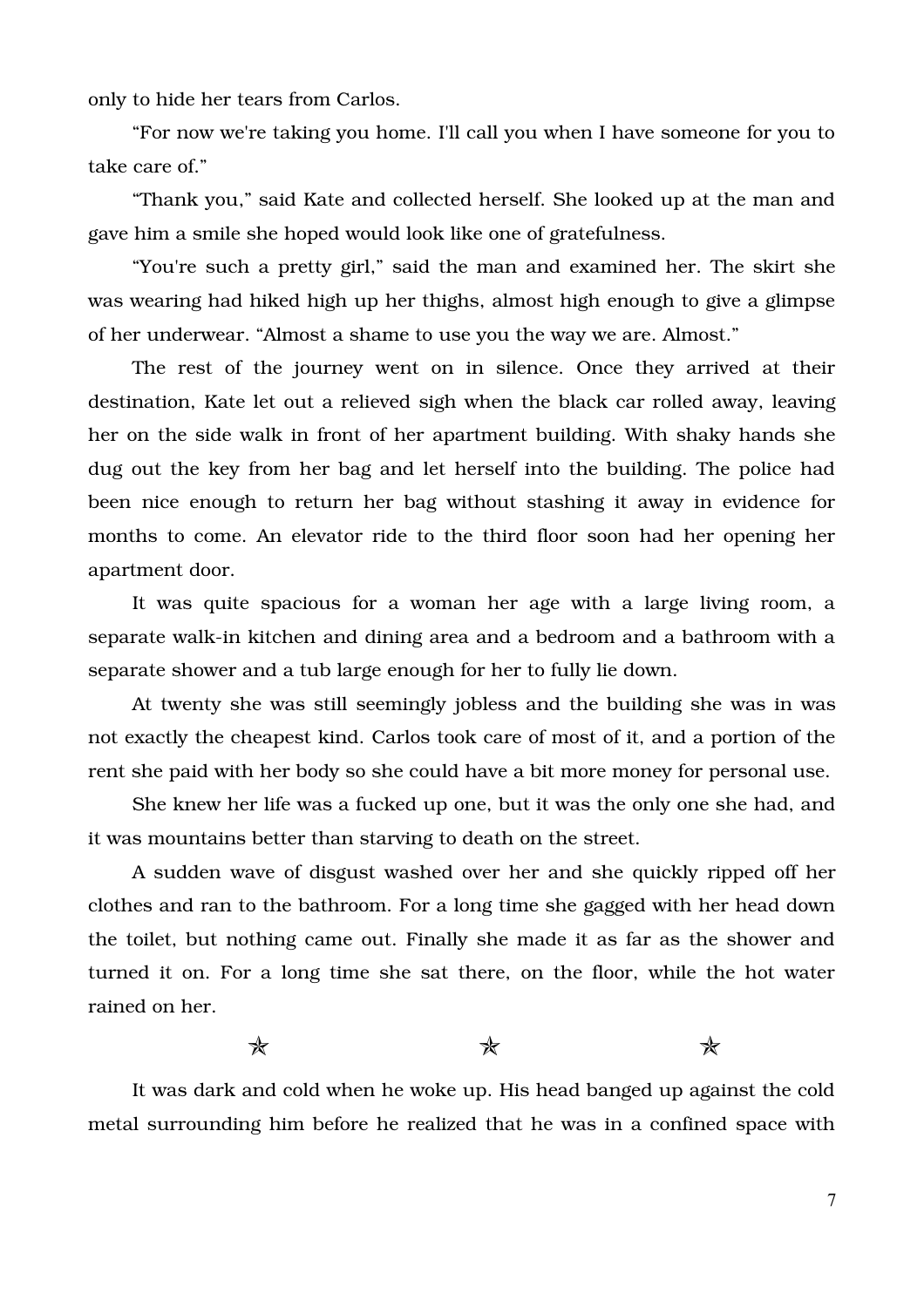only to hide her tears from Carlos.

"For now we're taking you home. I'll call you when I have someone for you to take care of."

"Thank you," said Kate and collected herself. She looked up at the man and gave him a smile she hoped would look like one of gratefulness.

"You're such a pretty girl," said the man and examined her. The skirt she was wearing had hiked high up her thighs, almost high enough to give a glimpse of her underwear. "Almost a shame to use you the way we are. Almost."

The rest of the journey went on in silence. Once they arrived at their destination, Kate let out a relieved sigh when the black car rolled away, leaving her on the side walk in front of her apartment building. With shaky hands she dug out the key from her bag and let herself into the building. The police had been nice enough to return her bag without stashing it away in evidence for months to come. An elevator ride to the third floor soon had her opening her apartment door.

It was quite spacious for a woman her age with a large living room, a separate walk-in kitchen and dining area and a bedroom and a bathroom with a separate shower and a tub large enough for her to fully lie down.

At twenty she was still seemingly jobless and the building she was in was not exactly the cheapest kind. Carlos took care of most of it, and a portion of the rent she paid with her body so she could have a bit more money for personal use.

She knew her life was a fucked up one, but it was the only one she had, and it was mountains better than starving to death on the street.

A sudden wave of disgust washed over her and she quickly ripped off her clothes and ran to the bathroom. For a long time she gagged with her head down the toilet, but nothing came out. Finally she made it as far as the shower and turned it on. For a long time she sat there, on the floor, while the hot water rained on her.

✯ ✯ ✯

It was dark and cold when he woke up. His head banged up against the cold metal surrounding him before he realized that he was in a confined space with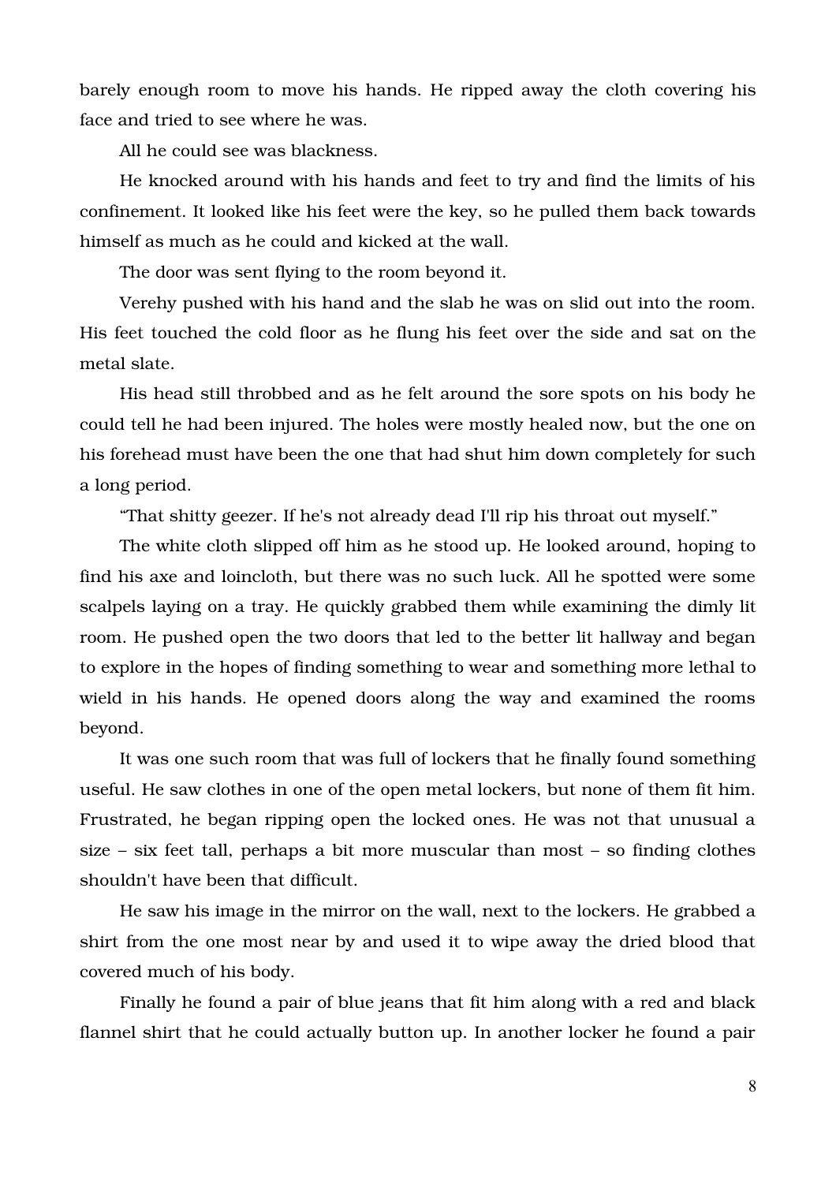barely enough room to move his hands. He ripped away the cloth covering his face and tried to see where he was.

All he could see was blackness.

He knocked around with his hands and feet to try and find the limits of his confinement. It looked like his feet were the key, so he pulled them back towards himself as much as he could and kicked at the wall.

The door was sent flying to the room beyond it.

Verehy pushed with his hand and the slab he was on slid out into the room. His feet touched the cold floor as he flung his feet over the side and sat on the metal slate.

His head still throbbed and as he felt around the sore spots on his body he could tell he had been injured. The holes were mostly healed now, but the one on his forehead must have been the one that had shut him down completely for such a long period.

"That shitty geezer. If he's not already dead I'll rip his throat out myself."

The white cloth slipped off him as he stood up. He looked around, hoping to find his axe and loincloth, but there was no such luck. All he spotted were some scalpels laying on a tray. He quickly grabbed them while examining the dimly lit room. He pushed open the two doors that led to the better lit hallway and began to explore in the hopes of finding something to wear and something more lethal to wield in his hands. He opened doors along the way and examined the rooms beyond.

It was one such room that was full of lockers that he finally found something useful. He saw clothes in one of the open metal lockers, but none of them fit him. Frustrated, he began ripping open the locked ones. He was not that unusual a size – six feet tall, perhaps a bit more muscular than most – so finding clothes shouldn't have been that difficult.

He saw his image in the mirror on the wall, next to the lockers. He grabbed a shirt from the one most near by and used it to wipe away the dried blood that covered much of his body.

Finally he found a pair of blue jeans that fit him along with a red and black flannel shirt that he could actually button up. In another locker he found a pair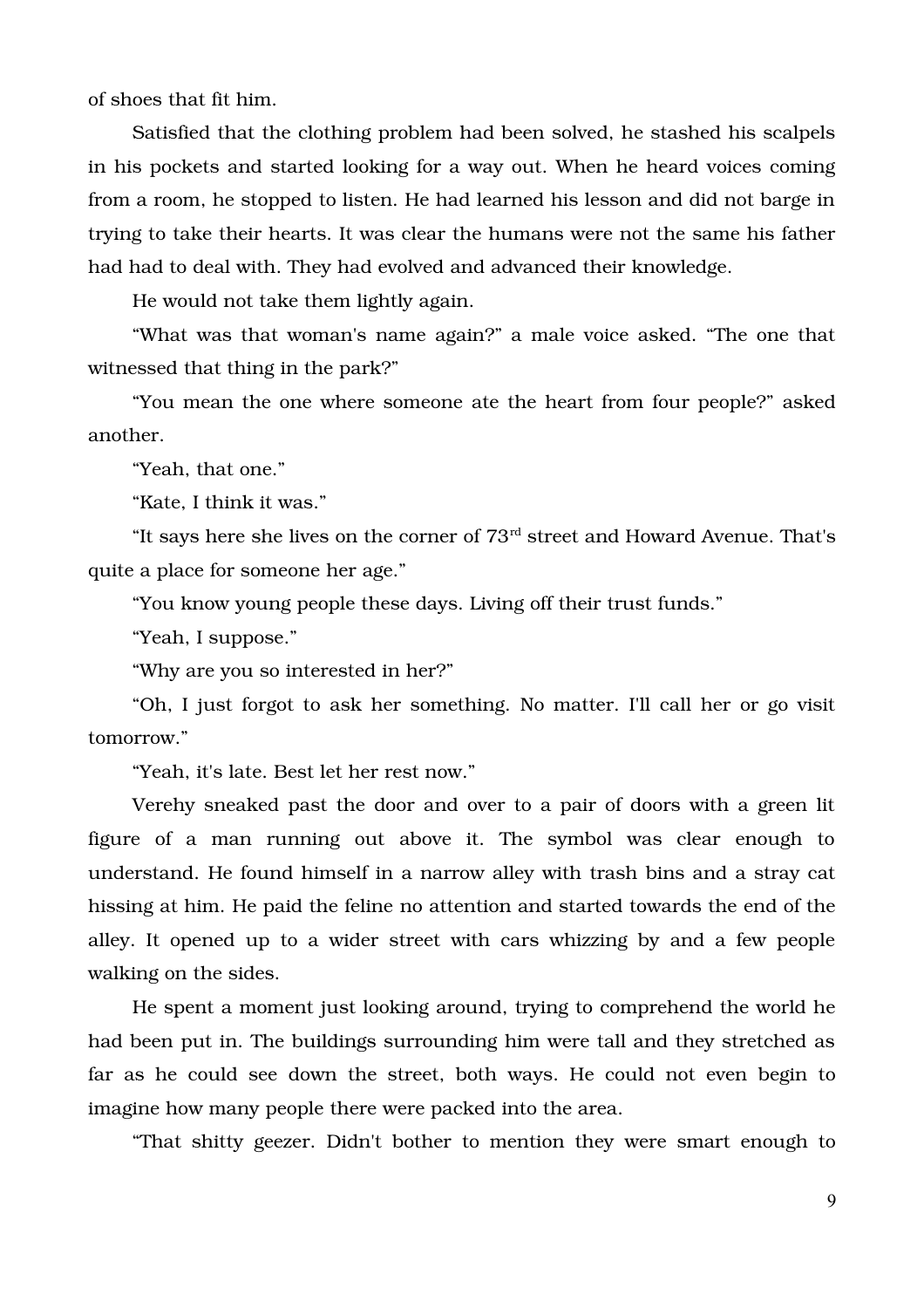of shoes that fit him.

Satisfied that the clothing problem had been solved, he stashed his scalpels in his pockets and started looking for a way out. When he heard voices coming from a room, he stopped to listen. He had learned his lesson and did not barge in trying to take their hearts. It was clear the humans were not the same his father had had to deal with. They had evolved and advanced their knowledge.

He would not take them lightly again.

“What was that woman's name again?” a male voice asked. “The one that witnessed that thing in the park?”

“You mean the one where someone ate the heart from four people?” asked another.

“Yeah, that one.”

“Kate, I think it was.”

“It says here she lives on the corner of 73rd street and Howard Avenue. That's quite a place for someone her age.”

“You know young people these days. Living off their trust funds.”

“Yeah, I suppose.”

“Why are you so interested in her?”

“Oh, I just forgot to ask her something. No matter. I'll call her or go visit tomorrow.”

“Yeah, it's late. Best let her rest now.”

Verehy sneaked past the door and over to a pair of doors with a green lit figure of a man running out above it. The symbol was clear enough to understand. He found himself in a narrow alley with trash bins and a stray cat hissing at him. He paid the feline no attention and started towards the end of the alley. It opened up to a wider street with cars whizzing by and a few people walking on the sides.

He spent a moment just looking around, trying to comprehend the world he had been put in. The buildings surrounding him were tall and they stretched as far as he could see down the street, both ways. He could not even begin to imagine how many people there were packed into the area.

“That shitty geezer. Didn't bother to mention they were smart enough to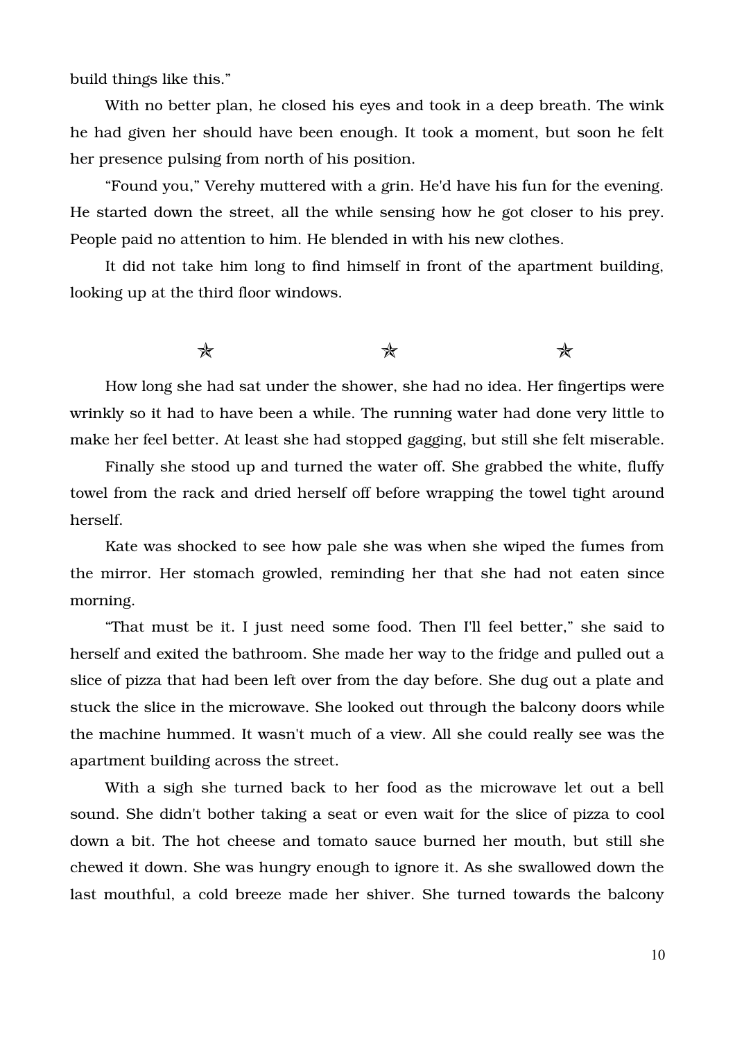build things like this."

With no better plan, he closed his eyes and took in a deep breath. The wink he had given her should have been enough. It took a moment, but soon he felt her presence pulsing from north of his position.

"Found you," Verehy muttered with a grin. He'd have his fun for the evening. He started down the street, all the while sensing how he got closer to his prey. People paid no attention to him. He blended in with his new clothes.

It did not take him long to find himself in front of the apartment building, looking up at the third floor windows.

✯ ✯ ✯

How long she had sat under the shower, she had no idea. Her fingertips were wrinkly so it had to have been a while. The running water had done very little to make her feel better. At least she had stopped gagging, but still she felt miserable.

Finally she stood up and turned the water off. She grabbed the white, fluffy towel from the rack and dried herself off before wrapping the towel tight around herself.

Kate was shocked to see how pale she was when she wiped the fumes from the mirror. Her stomach growled, reminding her that she had not eaten since morning.

"That must be it. I just need some food. Then I'll feel better," she said to herself and exited the bathroom. She made her way to the fridge and pulled out a slice of pizza that had been left over from the day before. She dug out a plate and stuck the slice in the microwave. She looked out through the balcony doors while the machine hummed. It wasn't much of a view. All she could really see was the apartment building across the street.

With a sigh she turned back to her food as the microwave let out a bell sound. She didn't bother taking a seat or even wait for the slice of pizza to cool down a bit. The hot cheese and tomato sauce burned her mouth, but still she chewed it down. She was hungry enough to ignore it. As she swallowed down the last mouthful, a cold breeze made her shiver. She turned towards the balcony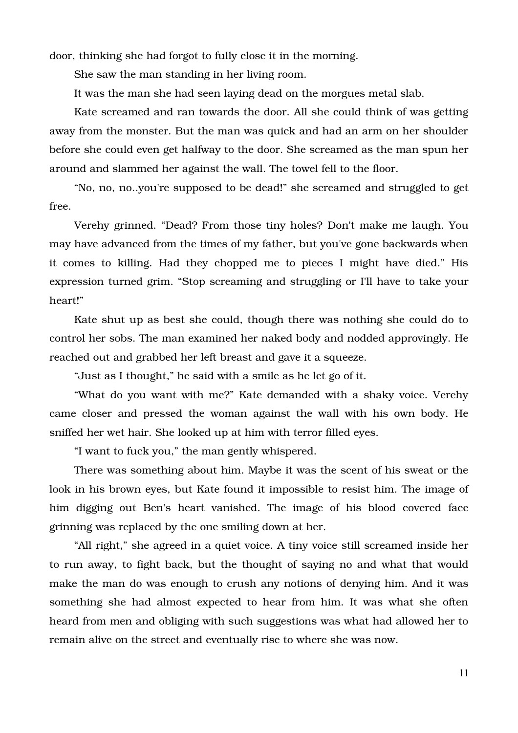door, thinking she had forgot to fully close it in the morning.

She saw the man standing in her living room.

It was the man she had seen laying dead on the morgues metal slab.

Kate screamed and ran towards the door. All she could think of was getting away from the monster. But the man was quick and had an arm on her shoulder before she could even get halfway to the door. She screamed as the man spun her around and slammed her against the wall. The towel fell to the floor.

"No, no, no..you're supposed to be dead!" she screamed and struggled to get free.

Verehy grinned. "Dead? From those tiny holes? Don't make me laugh. You may have advanced from the times of my father, but you've gone backwards when it comes to killing. Had they chopped me to pieces I might have died." His expression turned grim. "Stop screaming and struggling or I'll have to take your heart!"

Kate shut up as best she could, though there was nothing she could do to control her sobs. The man examined her naked body and nodded approvingly. He reached out and grabbed her left breast and gave it a squeeze.

"Just as I thought," he said with a smile as he let go of it.

"What do you want with me?" Kate demanded with a shaky voice. Verehy came closer and pressed the woman against the wall with his own body. He sniffed her wet hair. She looked up at him with terror filled eyes.

"I want to fuck you," the man gently whispered.

There was something about him. Maybe it was the scent of his sweat or the look in his brown eyes, but Kate found it impossible to resist him. The image of him digging out Ben's heart vanished. The image of his blood covered face grinning was replaced by the one smiling down at her.

"All right," she agreed in a quiet voice. A tiny voice still screamed inside her to run away, to fight back, but the thought of saying no and what that would make the man do was enough to crush any notions of denying him. And it was something she had almost expected to hear from him. It was what she often heard from men and obliging with such suggestions was what had allowed her to remain alive on the street and eventually rise to where she was now.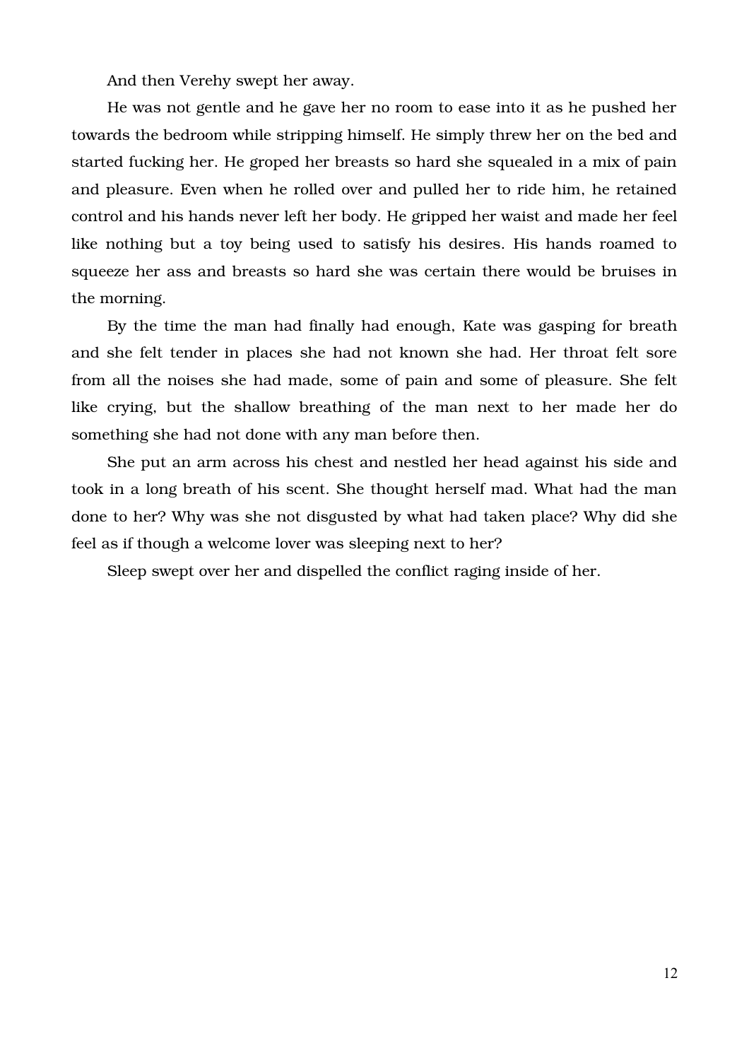And then Verehy swept her away.

He was not gentle and he gave her no room to ease into it as he pushed her towards the bedroom while stripping himself. He simply threw her on the bed and started fucking her. He groped her breasts so hard she squealed in a mix of pain and pleasure. Even when he rolled over and pulled her to ride him, he retained control and his hands never left her body. He gripped her waist and made her feel like nothing but a toy being used to satisfy his desires. His hands roamed to squeeze her ass and breasts so hard she was certain there would be bruises in the morning.

By the time the man had finally had enough, Kate was gasping for breath and she felt tender in places she had not known she had. Her throat felt sore from all the noises she had made, some of pain and some of pleasure. She felt like crying, but the shallow breathing of the man next to her made her do something she had not done with any man before then.

She put an arm across his chest and nestled her head against his side and took in a long breath of his scent. She thought herself mad. What had the man done to her? Why was she not disgusted by what had taken place? Why did she feel as if though a welcome lover was sleeping next to her?

Sleep swept over her and dispelled the conflict raging inside of her.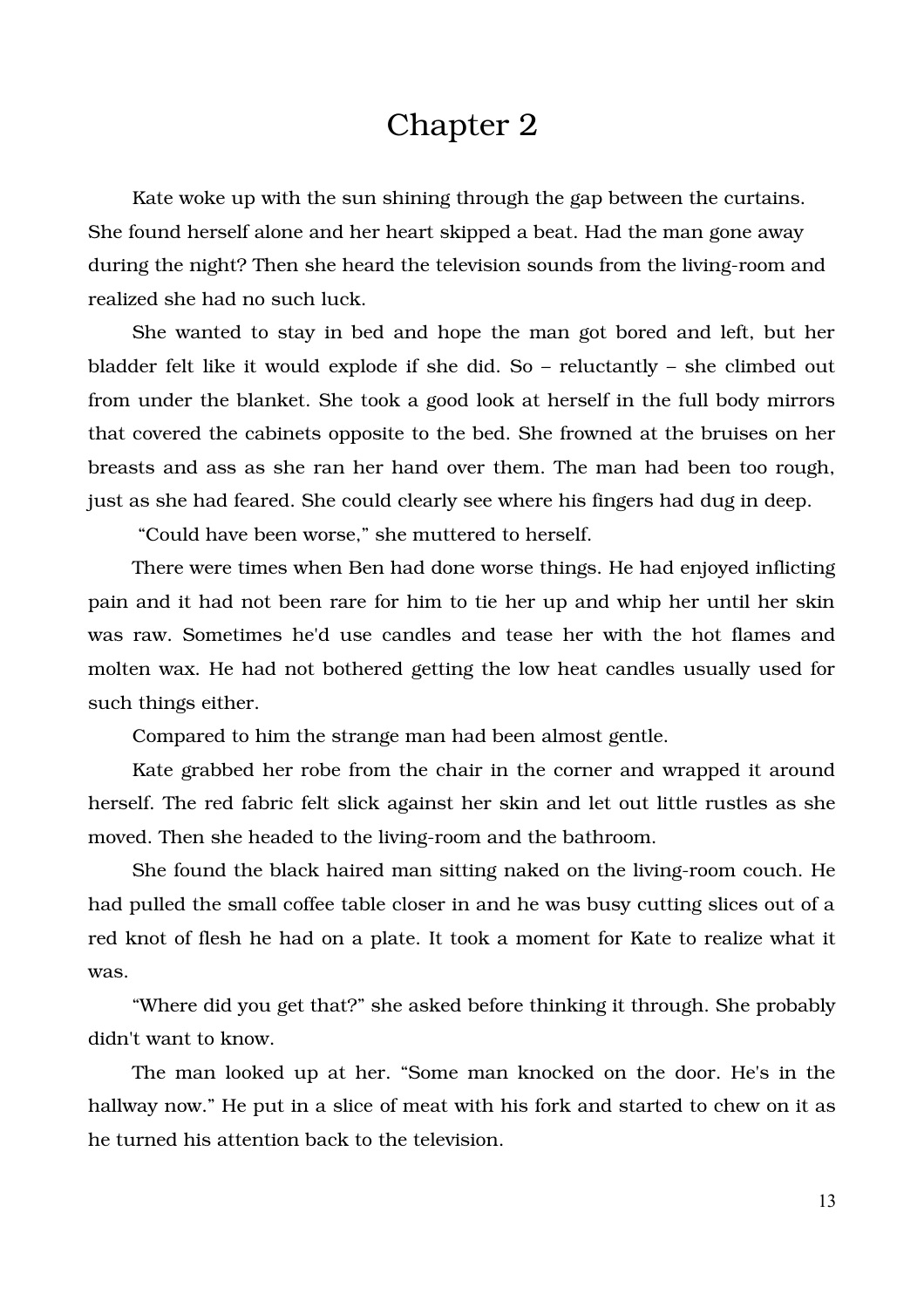# Chapter 2

Kate woke up with the sun shining through the gap between the curtains. She found herself alone and her heart skipped a beat. Had the man gone away during the night? Then she heard the television sounds from the living-room and realized she had no such luck.

She wanted to stay in bed and hope the man got bored and left, but her bladder felt like it would explode if she did. So – reluctantly – she climbed out from under the blanket. She took a good look at herself in the full body mirrors that covered the cabinets opposite to the bed. She frowned at the bruises on her breasts and ass as she ran her hand over them. The man had been too rough, just as she had feared. She could clearly see where his fingers had dug in deep.

"Could have been worse," she muttered to herself.

There were times when Ben had done worse things. He had enjoyed inflicting pain and it had not been rare for him to tie her up and whip her until her skin was raw. Sometimes he'd use candles and tease her with the hot flames and molten wax. He had not bothered getting the low heat candles usually used for such things either.

Compared to him the strange man had been almost gentle.

Kate grabbed her robe from the chair in the corner and wrapped it around herself. The red fabric felt slick against her skin and let out little rustles as she moved. Then she headed to the living-room and the bathroom.

She found the black haired man sitting naked on the living-room couch. He had pulled the small coffee table closer in and he was busy cutting slices out of a red knot of flesh he had on a plate. It took a moment for Kate to realize what it was.

"Where did you get that?" she asked before thinking it through. She probably didn't want to know.

The man looked up at her. "Some man knocked on the door. He's in the hallway now." He put in a slice of meat with his fork and started to chew on it as he turned his attention back to the television.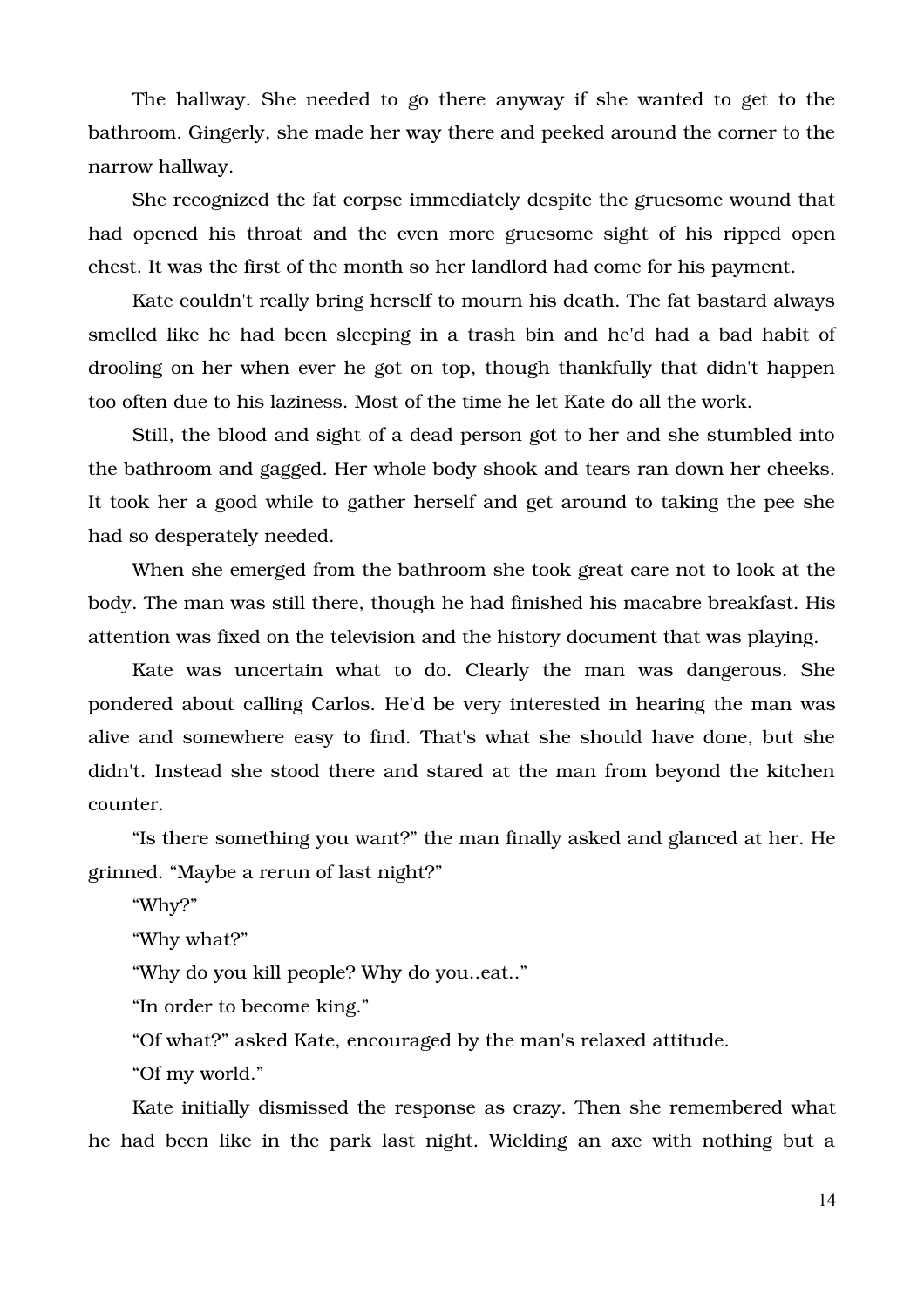The hallway. She needed to go there anyway if she wanted to get to the bathroom. Gingerly, she made her way there and peeked around the corner to the narrow hallway.

She recognized the fat corpse immediately despite the gruesome wound that had opened his throat and the even more gruesome sight of his ripped open chest. It was the first of the month so her landlord had come for his payment.

Kate couldn't really bring herself to mourn his death. The fat bastard always smelled like he had been sleeping in a trash bin and he'd had a bad habit of drooling on her when ever he got on top, though thankfully that didn't happen too often due to his laziness. Most of the time he let Kate do all the work.

Still, the blood and sight of a dead person got to her and she stumbled into the bathroom and gagged. Her whole body shook and tears ran down her cheeks. It took her a good while to gather herself and get around to taking the pee she had so desperately needed.

When she emerged from the bathroom she took great care not to look at the body. The man was still there, though he had finished his macabre breakfast. His attention was fixed on the television and the history document that was playing.

Kate was uncertain what to do. Clearly the man was dangerous. She pondered about calling Carlos. He'd be very interested in hearing the man was alive and somewhere easy to find. That's what she should have done, but she didn't. Instead she stood there and stared at the man from beyond the kitchen counter.

“Is there something you want?” the man finally asked and glanced at her. He grinned. “Maybe a rerun of last night?”

“Why?”

“Why what?”

“Why do you kill people? Why do you..eat..”

“In order to become king.”

“Of what?” asked Kate, encouraged by the man's relaxed attitude.

“Of my world.”

Kate initially dismissed the response as crazy. Then she remembered what he had been like in the park last night. Wielding an axe with nothing but a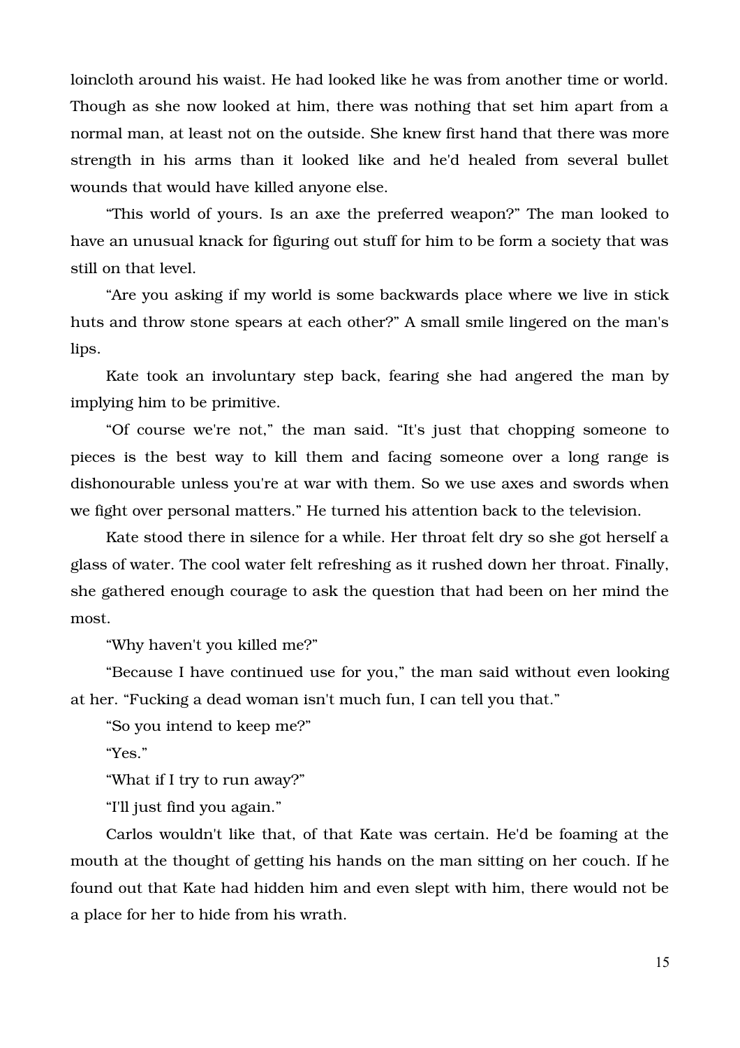loincloth around his waist. He had looked like he was from another time or world. Though as she now looked at him, there was nothing that set him apart from a normal man, at least not on the outside. She knew first hand that there was more strength in his arms than it looked like and he'd healed from several bullet wounds that would have killed anyone else.

"This world of yours. Is an axe the preferred weapon?" The man looked to have an unusual knack for figuring out stuff for him to be form a society that was still on that level.

"Are you asking if my world is some backwards place where we live in stick huts and throw stone spears at each other?" A small smile lingered on the man's lips.

Kate took an involuntary step back, fearing she had angered the man by implying him to be primitive.

"Of course we're not," the man said. "It's just that chopping someone to pieces is the best way to kill them and facing someone over a long range is dishonourable unless you're at war with them. So we use axes and swords when we fight over personal matters." He turned his attention back to the television.

Kate stood there in silence for a while. Her throat felt dry so she got herself a glass of water. The cool water felt refreshing as it rushed down her throat. Finally, she gathered enough courage to ask the question that had been on her mind the most.

"Why haven't you killed me?"

"Because I have continued use for you," the man said without even looking at her. "Fucking a dead woman isn't much fun, I can tell you that."

"So you intend to keep me?"

"Yes."

"What if I try to run away?"

"I'll just find you again."

Carlos wouldn't like that, of that Kate was certain. He'd be foaming at the mouth at the thought of getting his hands on the man sitting on her couch. If he found out that Kate had hidden him and even slept with him, there would not be a place for her to hide from his wrath.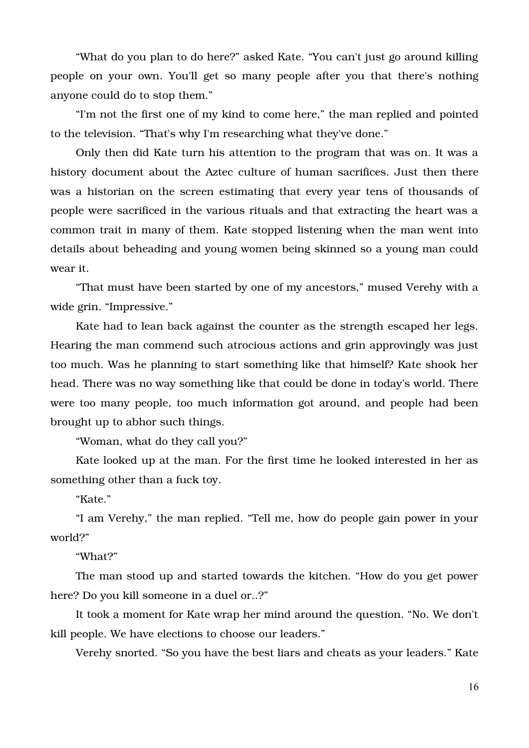"What do you plan to do here?" asked Kate. "You can't just go around killing people on your own. You'll get so many people after you that there's nothing anyone could do to stop them."

"I'm not the first one of my kind to come here," the man replied and pointed to the television. "That's why I'm researching what they've done."

Only then did Kate turn his attention to the program that was on. It was a history document about the Aztec culture of human sacrifices. Just then there was a historian on the screen estimating that every year tens of thousands of people were sacrificed in the various rituals and that extracting the heart was a common trait in many of them. Kate stopped listening when the man went into details about beheading and young women being skinned so a young man could wear it.

"That must have been started by one of my ancestors," mused Verehy with a wide grin. "Impressive."

Kate had to lean back against the counter as the strength escaped her legs. Hearing the man commend such atrocious actions and grin approvingly was just too much. Was he planning to start something like that himself? Kate shook her head. There was no way something like that could be done in today's world. There were too many people, too much information got around, and people had been brought up to abhor such things.

"Woman, what do they call you?"

Kate looked up at the man. For the first time he looked interested in her as something other than a fuck toy.

"Kate."

"I am Verehy," the man replied. "Tell me, how do people gain power in your world?"

"What?"

The man stood up and started towards the kitchen. "How do you get power here? Do you kill someone in a duel or..?"

It took a moment for Kate wrap her mind around the question. "No. We don't kill people. We have elections to choose our leaders."

Verehy snorted. "So you have the best liars and cheats as your leaders." Kate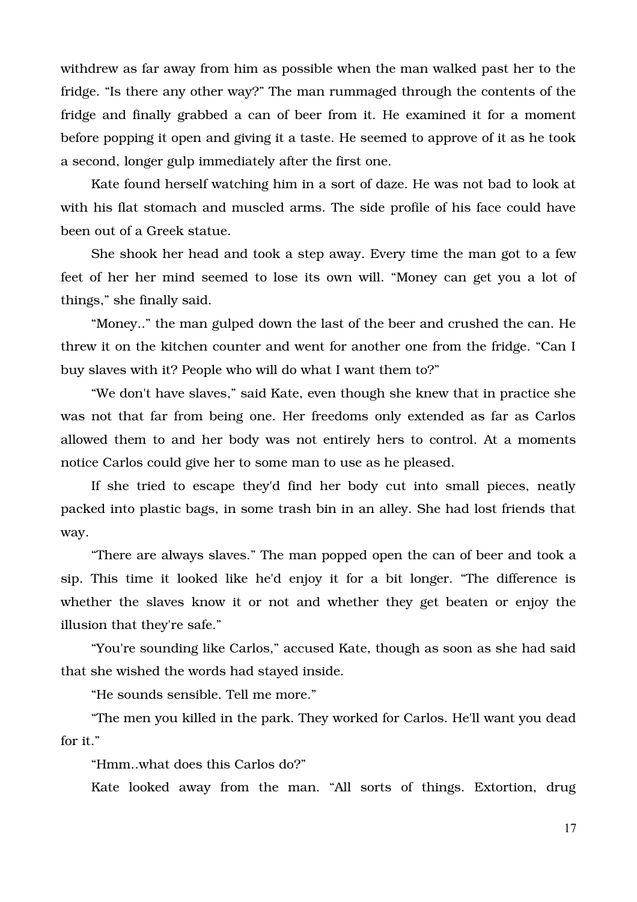withdrew as far away from him as possible when the man walked past her to the fridge. “Is there any other way?” The man rummaged through the contents of the fridge and finally grabbed a can of beer from it. He examined it for a moment before popping it open and giving it a taste. He seemed to approve of it as he took a second, longer gulp immediately after the first one.

Kate found herself watching him in a sort of daze. He was not bad to look at with his flat stomach and muscled arms. The side profile of his face could have been out of a Greek statue.

She shook her head and took a step away. Every time the man got to a few feet of her her mind seemed to lose its own will. “Money can get you a lot of things,” she finally said.

“Money..” the man gulped down the last of the beer and crushed the can. He threw it on the kitchen counter and went for another one from the fridge. “Can I buy slaves with it? People who will do what I want them to?”

“We don't have slaves,” said Kate, even though she knew that in practice she was not that far from being one. Her freedoms only extended as far as Carlos allowed them to and her body was not entirely hers to control. At a moments notice Carlos could give her to some man to use as he pleased.

If she tried to escape they'd find her body cut into small pieces, neatly packed into plastic bags, in some trash bin in an alley. She had lost friends that way.

“There are always slaves.” The man popped open the can of beer and took a sip. This time it looked like he'd enjoy it for a bit longer. “The difference is whether the slaves know it or not and whether they get beaten or enjoy the illusion that they're safe.”

“You're sounding like Carlos,” accused Kate, though as soon as she had said that she wished the words had stayed inside.

“He sounds sensible. Tell me more.”

“The men you killed in the park. They worked for Carlos. He'll want you dead for it.”

“Hmm..what does this Carlos do?”

Kate looked away from the man. “All sorts of things. Extortion, drug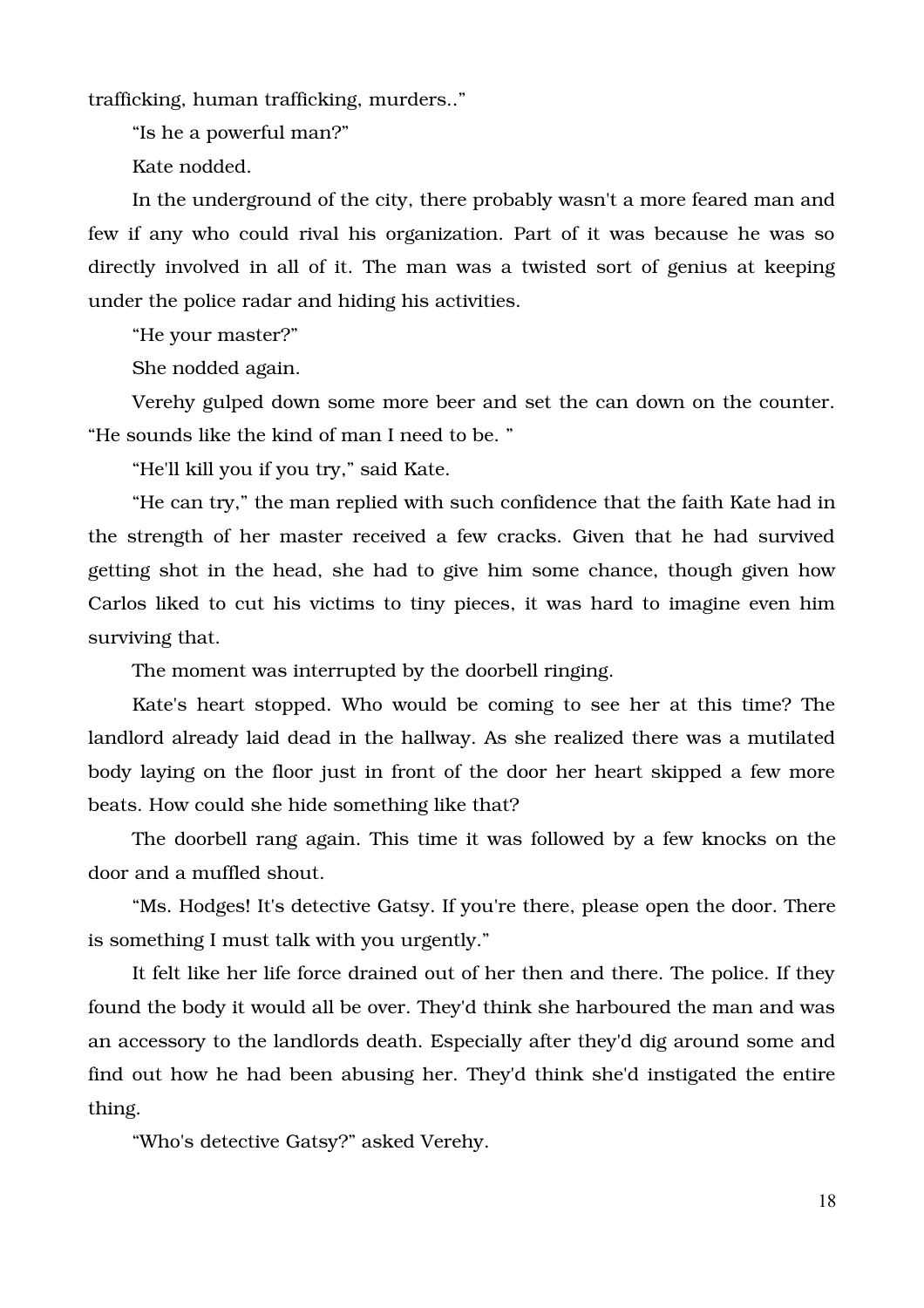trafficking, human trafficking, murders.."

"Is he a powerful man?"

Kate nodded.

In the underground of the city, there probably wasn't a more feared man and few if any who could rival his organization. Part of it was because he was so directly involved in all of it. The man was a twisted sort of genius at keeping under the police radar and hiding his activities.

"He your master?"

She nodded again.

Verehy gulped down some more beer and set the can down on the counter. "He sounds like the kind of man I need to be. "

"He'll kill you if you try," said Kate.

"He can try," the man replied with such confidence that the faith Kate had in the strength of her master received a few cracks. Given that he had survived getting shot in the head, she had to give him some chance, though given how Carlos liked to cut his victims to tiny pieces, it was hard to imagine even him surviving that.

The moment was interrupted by the doorbell ringing.

Kate's heart stopped. Who would be coming to see her at this time? The landlord already laid dead in the hallway. As she realized there was a mutilated body laying on the floor just in front of the door her heart skipped a few more beats. How could she hide something like that?

The doorbell rang again. This time it was followed by a few knocks on the door and a muffled shout.

"Ms. Hodges! It's detective Gatsy. If you're there, please open the door. There is something I must talk with you urgently."

It felt like her life force drained out of her then and there. The police. If they found the body it would all be over. They'd think she harboured the man and was an accessory to the landlords death. Especially after they'd dig around some and find out how he had been abusing her. They'd think she'd instigated the entire thing.

"Who's detective Gatsy?" asked Verehy.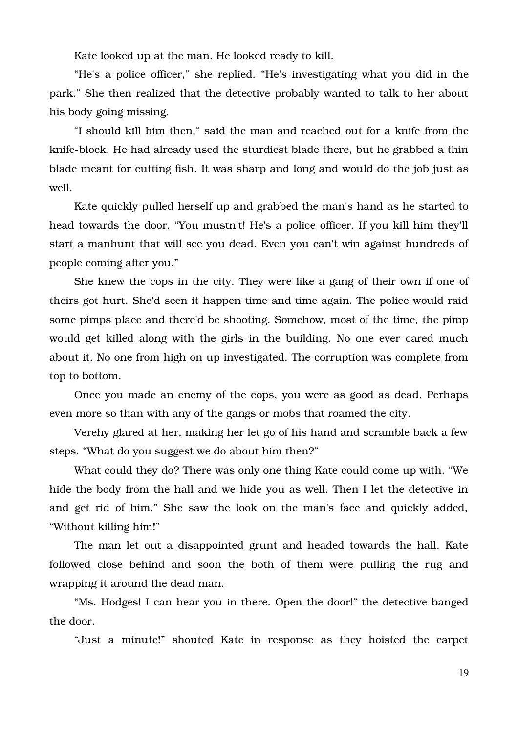Kate looked up at the man. He looked ready to kill.

"He's a police officer," she replied. "He's investigating what you did in the park." She then realized that the detective probably wanted to talk to her about his body going missing.

"I should kill him then," said the man and reached out for a knife from the knife-block. He had already used the sturdiest blade there, but he grabbed a thin blade meant for cutting fish. It was sharp and long and would do the job just as well.

Kate quickly pulled herself up and grabbed the man's hand as he started to head towards the door. "You mustn't! He's a police officer. If you kill him they'll start a manhunt that will see you dead. Even you can't win against hundreds of people coming after you."

She knew the cops in the city. They were like a gang of their own if one of theirs got hurt. She'd seen it happen time and time again. The police would raid some pimps place and there'd be shooting. Somehow, most of the time, the pimp would get killed along with the girls in the building. No one ever cared much about it. No one from high on up investigated. The corruption was complete from top to bottom.

Once you made an enemy of the cops, you were as good as dead. Perhaps even more so than with any of the gangs or mobs that roamed the city.

Verehy glared at her, making her let go of his hand and scramble back a few steps. "What do you suggest we do about him then?"

What could they do? There was only one thing Kate could come up with. "We hide the body from the hall and we hide you as well. Then I let the detective in and get rid of him." She saw the look on the man's face and quickly added, "Without killing him!"

The man let out a disappointed grunt and headed towards the hall. Kate followed close behind and soon the both of them were pulling the rug and wrapping it around the dead man.

"Ms. Hodges! I can hear you in there. Open the door!" the detective banged the door.

"Just a minute!" shouted Kate in response as they hoisted the carpet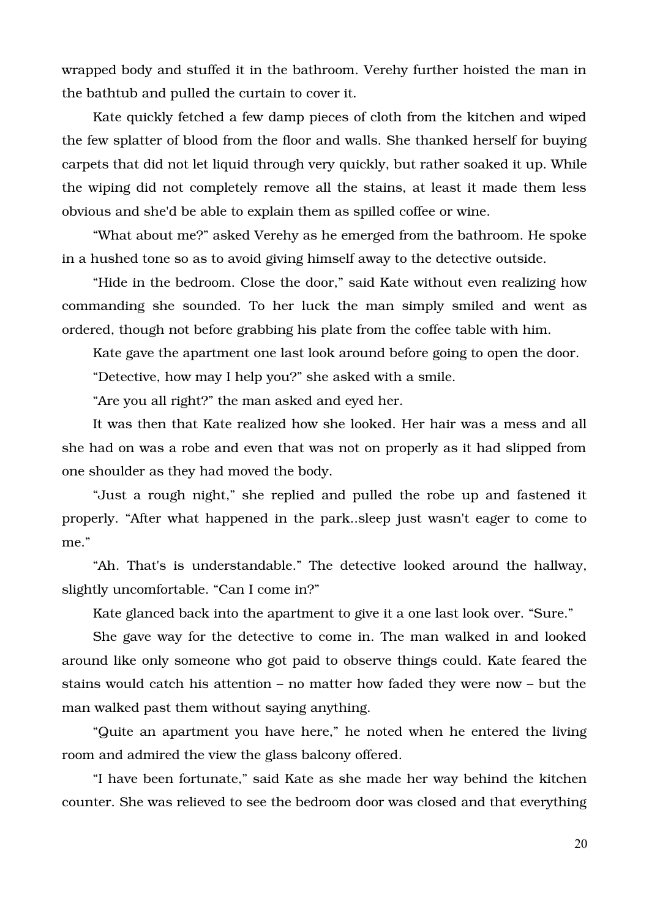wrapped body and stuffed it in the bathroom. Verehy further hoisted the man in the bathtub and pulled the curtain to cover it.

Kate quickly fetched a few damp pieces of cloth from the kitchen and wiped the few splatter of blood from the floor and walls. She thanked herself for buying carpets that did not let liquid through very quickly, but rather soaked it up. While the wiping did not completely remove all the stains, at least it made them less obvious and she'd be able to explain them as spilled coffee or wine.

"What about me?" asked Verehy as he emerged from the bathroom. He spoke in a hushed tone so as to avoid giving himself away to the detective outside.

"Hide in the bedroom. Close the door," said Kate without even realizing how commanding she sounded. To her luck the man simply smiled and went as ordered, though not before grabbing his plate from the coffee table with him.

Kate gave the apartment one last look around before going to open the door.

"Detective, how may I help you?" she asked with a smile.

"Are you all right?" the man asked and eyed her.

It was then that Kate realized how she looked. Her hair was a mess and all she had on was a robe and even that was not on properly as it had slipped from one shoulder as they had moved the body.

"Just a rough night," she replied and pulled the robe up and fastened it properly. "After what happened in the park..sleep just wasn't eager to come to me."

"Ah. That's is understandable." The detective looked around the hallway, slightly uncomfortable. "Can I come in?"

Kate glanced back into the apartment to give it a one last look over. "Sure."

She gave way for the detective to come in. The man walked in and looked around like only someone who got paid to observe things could. Kate feared the stains would catch his attention – no matter how faded they were now – but the man walked past them without saying anything.

"Quite an apartment you have here," he noted when he entered the living room and admired the view the glass balcony offered.

"I have been fortunate," said Kate as she made her way behind the kitchen counter. She was relieved to see the bedroom door was closed and that everything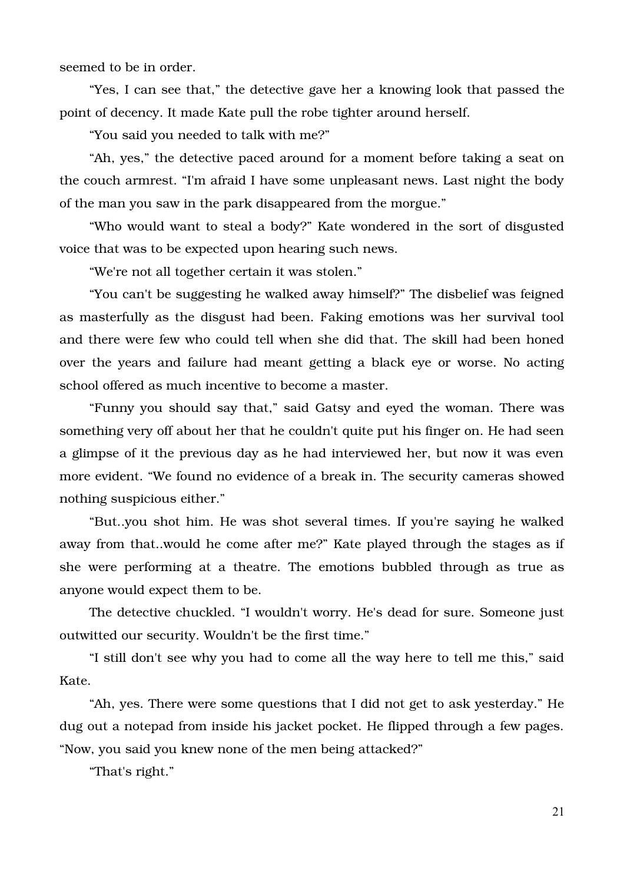seemed to be in order.

"Yes, I can see that," the detective gave her a knowing look that passed the point of decency. It made Kate pull the robe tighter around herself.

"You said you needed to talk with me?"

"Ah, yes," the detective paced around for a moment before taking a seat on the couch armrest. "I'm afraid I have some unpleasant news. Last night the body of the man you saw in the park disappeared from the morgue."

"Who would want to steal a body?" Kate wondered in the sort of disgusted voice that was to be expected upon hearing such news.

"We're not all together certain it was stolen."

"You can't be suggesting he walked away himself?" The disbelief was feigned as masterfully as the disgust had been. Faking emotions was her survival tool and there were few who could tell when she did that. The skill had been honed over the years and failure had meant getting a black eye or worse. No acting school offered as much incentive to become a master.

"Funny you should say that," said Gatsy and eyed the woman. There was something very off about her that he couldn't quite put his finger on. He had seen a glimpse of it the previous day as he had interviewed her, but now it was even more evident. "We found no evidence of a break in. The security cameras showed nothing suspicious either."

"But..you shot him. He was shot several times. If you're saying he walked away from that..would he come after me?" Kate played through the stages as if she were performing at a theatre. The emotions bubbled through as true as anyone would expect them to be.

The detective chuckled. "I wouldn't worry. He's dead for sure. Someone just outwitted our security. Wouldn't be the first time."

"I still don't see why you had to come all the way here to tell me this," said Kate.

"Ah, yes. There were some questions that I did not get to ask yesterday." He dug out a notepad from inside his jacket pocket. He flipped through a few pages. "Now, you said you knew none of the men being attacked?"

"That's right."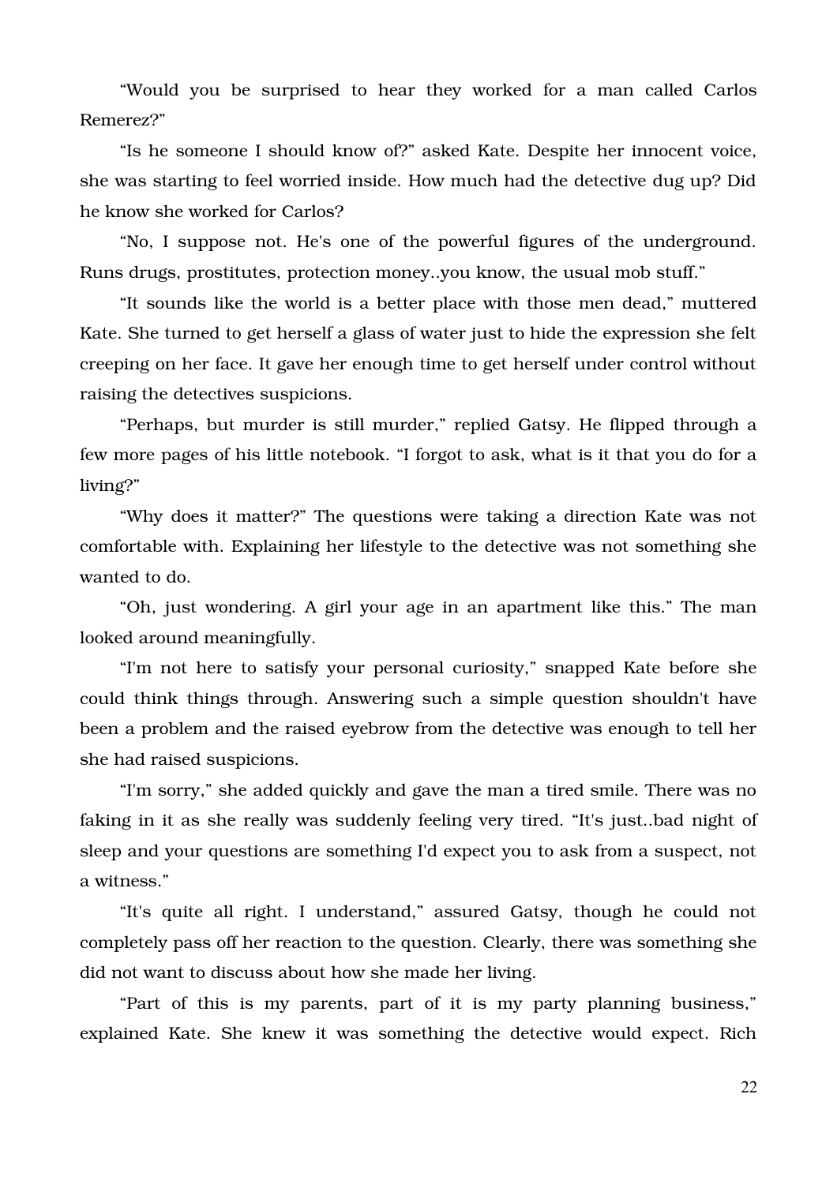“Would you be surprised to hear they worked for a man called Carlos Remerez?”

“Is he someone I should know of?” asked Kate. Despite her innocent voice, she was starting to feel worried inside. How much had the detective dug up? Did he know she worked for Carlos?

“No, I suppose not. He's one of the powerful figures of the underground. Runs drugs, prostitutes, protection money..you know, the usual mob stuff.”

“It sounds like the world is a better place with those men dead,” muttered Kate. She turned to get herself a glass of water just to hide the expression she felt creeping on her face. It gave her enough time to get herself under control without raising the detectives suspicions.

“Perhaps, but murder is still murder,” replied Gatsy. He flipped through a few more pages of his little notebook. “I forgot to ask, what is it that you do for a living?”

“Why does it matter?” The questions were taking a direction Kate was not comfortable with. Explaining her lifestyle to the detective was not something she wanted to do.

“Oh, just wondering. A girl your age in an apartment like this.” The man looked around meaningfully.

“I'm not here to satisfy your personal curiosity,” snapped Kate before she could think things through. Answering such a simple question shouldn't have been a problem and the raised eyebrow from the detective was enough to tell her she had raised suspicions.

“I'm sorry,” she added quickly and gave the man a tired smile. There was no faking in it as she really was suddenly feeling very tired. “It's just..bad night of sleep and your questions are something I'd expect you to ask from a suspect, not a witness.”

“It's quite all right. I understand,” assured Gatsy, though he could not completely pass off her reaction to the question. Clearly, there was something she did not want to discuss about how she made her living.

“Part of this is my parents, part of it is my party planning business,” explained Kate. She knew it was something the detective would expect. Rich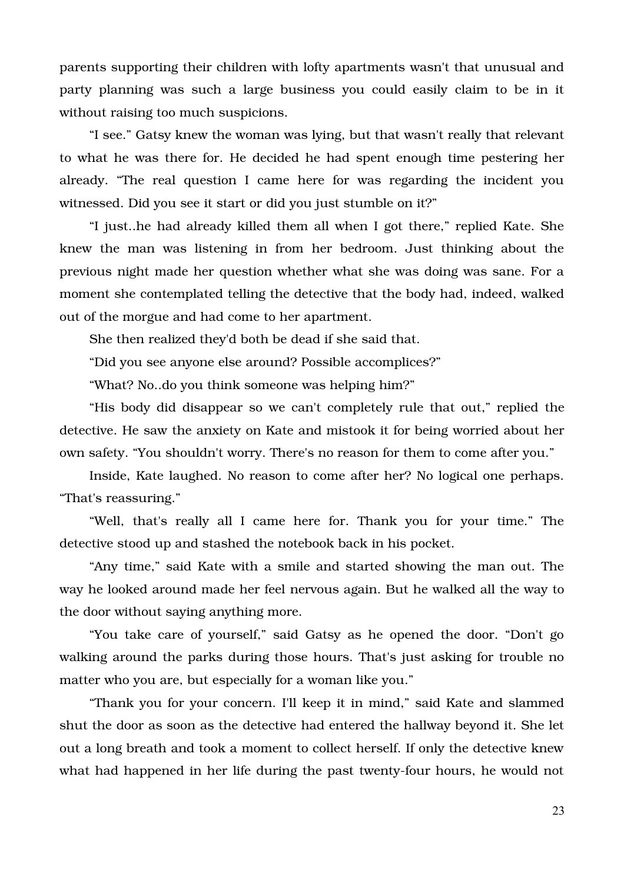parents supporting their children with lofty apartments wasn't that unusual and party planning was such a large business you could easily claim to be in it without raising too much suspicions.

"I see." Gatsy knew the woman was lying, but that wasn't really that relevant to what he was there for. He decided he had spent enough time pestering her already. "The real question I came here for was regarding the incident you witnessed. Did you see it start or did you just stumble on it?"

"I just..he had already killed them all when I got there," replied Kate. She knew the man was listening in from her bedroom. Just thinking about the previous night made her question whether what she was doing was sane. For a moment she contemplated telling the detective that the body had, indeed, walked out of the morgue and had come to her apartment.

She then realized they'd both be dead if she said that.

"Did you see anyone else around? Possible accomplices?"

"What? No..do you think someone was helping him?"

"His body did disappear so we can't completely rule that out," replied the detective. He saw the anxiety on Kate and mistook it for being worried about her own safety. "You shouldn't worry. There's no reason for them to come after you."

Inside, Kate laughed. No reason to come after her? No logical one perhaps. "That's reassuring."

"Well, that's really all I came here for. Thank you for your time." The detective stood up and stashed the notebook back in his pocket.

"Any time," said Kate with a smile and started showing the man out. The way he looked around made her feel nervous again. But he walked all the way to the door without saying anything more.

"You take care of yourself," said Gatsy as he opened the door. "Don't go walking around the parks during those hours. That's just asking for trouble no matter who you are, but especially for a woman like you."

"Thank you for your concern. I'll keep it in mind," said Kate and slammed shut the door as soon as the detective had entered the hallway beyond it. She let out a long breath and took a moment to collect herself. If only the detective knew what had happened in her life during the past twenty-four hours, he would not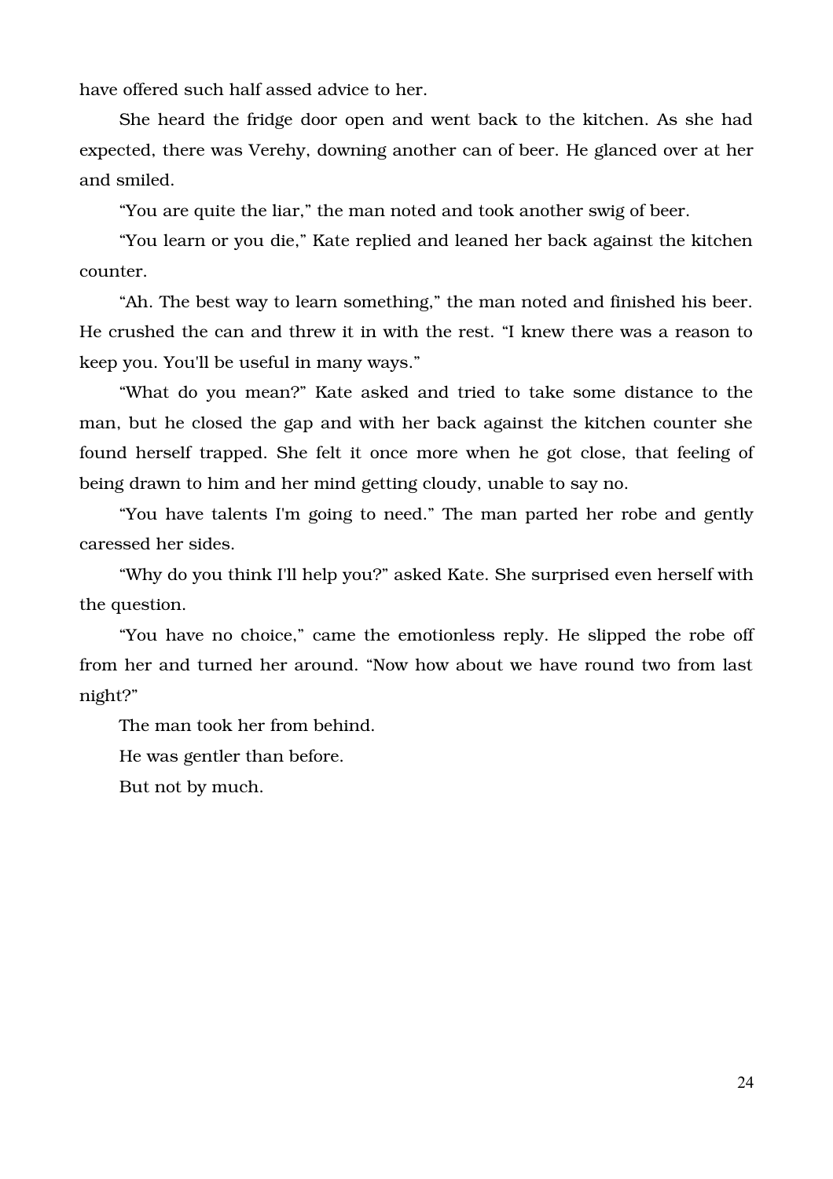have offered such half assed advice to her.

She heard the fridge door open and went back to the kitchen. As she had expected, there was Verehy, downing another can of beer. He glanced over at her and smiled.

“You are quite the liar,” the man noted and took another swig of beer.

“You learn or you die,” Kate replied and leaned her back against the kitchen counter.

“Ah. The best way to learn something,” the man noted and finished his beer. He crushed the can and threw it in with the rest. “I knew there was a reason to keep you. You'll be useful in many ways.”

“What do you mean?” Kate asked and tried to take some distance to the man, but he closed the gap and with her back against the kitchen counter she found herself trapped. She felt it once more when he got close, that feeling of being drawn to him and her mind getting cloudy, unable to say no.

“You have talents I'm going to need.” The man parted her robe and gently caressed her sides.

“Why do you think I'll help you?” asked Kate. She surprised even herself with the question.

“You have no choice,” came the emotionless reply. He slipped the robe off from her and turned her around. “Now how about we have round two from last night?”

The man took her from behind.

He was gentler than before.

But not by much.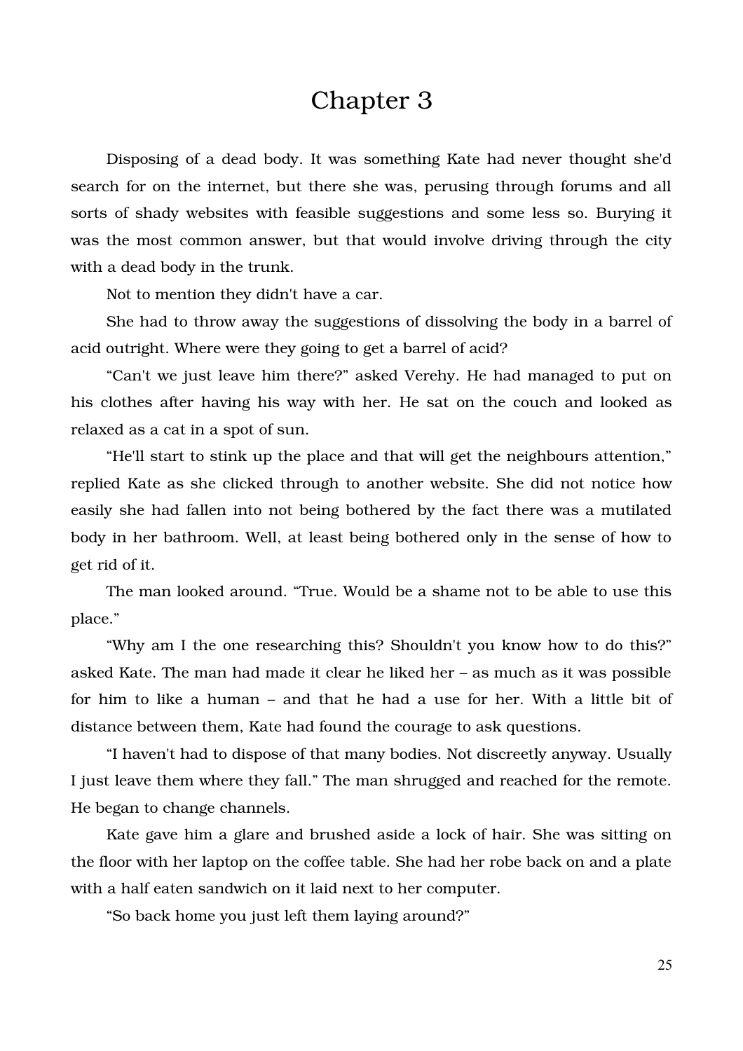# Chapter 3

Disposing of a dead body. It was something Kate had never thought she'd search for on the internet, but there she was, perusing through forums and all sorts of shady websites with feasible suggestions and some less so. Burying it was the most common answer, but that would involve driving through the city with a dead body in the trunk.

Not to mention they didn't have a car.

She had to throw away the suggestions of dissolving the body in a barrel of acid outright. Where were they going to get a barrel of acid?

"Can't we just leave him there?" asked Verehy. He had managed to put on his clothes after having his way with her. He sat on the couch and looked as relaxed as a cat in a spot of sun.

"He'll start to stink up the place and that will get the neighbours attention," replied Kate as she clicked through to another website. She did not notice how easily she had fallen into not being bothered by the fact there was a mutilated body in her bathroom. Well, at least being bothered only in the sense of how to get rid of it.

The man looked around. "True. Would be a shame not to be able to use this place."

"Why am I the one researching this? Shouldn't you know how to do this?" asked Kate. The man had made it clear he liked her – as much as it was possible for him to like a human – and that he had a use for her. With a little bit of distance between them, Kate had found the courage to ask questions.

"I haven't had to dispose of that many bodies. Not discreetly anyway. Usually I just leave them where they fall." The man shrugged and reached for the remote. He began to change channels.

Kate gave him a glare and brushed aside a lock of hair. She was sitting on the floor with her laptop on the coffee table. She had her robe back on and a plate with a half eaten sandwich on it laid next to her computer.

"So back home you just left them laying around?"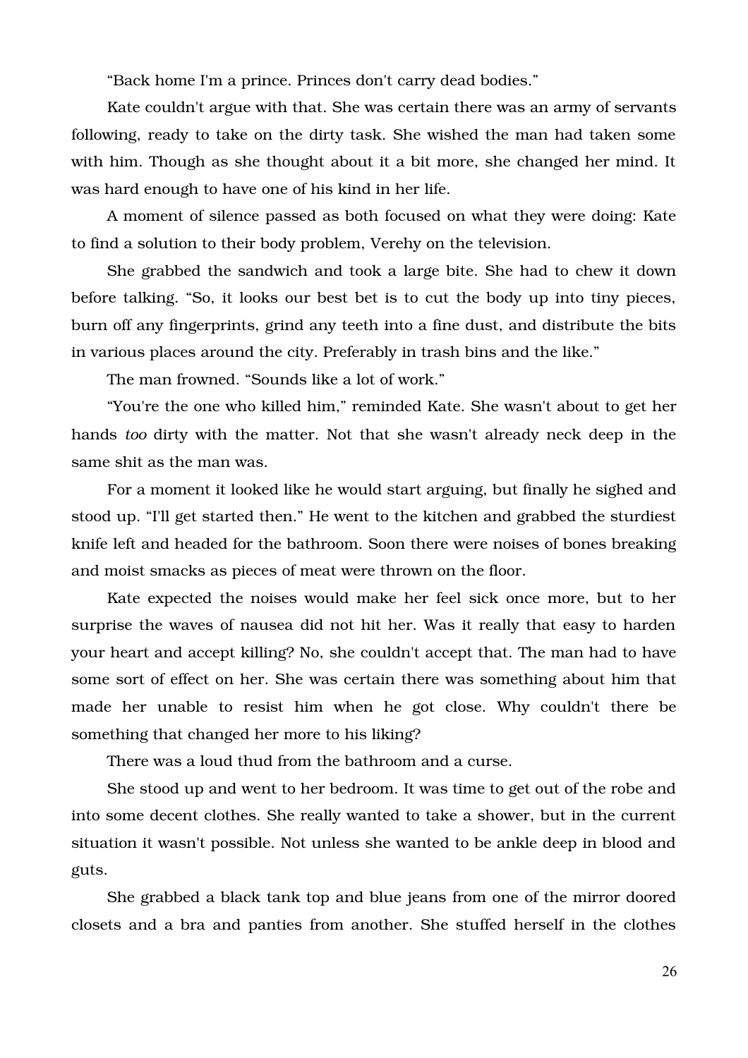“Back home I'm a prince. Princes don't carry dead bodies.”

Kate couldn't argue with that. She was certain there was an army of servants following, ready to take on the dirty task. She wished the man had taken some with him. Though as she thought about it a bit more, she changed her mind. It was hard enough to have one of his kind in her life.

A moment of silence passed as both focused on what they were doing: Kate to find a solution to their body problem, Verehy on the television.

She grabbed the sandwich and took a large bite. She had to chew it down before talking. “So, it looks our best bet is to cut the body up into tiny pieces, burn off any fingerprints, grind any teeth into a fine dust, and distribute the bits in various places around the city. Preferably in trash bins and the like.”

The man frowned. “Sounds like a lot of work.”

“You're the one who killed him,” reminded Kate. She wasn't about to get her hands *too* dirty with the matter. Not that she wasn't already neck deep in the same shit as the man was.

For a moment it looked like he would start arguing, but finally he sighed and stood up. “I'll get started then.” He went to the kitchen and grabbed the sturdiest knife left and headed for the bathroom. Soon there were noises of bones breaking and moist smacks as pieces of meat were thrown on the floor.

Kate expected the noises would make her feel sick once more, but to her surprise the waves of nausea did not hit her. Was it really that easy to harden your heart and accept killing? No, she couldn't accept that. The man had to have some sort of effect on her. She was certain there was something about him that made her unable to resist him when he got close. Why couldn't there be something that changed her more to his liking?

There was a loud thud from the bathroom and a curse.

She stood up and went to her bedroom. It was time to get out of the robe and into some decent clothes. She really wanted to take a shower, but in the current situation it wasn't possible. Not unless she wanted to be ankle deep in blood and guts.

She grabbed a black tank top and blue jeans from one of the mirror doored closets and a bra and panties from another. She stuffed herself in the clothes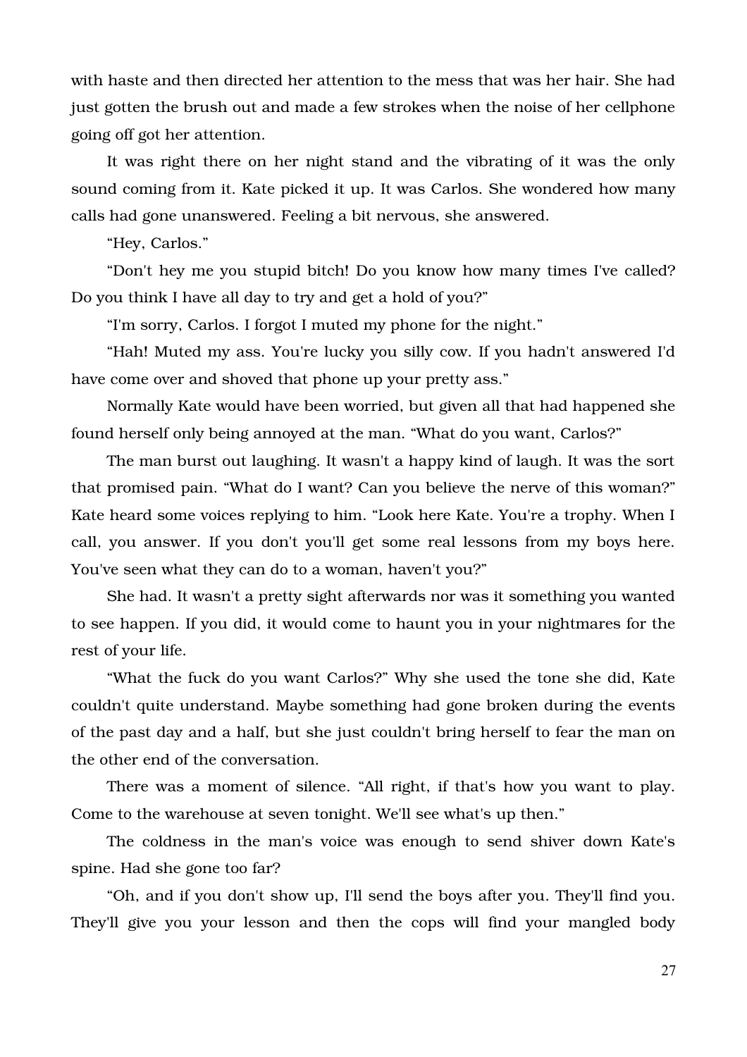with haste and then directed her attention to the mess that was her hair. She had just gotten the brush out and made a few strokes when the noise of her cellphone going off got her attention.

It was right there on her night stand and the vibrating of it was the only sound coming from it. Kate picked it up. It was Carlos. She wondered how many calls had gone unanswered. Feeling a bit nervous, she answered.

"Hey, Carlos."

"Don't hey me you stupid bitch! Do you know how many times I've called? Do you think I have all day to try and get a hold of you?"

"I'm sorry, Carlos. I forgot I muted my phone for the night."

"Hah! Muted my ass. You're lucky you silly cow. If you hadn't answered I'd have come over and shoved that phone up your pretty ass."

Normally Kate would have been worried, but given all that had happened she found herself only being annoyed at the man. "What do you want, Carlos?"

The man burst out laughing. It wasn't a happy kind of laugh. It was the sort that promised pain. "What do I want? Can you believe the nerve of this woman?" Kate heard some voices replying to him. "Look here Kate. You're a trophy. When I call, you answer. If you don't you'll get some real lessons from my boys here. You've seen what they can do to a woman, haven't you?"

She had. It wasn't a pretty sight afterwards nor was it something you wanted to see happen. If you did, it would come to haunt you in your nightmares for the rest of your life.

"What the fuck do you want Carlos?" Why she used the tone she did, Kate couldn't quite understand. Maybe something had gone broken during the events of the past day and a half, but she just couldn't bring herself to fear the man on the other end of the conversation.

There was a moment of silence. "All right, if that's how you want to play. Come to the warehouse at seven tonight. We'll see what's up then."

The coldness in the man's voice was enough to send shiver down Kate's spine. Had she gone too far?

"Oh, and if you don't show up, I'll send the boys after you. They'll find you. They'll give you your lesson and then the cops will find your mangled body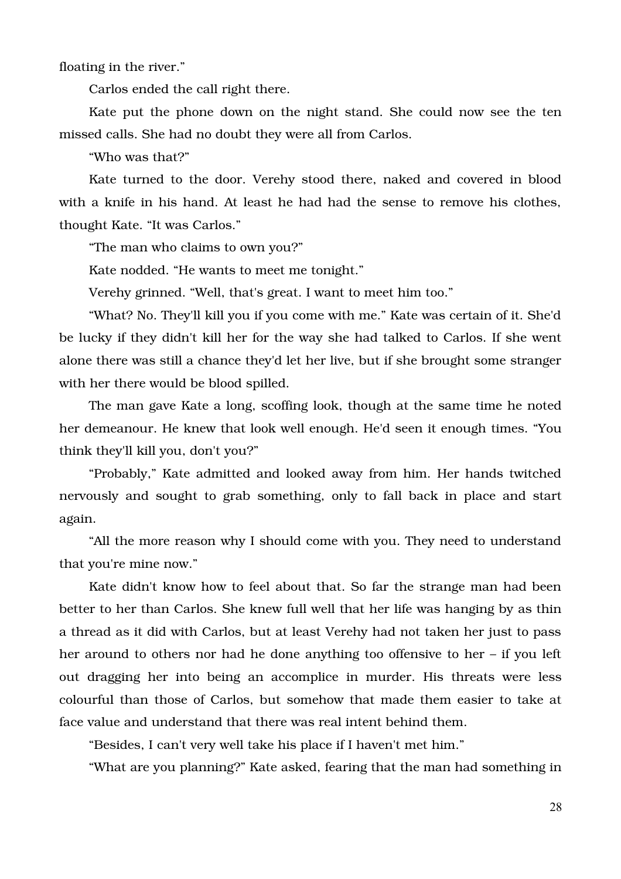floating in the river."

Carlos ended the call right there.

Kate put the phone down on the night stand. She could now see the ten missed calls. She had no doubt they were all from Carlos.

"Who was that?"

Kate turned to the door. Verehy stood there, naked and covered in blood with a knife in his hand. At least he had had the sense to remove his clothes, thought Kate. "It was Carlos."

"The man who claims to own you?"

Kate nodded. "He wants to meet me tonight."

Verehy grinned. "Well, that's great. I want to meet him too."

"What? No. They'll kill you if you come with me." Kate was certain of it. She'd be lucky if they didn't kill her for the way she had talked to Carlos. If she went alone there was still a chance they'd let her live, but if she brought some stranger with her there would be blood spilled.

The man gave Kate a long, scoffing look, though at the same time he noted her demeanour. He knew that look well enough. He'd seen it enough times. "You think they'll kill you, don't you?"

"Probably," Kate admitted and looked away from him. Her hands twitched nervously and sought to grab something, only to fall back in place and start again.

"All the more reason why I should come with you. They need to understand that you're mine now."

Kate didn't know how to feel about that. So far the strange man had been better to her than Carlos. She knew full well that her life was hanging by as thin a thread as it did with Carlos, but at least Verehy had not taken her just to pass her around to others nor had he done anything too offensive to her – if you left out dragging her into being an accomplice in murder. His threats were less colourful than those of Carlos, but somehow that made them easier to take at face value and understand that there was real intent behind them.

"Besides, I can't very well take his place if I haven't met him."

"What are you planning?" Kate asked, fearing that the man had something in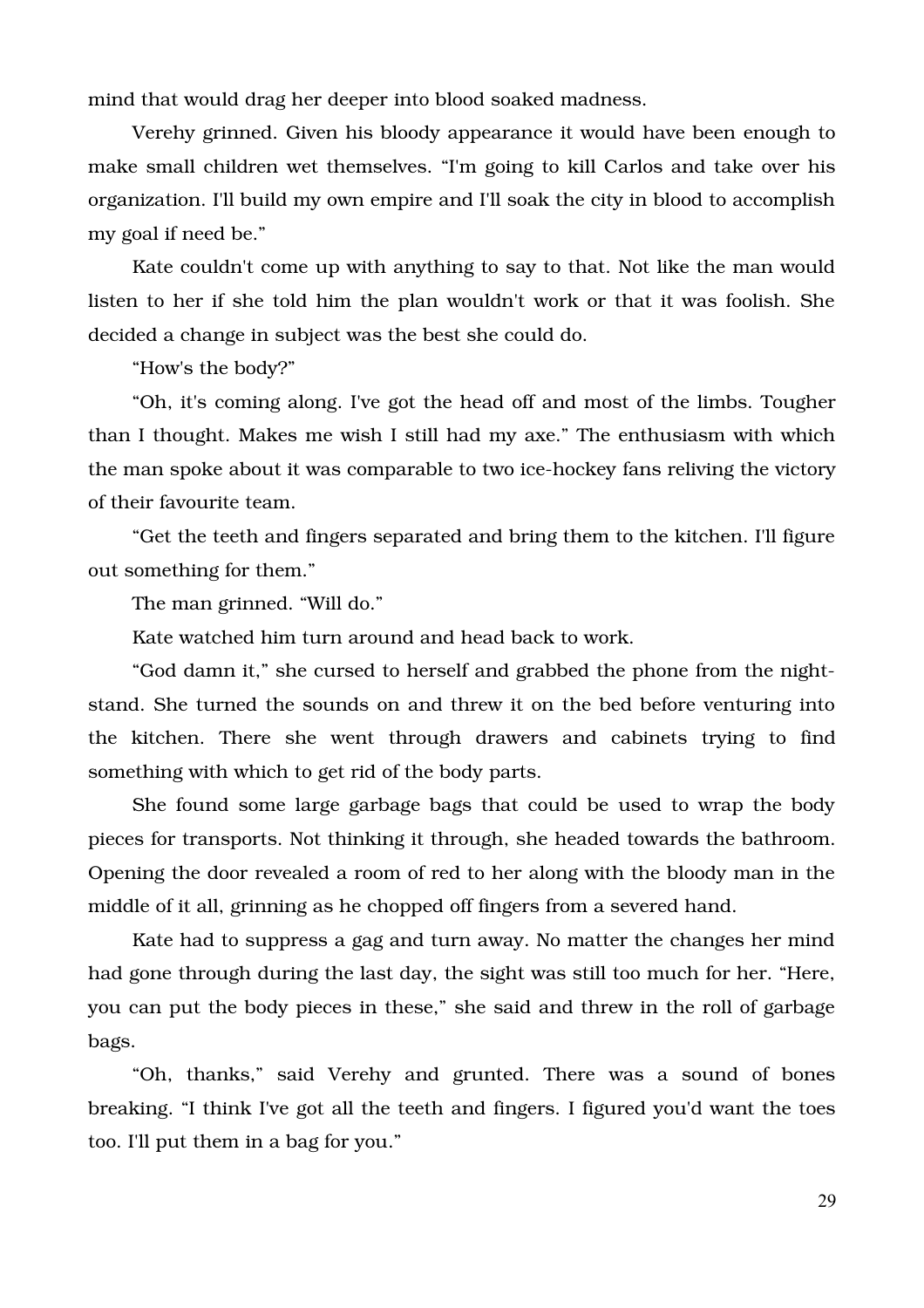mind that would drag her deeper into blood soaked madness.

Verehy grinned. Given his bloody appearance it would have been enough to make small children wet themselves. “I'm going to kill Carlos and take over his organization. I'll build my own empire and I'll soak the city in blood to accomplish my goal if need be.”

Kate couldn't come up with anything to say to that. Not like the man would listen to her if she told him the plan wouldn't work or that it was foolish. She decided a change in subject was the best she could do.

“How's the body?”

“Oh, it's coming along. I've got the head off and most of the limbs. Tougher than I thought. Makes me wish I still had my axe.” The enthusiasm with which the man spoke about it was comparable to two ice-hockey fans reliving the victory of their favourite team.

“Get the teeth and fingers separated and bring them to the kitchen. I'll figure out something for them.”

The man grinned. “Will do.”

Kate watched him turn around and head back to work.

“God damn it,” she cursed to herself and grabbed the phone from the night-stand. She turned the sounds on and threw it on the bed before venturing into the kitchen. There she went through drawers and cabinets trying to find something with which to get rid of the body parts.

She found some large garbage bags that could be used to wrap the body pieces for transports. Not thinking it through, she headed towards the bathroom. Opening the door revealed a room of red to her along with the bloody man in the middle of it all, grinning as he chopped off fingers from a severed hand.

Kate had to suppress a gag and turn away. No matter the changes her mind had gone through during the last day, the sight was still too much for her. “Here, you can put the body pieces in these,” she said and threw in the roll of garbage bags.

“Oh, thanks,” said Verehy and grunted. There was a sound of bones breaking. “I think I've got all the teeth and fingers. I figured you'd want the toes too. I'll put them in a bag for you.”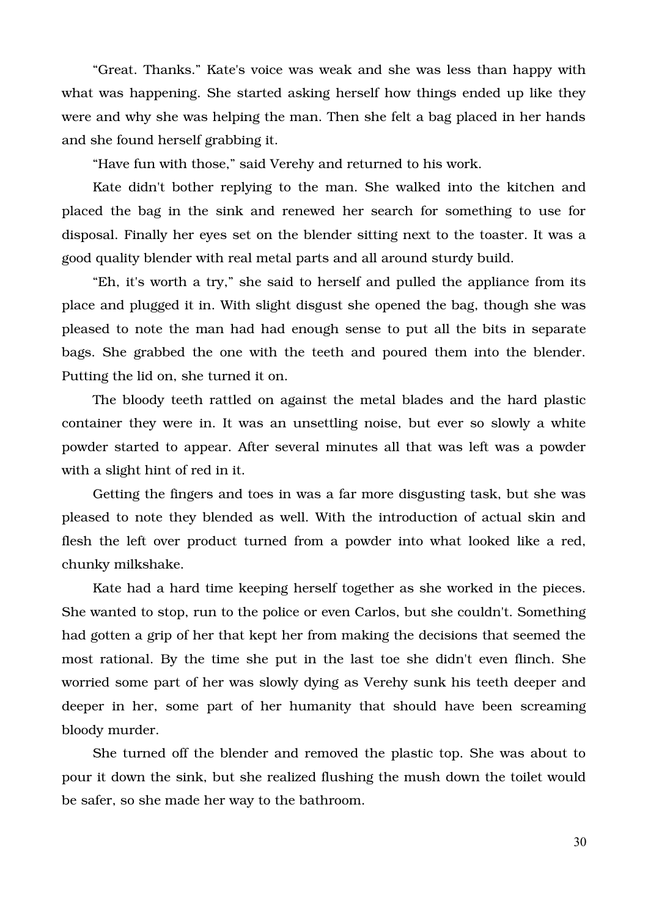"Great. Thanks." Kate's voice was weak and she was less than happy with what was happening. She started asking herself how things ended up like they were and why she was helping the man. Then she felt a bag placed in her hands and she found herself grabbing it.

"Have fun with those," said Verehy and returned to his work.

Kate didn't bother replying to the man. She walked into the kitchen and placed the bag in the sink and renewed her search for something to use for disposal. Finally her eyes set on the blender sitting next to the toaster. It was a good quality blender with real metal parts and all around sturdy build.

"Eh, it's worth a try," she said to herself and pulled the appliance from its place and plugged it in. With slight disgust she opened the bag, though she was pleased to note the man had had enough sense to put all the bits in separate bags. She grabbed the one with the teeth and poured them into the blender. Putting the lid on, she turned it on.

The bloody teeth rattled on against the metal blades and the hard plastic container they were in. It was an unsettling noise, but ever so slowly a white powder started to appear. After several minutes all that was left was a powder with a slight hint of red in it.

Getting the fingers and toes in was a far more disgusting task, but she was pleased to note they blended as well. With the introduction of actual skin and flesh the left over product turned from a powder into what looked like a red, chunky milkshake.

Kate had a hard time keeping herself together as she worked in the pieces. She wanted to stop, run to the police or even Carlos, but she couldn't. Something had gotten a grip of her that kept her from making the decisions that seemed the most rational. By the time she put in the last toe she didn't even flinch. She worried some part of her was slowly dying as Verehy sunk his teeth deeper and deeper in her, some part of her humanity that should have been screaming bloody murder.

She turned off the blender and removed the plastic top. She was about to pour it down the sink, but she realized flushing the mush down the toilet would be safer, so she made her way to the bathroom.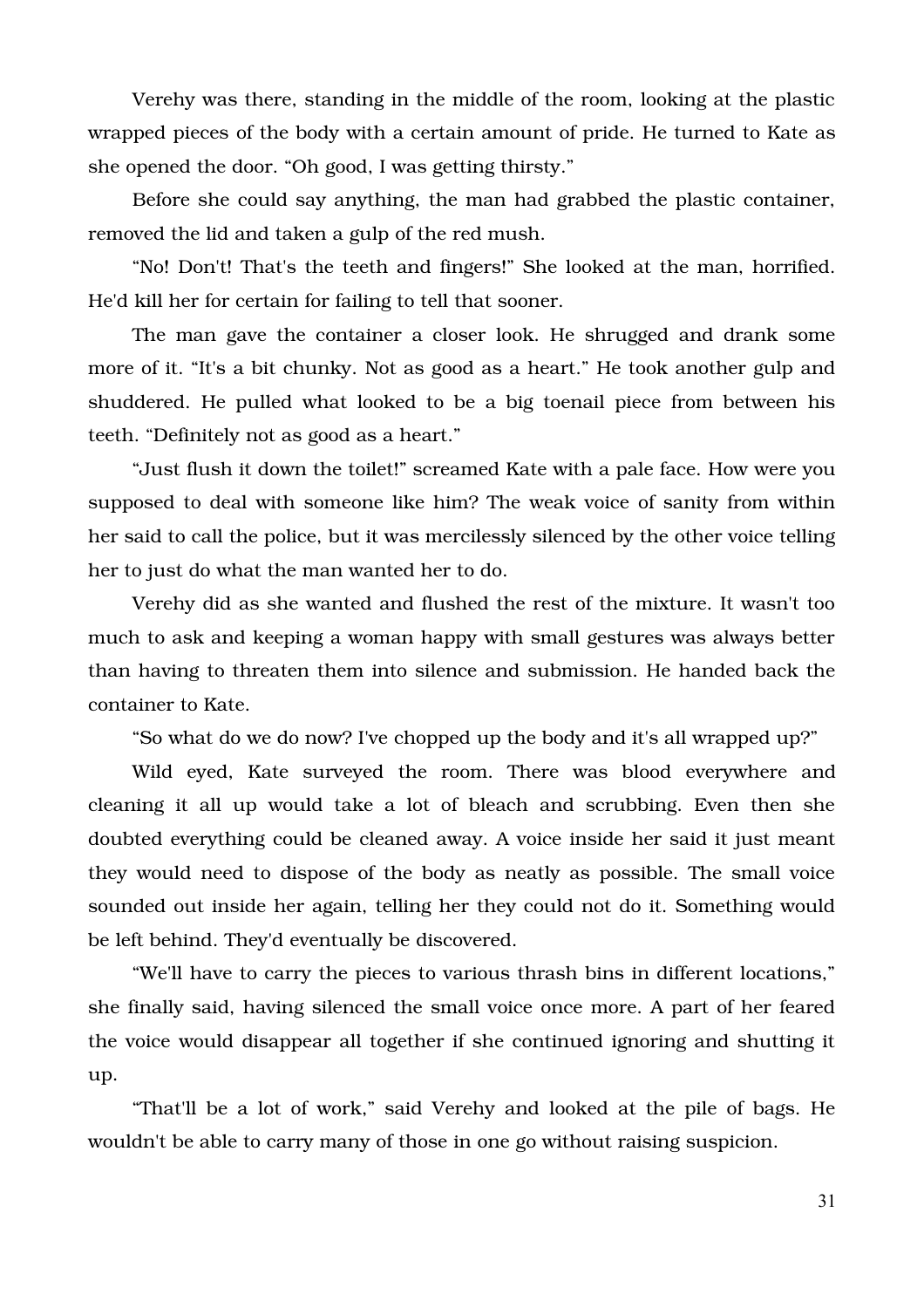Verehy was there, standing in the middle of the room, looking at the plastic wrapped pieces of the body with a certain amount of pride. He turned to Kate as she opened the door. "Oh good, I was getting thirsty."

Before she could say anything, the man had grabbed the plastic container, removed the lid and taken a gulp of the red mush.

"No! Don't! That's the teeth and fingers!" She looked at the man, horrified. He'd kill her for certain for failing to tell that sooner.

The man gave the container a closer look. He shrugged and drank some more of it. "It's a bit chunky. Not as good as a heart." He took another gulp and shuddered. He pulled what looked to be a big toenail piece from between his teeth. "Definitely not as good as a heart."

"Just flush it down the toilet!" screamed Kate with a pale face. How were you supposed to deal with someone like him? The weak voice of sanity from within her said to call the police, but it was mercilessly silenced by the other voice telling her to just do what the man wanted her to do.

Verehy did as she wanted and flushed the rest of the mixture. It wasn't too much to ask and keeping a woman happy with small gestures was always better than having to threaten them into silence and submission. He handed back the container to Kate.

"So what do we do now? I've chopped up the body and it's all wrapped up?"

Wild eyed, Kate surveyed the room. There was blood everywhere and cleaning it all up would take a lot of bleach and scrubbing. Even then she doubted everything could be cleaned away. A voice inside her said it just meant they would need to dispose of the body as neatly as possible. The small voice sounded out inside her again, telling her they could not do it. Something would be left behind. They'd eventually be discovered.

"We'll have to carry the pieces to various thrash bins in different locations," she finally said, having silenced the small voice once more. A part of her feared the voice would disappear all together if she continued ignoring and shutting it up.

"That'll be a lot of work," said Verehy and looked at the pile of bags. He wouldn't be able to carry many of those in one go without raising suspicion.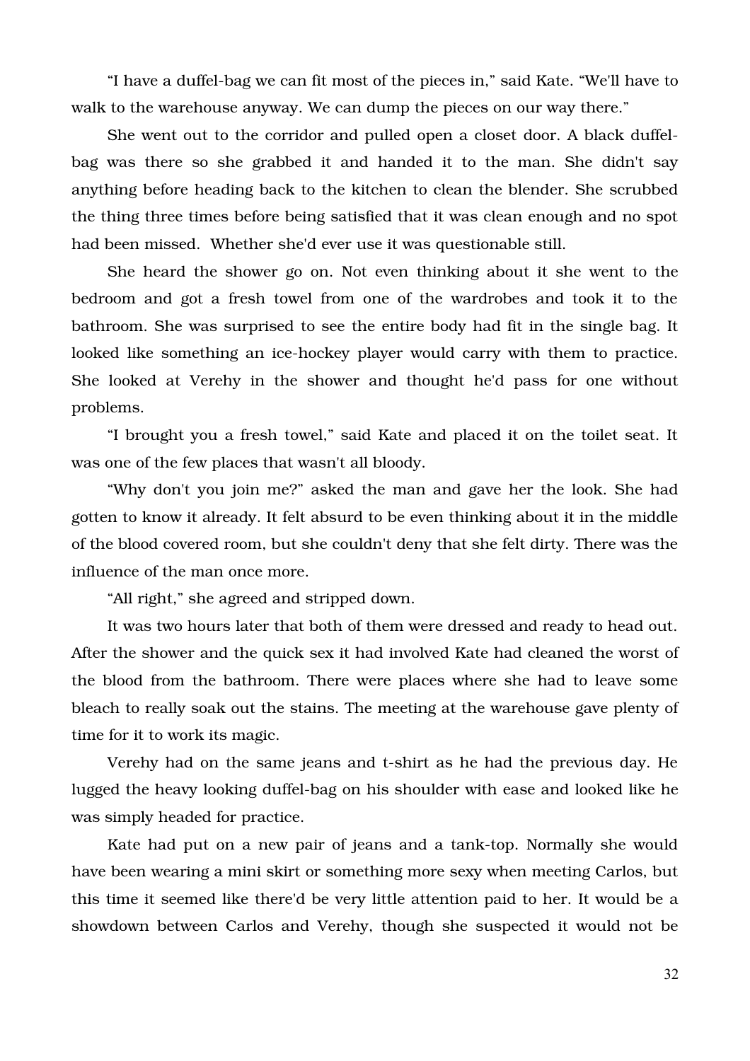“I have a duffel-bag we can fit most of the pieces in,” said Kate. “We'll have to walk to the warehouse anyway. We can dump the pieces on our way there.”

She went out to the corridor and pulled open a closet door. A black duffel-bag was there so she grabbed it and handed it to the man. She didn't say anything before heading back to the kitchen to clean the blender. She scrubbed the thing three times before being satisfied that it was clean enough and no spot had been missed.  Whether she'd ever use it was questionable still.

She heard the shower go on. Not even thinking about it she went to the bedroom and got a fresh towel from one of the wardrobes and took it to the bathroom. She was surprised to see the entire body had fit in the single bag. It looked like something an ice-hockey player would carry with them to practice. She looked at Verehy in the shower and thought he'd pass for one without problems.

“I brought you a fresh towel,” said Kate and placed it on the toilet seat. It was one of the few places that wasn't all bloody.

“Why don't you join me?” asked the man and gave her the look. She had gotten to know it already. It felt absurd to be even thinking about it in the middle of the blood covered room, but she couldn't deny that she felt dirty. There was the influence of the man once more.

“All right,” she agreed and stripped down.

It was two hours later that both of them were dressed and ready to head out. After the shower and the quick sex it had involved Kate had cleaned the worst of the blood from the bathroom. There were places where she had to leave some bleach to really soak out the stains. The meeting at the warehouse gave plenty of time for it to work its magic.

Verehy had on the same jeans and t-shirt as he had the previous day. He lugged the heavy looking duffel-bag on his shoulder with ease and looked like he was simply headed for practice.

Kate had put on a new pair of jeans and a tank-top. Normally she would have been wearing a mini skirt or something more sexy when meeting Carlos, but this time it seemed like there'd be very little attention paid to her. It would be a showdown between Carlos and Verehy, though she suspected it would not be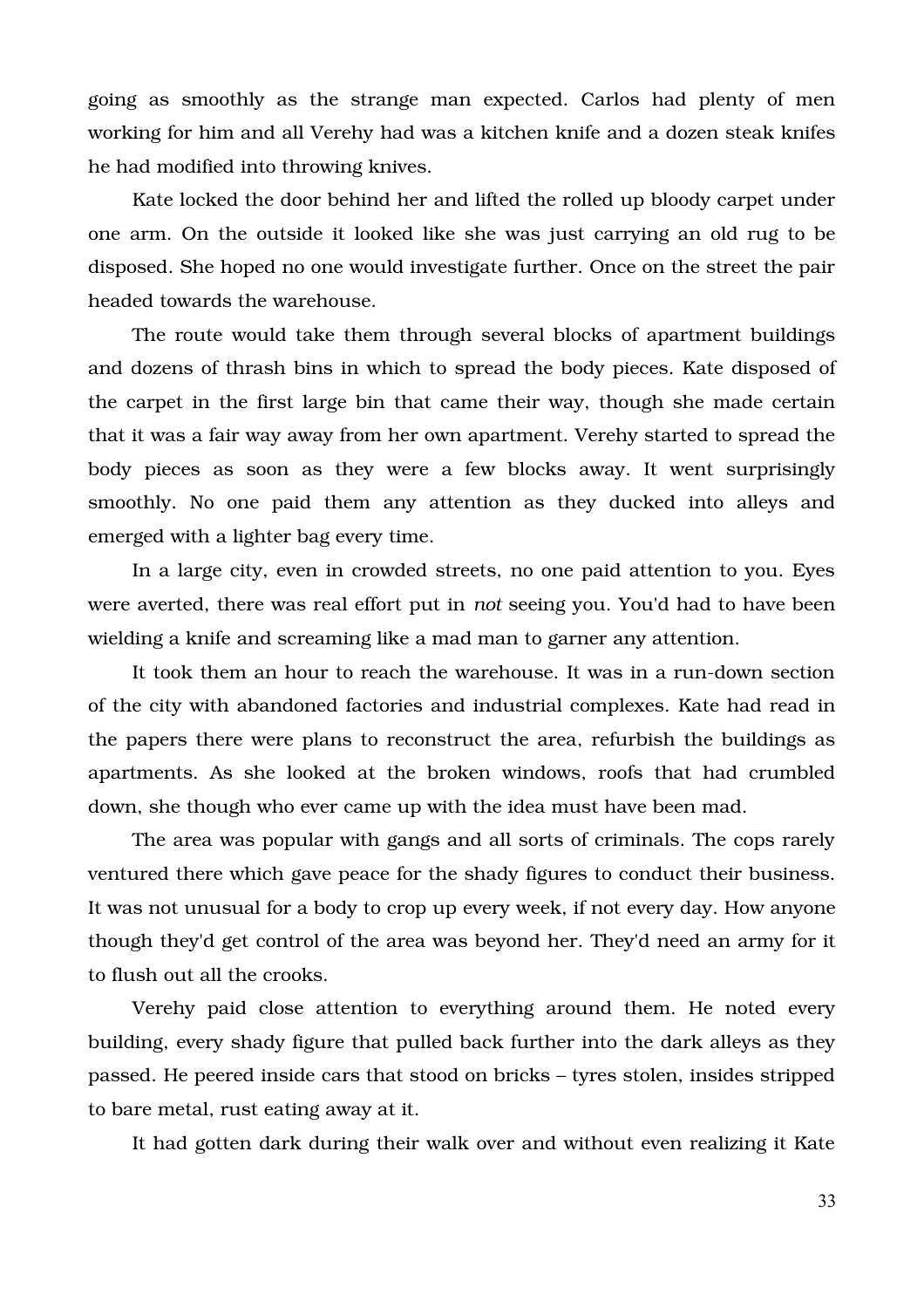going as smoothly as the strange man expected. Carlos had plenty of men working for him and all Verehy had was a kitchen knife and a dozen steak knifes he had modified into throwing knives.

Kate locked the door behind her and lifted the rolled up bloody carpet under one arm. On the outside it looked like she was just carrying an old rug to be disposed. She hoped no one would investigate further. Once on the street the pair headed towards the warehouse.

The route would take them through several blocks of apartment buildings and dozens of thrash bins in which to spread the body pieces. Kate disposed of the carpet in the first large bin that came their way, though she made certain that it was a fair way away from her own apartment. Verehy started to spread the body pieces as soon as they were a few blocks away. It went surprisingly smoothly. No one paid them any attention as they ducked into alleys and emerged with a lighter bag every time.

In a large city, even in crowded streets, no one paid attention to you. Eyes were averted, there was real effort put in *not* seeing you. You'd had to have been wielding a knife and screaming like a mad man to garner any attention.

It took them an hour to reach the warehouse. It was in a run-down section of the city with abandoned factories and industrial complexes. Kate had read in the papers there were plans to reconstruct the area, refurbish the buildings as apartments. As she looked at the broken windows, roofs that had crumbled down, she though who ever came up with the idea must have been mad.

The area was popular with gangs and all sorts of criminals. The cops rarely ventured there which gave peace for the shady figures to conduct their business. It was not unusual for a body to crop up every week, if not every day. How anyone though they'd get control of the area was beyond her. They'd need an army for it to flush out all the crooks.

Verehy paid close attention to everything around them. He noted every building, every shady figure that pulled back further into the dark alleys as they passed. He peered inside cars that stood on bricks – tyres stolen, insides stripped to bare metal, rust eating away at it.

It had gotten dark during their walk over and without even realizing it Kate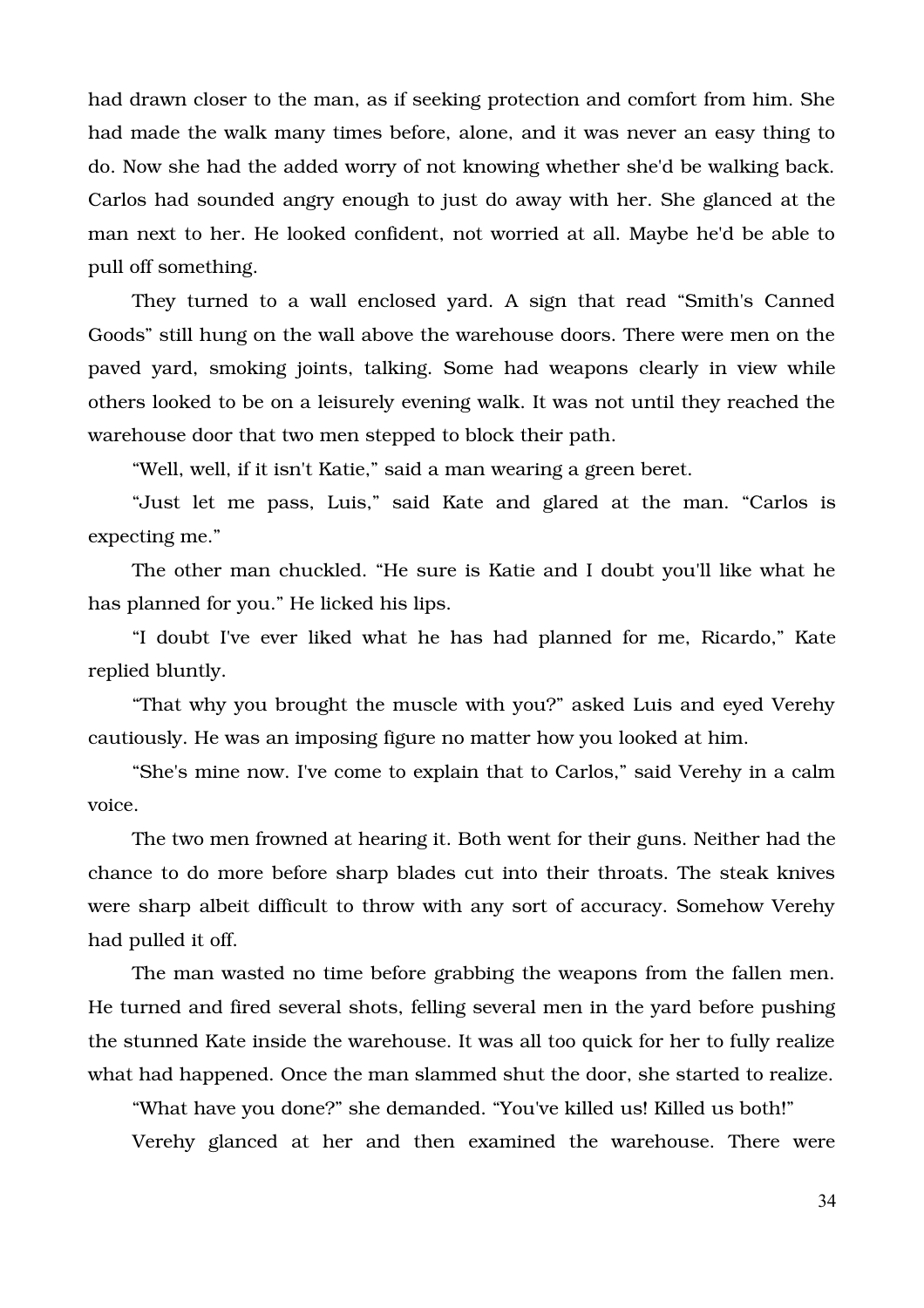had drawn closer to the man, as if seeking protection and comfort from him. She had made the walk many times before, alone, and it was never an easy thing to do. Now she had the added worry of not knowing whether she'd be walking back. Carlos had sounded angry enough to just do away with her. She glanced at the man next to her. He looked confident, not worried at all. Maybe he'd be able to pull off something.

They turned to a wall enclosed yard. A sign that read "Smith's Canned Goods" still hung on the wall above the warehouse doors. There were men on the paved yard, smoking joints, talking. Some had weapons clearly in view while others looked to be on a leisurely evening walk. It was not until they reached the warehouse door that two men stepped to block their path.

"Well, well, if it isn't Katie," said a man wearing a green beret.

"Just let me pass, Luis," said Kate and glared at the man. "Carlos is expecting me."

The other man chuckled. "He sure is Katie and I doubt you'll like what he has planned for you." He licked his lips.

"I doubt I've ever liked what he has had planned for me, Ricardo," Kate replied bluntly.

"That why you brought the muscle with you?" asked Luis and eyed Verehy cautiously. He was an imposing figure no matter how you looked at him.

"She's mine now. I've come to explain that to Carlos," said Verehy in a calm voice.

The two men frowned at hearing it. Both went for their guns. Neither had the chance to do more before sharp blades cut into their throats. The steak knives were sharp albeit difficult to throw with any sort of accuracy. Somehow Verehy had pulled it off.

The man wasted no time before grabbing the weapons from the fallen men. He turned and fired several shots, felling several men in the yard before pushing the stunned Kate inside the warehouse. It was all too quick for her to fully realize what had happened. Once the man slammed shut the door, she started to realize.

"What have you done?" she demanded. "You've killed us! Killed us both!"

Verehy glanced at her and then examined the warehouse. There were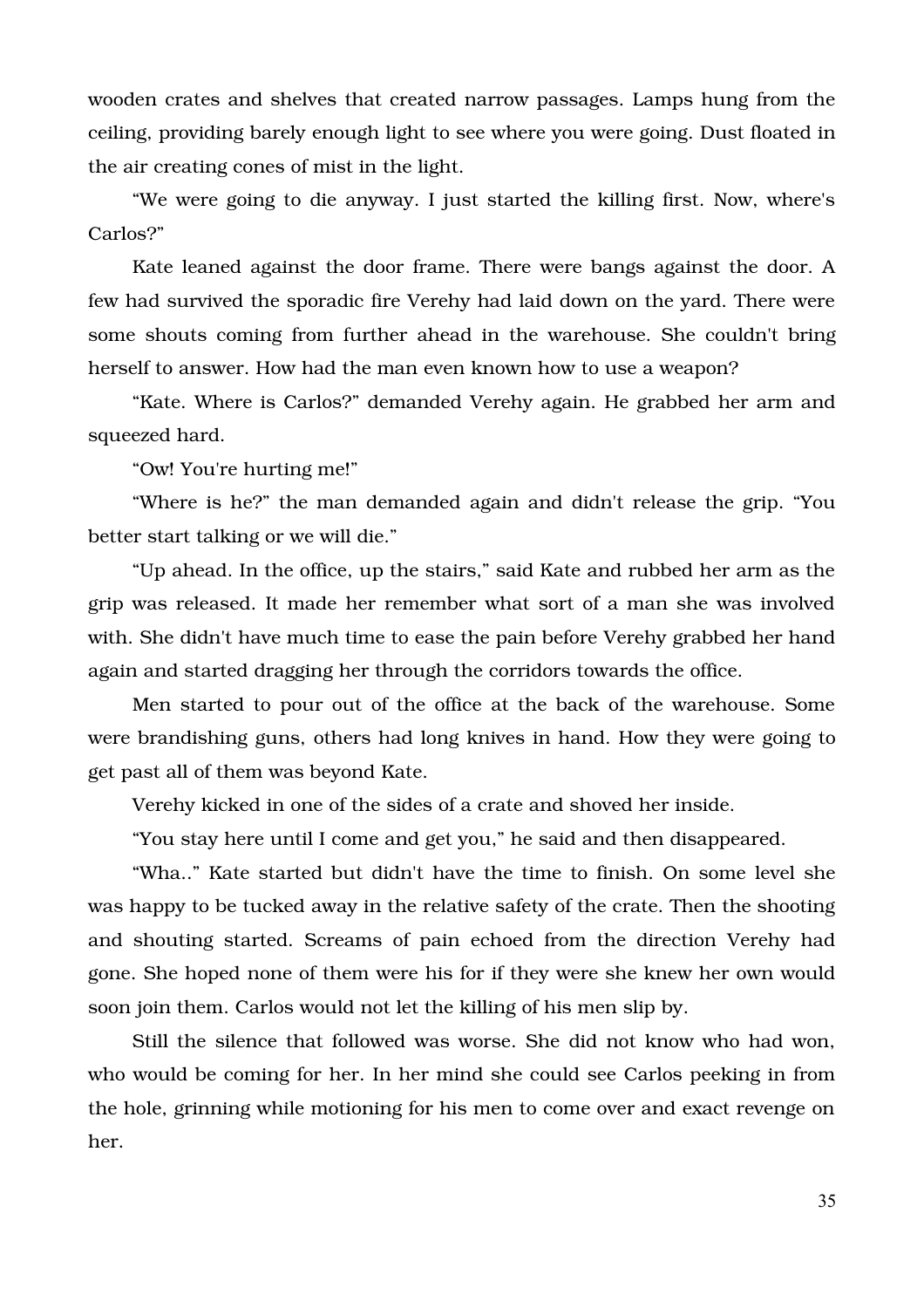wooden crates and shelves that created narrow passages. Lamps hung from the ceiling, providing barely enough light to see where you were going. Dust floated in the air creating cones of mist in the light.

“We were going to die anyway. I just started the killing first. Now, where's Carlos?”

Kate leaned against the door frame. There were bangs against the door. A few had survived the sporadic fire Verehy had laid down on the yard. There were some shouts coming from further ahead in the warehouse. She couldn't bring herself to answer. How had the man even known how to use a weapon?

“Kate. Where is Carlos?” demanded Verehy again. He grabbed her arm and squeezed hard.

“Ow! You're hurting me!”

“Where is he?” the man demanded again and didn't release the grip. “You better start talking or we will die.”

“Up ahead. In the office, up the stairs,” said Kate and rubbed her arm as the grip was released. It made her remember what sort of a man she was involved with. She didn't have much time to ease the pain before Verehy grabbed her hand again and started dragging her through the corridors towards the office.

Men started to pour out of the office at the back of the warehouse. Some were brandishing guns, others had long knives in hand. How they were going to get past all of them was beyond Kate.

Verehy kicked in one of the sides of a crate and shoved her inside.

“You stay here until I come and get you,” he said and then disappeared.

“Wha..” Kate started but didn't have the time to finish. On some level she was happy to be tucked away in the relative safety of the crate. Then the shooting and shouting started. Screams of pain echoed from the direction Verehy had gone. She hoped none of them were his for if they were she knew her own would soon join them. Carlos would not let the killing of his men slip by.

Still the silence that followed was worse. She did not know who had won, who would be coming for her. In her mind she could see Carlos peeking in from the hole, grinning while motioning for his men to come over and exact revenge on her.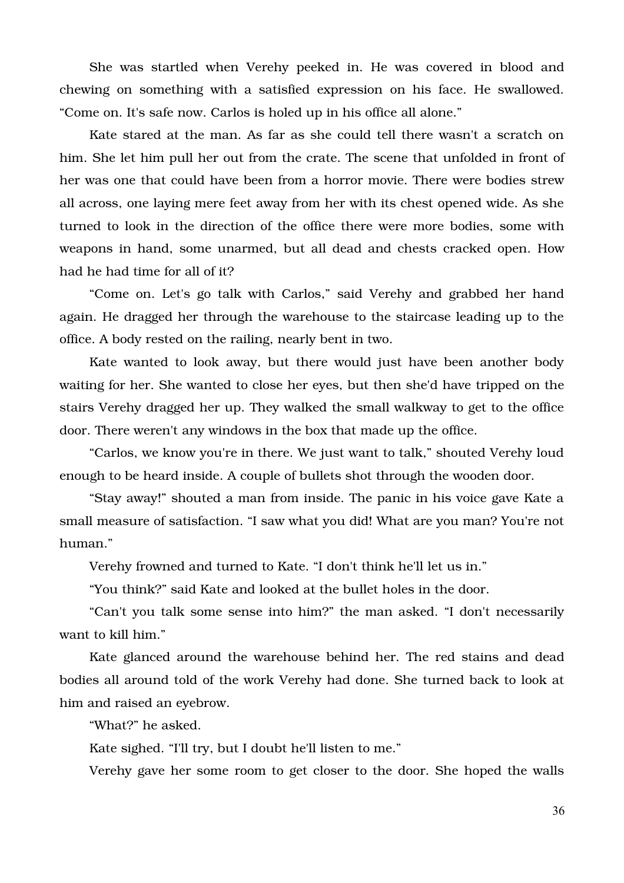She was startled when Verehy peeked in. He was covered in blood and chewing on something with a satisfied expression on his face. He swallowed. “Come on. It's safe now. Carlos is holed up in his office all alone.”

Kate stared at the man. As far as she could tell there wasn't a scratch on him. She let him pull her out from the crate. The scene that unfolded in front of her was one that could have been from a horror movie. There were bodies strew all across, one laying mere feet away from her with its chest opened wide. As she turned to look in the direction of the office there were more bodies, some with weapons in hand, some unarmed, but all dead and chests cracked open. How had he had time for all of it?

“Come on. Let's go talk with Carlos,” said Verehy and grabbed her hand again. He dragged her through the warehouse to the staircase leading up to the office. A body rested on the railing, nearly bent in two.

Kate wanted to look away, but there would just have been another body waiting for her. She wanted to close her eyes, but then she'd have tripped on the stairs Verehy dragged her up. They walked the small walkway to get to the office door. There weren't any windows in the box that made up the office.

“Carlos, we know you're in there. We just want to talk,” shouted Verehy loud enough to be heard inside. A couple of bullets shot through the wooden door.

“Stay away!” shouted a man from inside. The panic in his voice gave Kate a small measure of satisfaction. “I saw what you did! What are you man? You're not human.”

Verehy frowned and turned to Kate. “I don't think he'll let us in.”

“You think?” said Kate and looked at the bullet holes in the door.

“Can't you talk some sense into him?” the man asked. “I don't necessarily want to kill him.”

Kate glanced around the warehouse behind her. The red stains and dead bodies all around told of the work Verehy had done. She turned back to look at him and raised an eyebrow.

“What?” he asked.

Kate sighed. “I'll try, but I doubt he'll listen to me.”

Verehy gave her some room to get closer to the door. She hoped the walls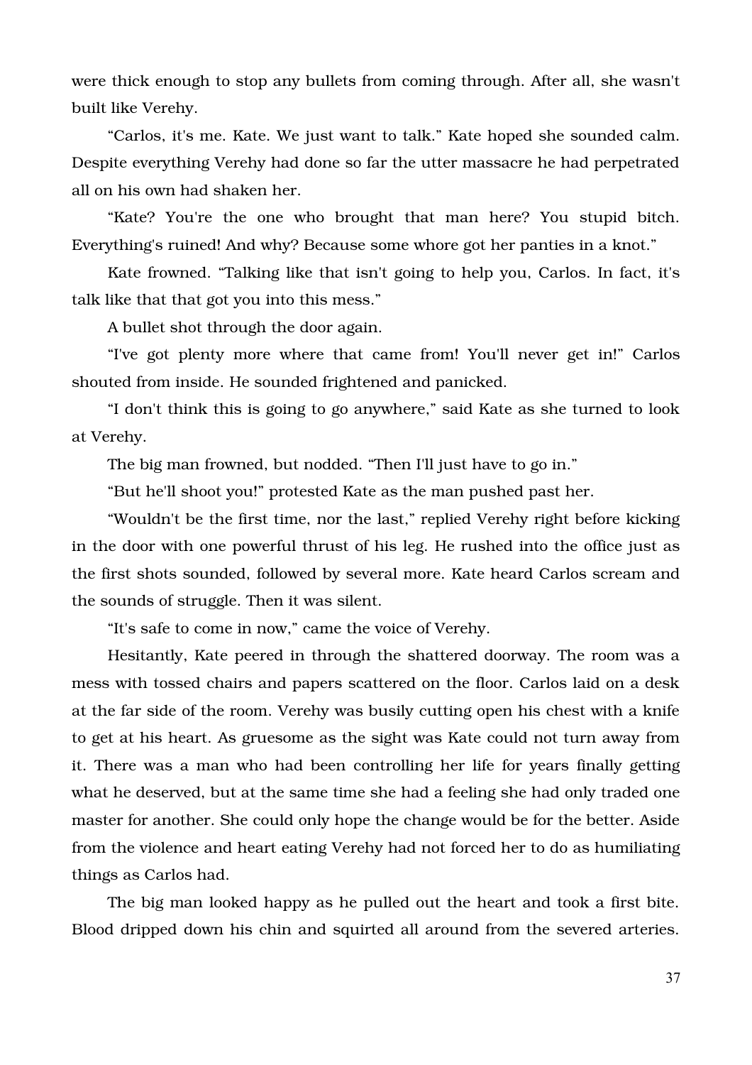were thick enough to stop any bullets from coming through. After all, she wasn't built like Verehy.

"Carlos, it's me. Kate. We just want to talk." Kate hoped she sounded calm. Despite everything Verehy had done so far the utter massacre he had perpetrated all on his own had shaken her.

"Kate? You're the one who brought that man here? You stupid bitch. Everything's ruined! And why? Because some whore got her panties in a knot."

Kate frowned. "Talking like that isn't going to help you, Carlos. In fact, it's talk like that that got you into this mess."

A bullet shot through the door again.

"I've got plenty more where that came from! You'll never get in!" Carlos shouted from inside. He sounded frightened and panicked.

"I don't think this is going to go anywhere," said Kate as she turned to look at Verehy.

The big man frowned, but nodded. "Then I'll just have to go in."

"But he'll shoot you!" protested Kate as the man pushed past her.

"Wouldn't be the first time, nor the last," replied Verehy right before kicking in the door with one powerful thrust of his leg. He rushed into the office just as the first shots sounded, followed by several more. Kate heard Carlos scream and the sounds of struggle. Then it was silent.

"It's safe to come in now," came the voice of Verehy.

Hesitantly, Kate peered in through the shattered doorway. The room was a mess with tossed chairs and papers scattered on the floor. Carlos laid on a desk at the far side of the room. Verehy was busily cutting open his chest with a knife to get at his heart. As gruesome as the sight was Kate could not turn away from it. There was a man who had been controlling her life for years finally getting what he deserved, but at the same time she had a feeling she had only traded one master for another. She could only hope the change would be for the better. Aside from the violence and heart eating Verehy had not forced her to do as humiliating things as Carlos had.

The big man looked happy as he pulled out the heart and took a first bite. Blood dripped down his chin and squirted all around from the severed arteries.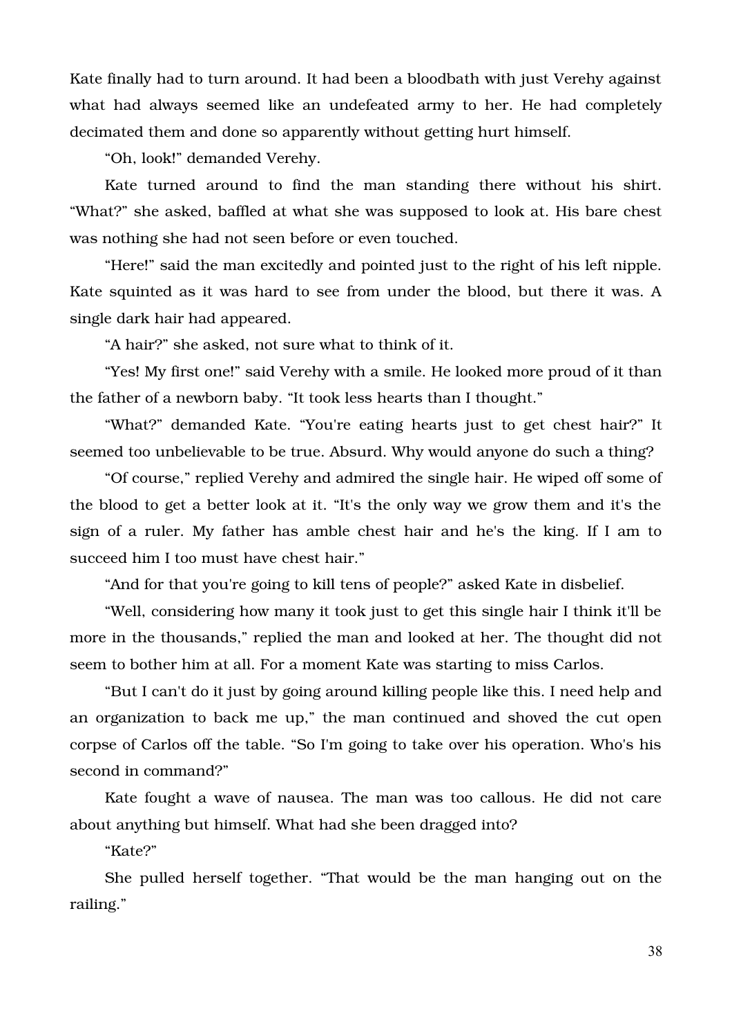Kate finally had to turn around. It had been a bloodbath with just Verehy against what had always seemed like an undefeated army to her. He had completely decimated them and done so apparently without getting hurt himself.

"Oh, look!" demanded Verehy.

Kate turned around to find the man standing there without his shirt. "What?" she asked, baffled at what she was supposed to look at. His bare chest was nothing she had not seen before or even touched.

"Here!" said the man excitedly and pointed just to the right of his left nipple. Kate squinted as it was hard to see from under the blood, but there it was. A single dark hair had appeared.

"A hair?" she asked, not sure what to think of it.

"Yes! My first one!" said Verehy with a smile. He looked more proud of it than the father of a newborn baby. "It took less hearts than I thought."

"What?" demanded Kate. "You're eating hearts just to get chest hair?" It seemed too unbelievable to be true. Absurd. Why would anyone do such a thing?

"Of course," replied Verehy and admired the single hair. He wiped off some of the blood to get a better look at it. "It's the only way we grow them and it's the sign of a ruler. My father has amble chest hair and he's the king. If I am to succeed him I too must have chest hair."

"And for that you're going to kill tens of people?" asked Kate in disbelief.

"Well, considering how many it took just to get this single hair I think it'll be more in the thousands," replied the man and looked at her. The thought did not seem to bother him at all. For a moment Kate was starting to miss Carlos.

"But I can't do it just by going around killing people like this. I need help and an organization to back me up," the man continued and shoved the cut open corpse of Carlos off the table. "So I'm going to take over his operation. Who's his second in command?"

Kate fought a wave of nausea. The man was too callous. He did not care about anything but himself. What had she been dragged into?

"Kate?"

She pulled herself together. "That would be the man hanging out on the railing."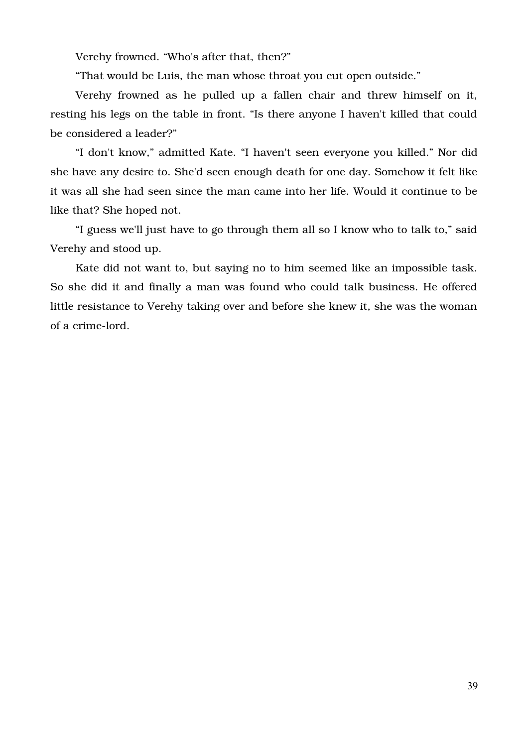Verehy frowned. “Who's after that, then?”

“That would be Luis, the man whose throat you cut open outside.”

Verehy frowned as he pulled up a fallen chair and threw himself on it, resting his legs on the table in front. “Is there anyone I haven't killed that could be considered a leader?”

“I don't know,” admitted Kate. “I haven't seen everyone you killed.” Nor did she have any desire to. She'd seen enough death for one day. Somehow it felt like it was all she had seen since the man came into her life. Would it continue to be like that? She hoped not.

“I guess we'll just have to go through them all so I know who to talk to,” said Verehy and stood up.

Kate did not want to, but saying no to him seemed like an impossible task. So she did it and finally a man was found who could talk business. He offered little resistance to Verehy taking over and before she knew it, she was the woman of a crime-lord.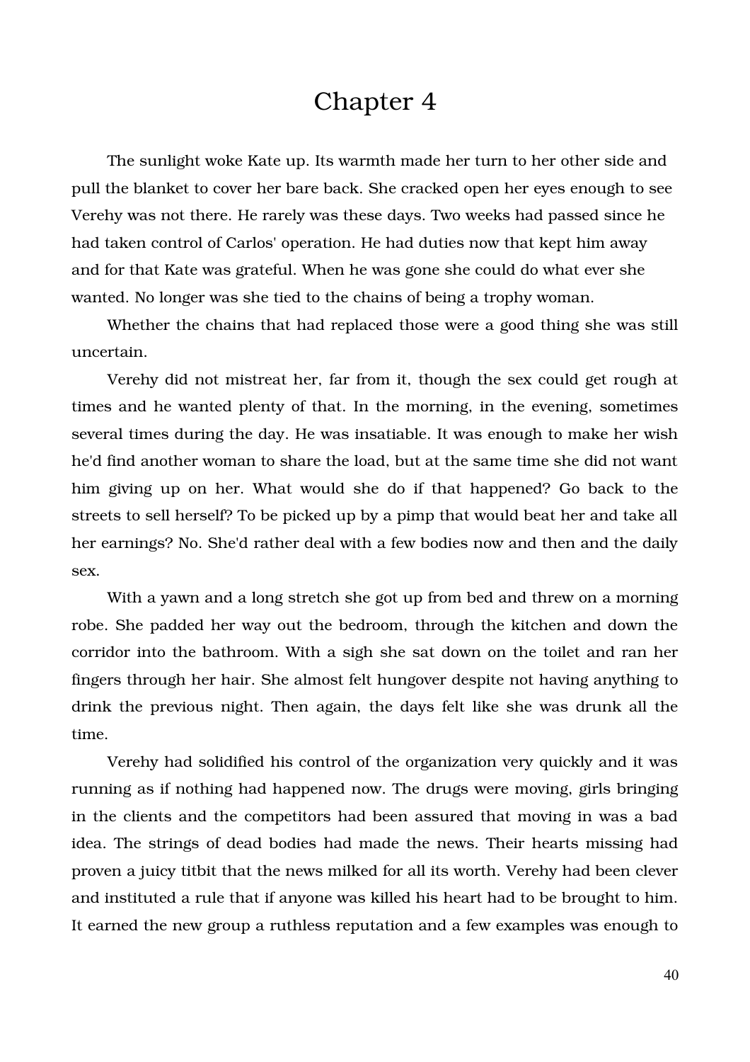# Chapter 4

The sunlight woke Kate up. Its warmth made her turn to her other side and pull the blanket to cover her bare back. She cracked open her eyes enough to see Verehy was not there. He rarely was these days. Two weeks had passed since he had taken control of Carlos' operation. He had duties now that kept him away and for that Kate was grateful. When he was gone she could do what ever she wanted. No longer was she tied to the chains of being a trophy woman.

Whether the chains that had replaced those were a good thing she was still uncertain.

Verehy did not mistreat her, far from it, though the sex could get rough at times and he wanted plenty of that. In the morning, in the evening, sometimes several times during the day. He was insatiable. It was enough to make her wish he'd find another woman to share the load, but at the same time she did not want him giving up on her. What would she do if that happened? Go back to the streets to sell herself? To be picked up by a pimp that would beat her and take all her earnings? No. She'd rather deal with a few bodies now and then and the daily sex.

With a yawn and a long stretch she got up from bed and threw on a morning robe. She padded her way out the bedroom, through the kitchen and down the corridor into the bathroom. With a sigh she sat down on the toilet and ran her fingers through her hair. She almost felt hungover despite not having anything to drink the previous night. Then again, the days felt like she was drunk all the time.

Verehy had solidified his control of the organization very quickly and it was running as if nothing had happened now. The drugs were moving, girls bringing in the clients and the competitors had been assured that moving in was a bad idea. The strings of dead bodies had made the news. Their hearts missing had proven a juicy titbit that the news milked for all its worth. Verehy had been clever and instituted a rule that if anyone was killed his heart had to be brought to him. It earned the new group a ruthless reputation and a few examples was enough to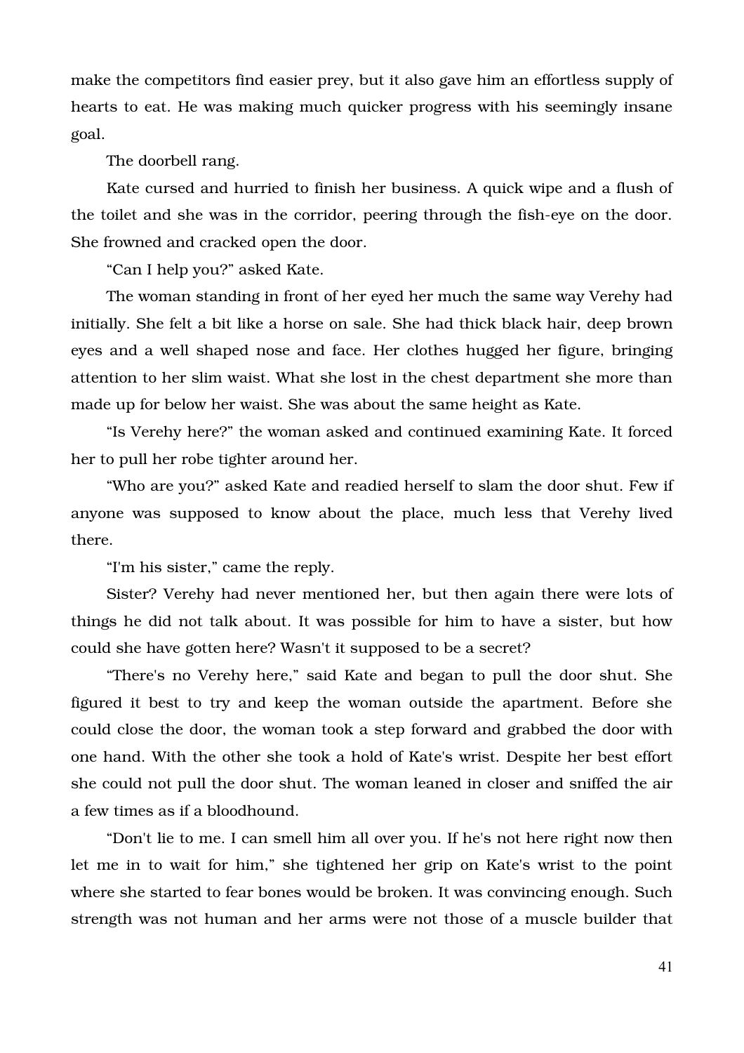make the competitors find easier prey, but it also gave him an effortless supply of hearts to eat. He was making much quicker progress with his seemingly insane goal.

The doorbell rang.

Kate cursed and hurried to finish her business. A quick wipe and a flush of the toilet and she was in the corridor, peering through the fish-eye on the door. She frowned and cracked open the door.

“Can I help you?” asked Kate.

The woman standing in front of her eyed her much the same way Verehy had initially. She felt a bit like a horse on sale. She had thick black hair, deep brown eyes and a well shaped nose and face. Her clothes hugged her figure, bringing attention to her slim waist. What she lost in the chest department she more than made up for below her waist. She was about the same height as Kate.

“Is Verehy here?” the woman asked and continued examining Kate. It forced her to pull her robe tighter around her.

“Who are you?” asked Kate and readied herself to slam the door shut. Few if anyone was supposed to know about the place, much less that Verehy lived there.

“I'm his sister,” came the reply.

Sister? Verehy had never mentioned her, but then again there were lots of things he did not talk about. It was possible for him to have a sister, but how could she have gotten here? Wasn't it supposed to be a secret?

“There's no Verehy here,” said Kate and began to pull the door shut. She figured it best to try and keep the woman outside the apartment. Before she could close the door, the woman took a step forward and grabbed the door with one hand. With the other she took a hold of Kate's wrist. Despite her best effort she could not pull the door shut. The woman leaned in closer and sniffed the air a few times as if a bloodhound.

“Don't lie to me. I can smell him all over you. If he's not here right now then let me in to wait for him,” she tightened her grip on Kate's wrist to the point where she started to fear bones would be broken. It was convincing enough. Such strength was not human and her arms were not those of a muscle builder that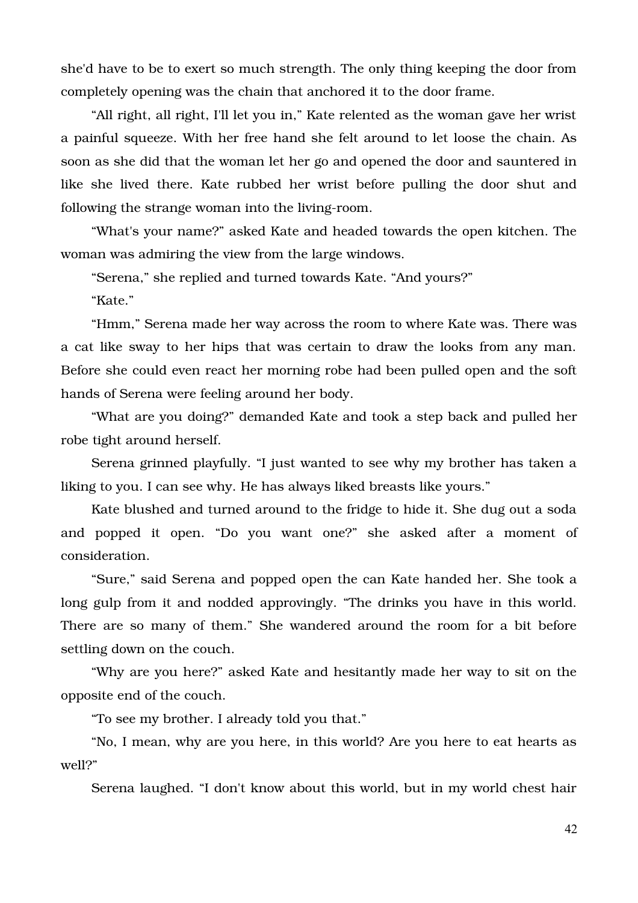she'd have to be to exert so much strength. The only thing keeping the door from completely opening was the chain that anchored it to the door frame.

"All right, all right, I'll let you in," Kate relented as the woman gave her wrist a painful squeeze. With her free hand she felt around to let loose the chain. As soon as she did that the woman let her go and opened the door and sauntered in like she lived there. Kate rubbed her wrist before pulling the door shut and following the strange woman into the living-room.

"What's your name?" asked Kate and headed towards the open kitchen. The woman was admiring the view from the large windows.

"Serena," she replied and turned towards Kate. "And yours?"

"Kate."

"Hmm," Serena made her way across the room to where Kate was. There was a cat like sway to her hips that was certain to draw the looks from any man. Before she could even react her morning robe had been pulled open and the soft hands of Serena were feeling around her body.

"What are you doing?" demanded Kate and took a step back and pulled her robe tight around herself.

Serena grinned playfully. "I just wanted to see why my brother has taken a liking to you. I can see why. He has always liked breasts like yours."

Kate blushed and turned around to the fridge to hide it. She dug out a soda and popped it open. "Do you want one?" she asked after a moment of consideration.

"Sure," said Serena and popped open the can Kate handed her. She took a long gulp from it and nodded approvingly. "The drinks you have in this world. There are so many of them." She wandered around the room for a bit before settling down on the couch.

"Why are you here?" asked Kate and hesitantly made her way to sit on the opposite end of the couch.

"To see my brother. I already told you that."

"No, I mean, why are you here, in this world? Are you here to eat hearts as well?"

Serena laughed. "I don't know about this world, but in my world chest hair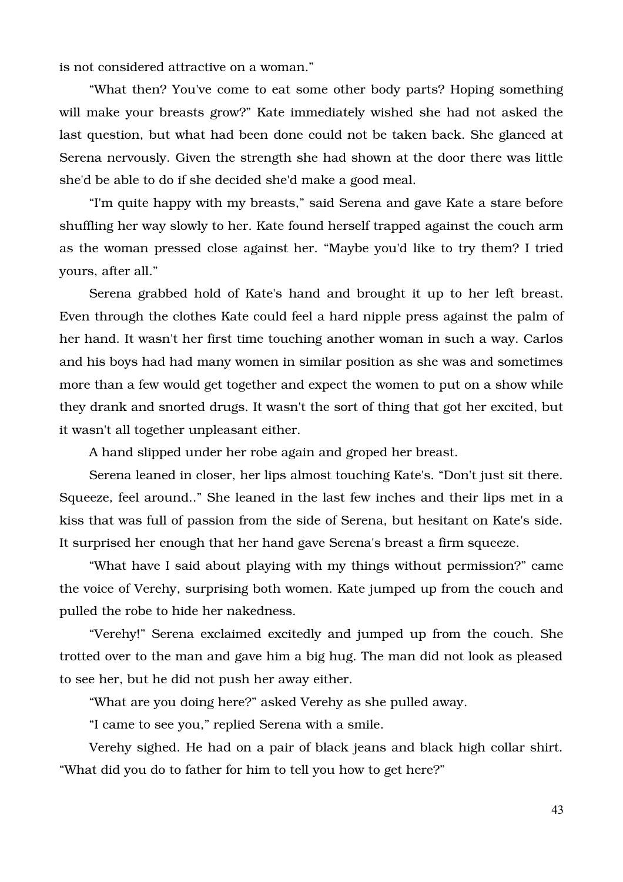is not considered attractive on a woman."

"What then? You've come to eat some other body parts? Hoping something will make your breasts grow?" Kate immediately wished she had not asked the last question, but what had been done could not be taken back. She glanced at Serena nervously. Given the strength she had shown at the door there was little she'd be able to do if she decided she'd make a good meal.

"I'm quite happy with my breasts," said Serena and gave Kate a stare before shuffling her way slowly to her. Kate found herself trapped against the couch arm as the woman pressed close against her. "Maybe you'd like to try them? I tried yours, after all."

Serena grabbed hold of Kate's hand and brought it up to her left breast. Even through the clothes Kate could feel a hard nipple press against the palm of her hand. It wasn't her first time touching another woman in such a way. Carlos and his boys had had many women in similar position as she was and sometimes more than a few would get together and expect the women to put on a show while they drank and snorted drugs. It wasn't the sort of thing that got her excited, but it wasn't all together unpleasant either.

A hand slipped under her robe again and groped her breast.

Serena leaned in closer, her lips almost touching Kate's. "Don't just sit there. Squeeze, feel around.." She leaned in the last few inches and their lips met in a kiss that was full of passion from the side of Serena, but hesitant on Kate's side. It surprised her enough that her hand gave Serena's breast a firm squeeze.

"What have I said about playing with my things without permission?" came the voice of Verehy, surprising both women. Kate jumped up from the couch and pulled the robe to hide her nakedness.

"Verehy!" Serena exclaimed excitedly and jumped up from the couch. She trotted over to the man and gave him a big hug. The man did not look as pleased to see her, but he did not push her away either.

"What are you doing here?" asked Verehy as she pulled away.

"I came to see you," replied Serena with a smile.

Verehy sighed. He had on a pair of black jeans and black high collar shirt. "What did you do to father for him to tell you how to get here?"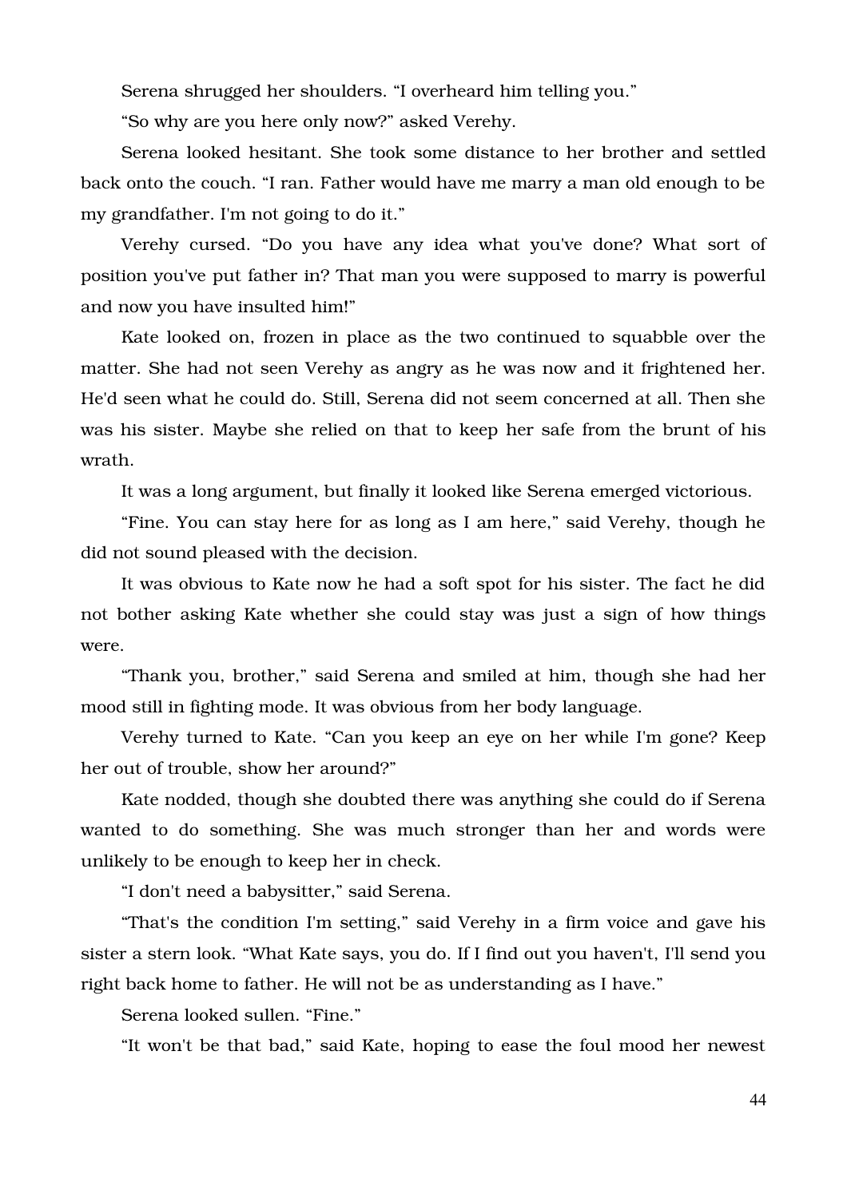Serena shrugged her shoulders. “I overheard him telling you.”

“So why are you here only now?” asked Verehy.

Serena looked hesitant. She took some distance to her brother and settled back onto the couch. “I ran. Father would have me marry a man old enough to be my grandfather. I'm not going to do it.”

Verehy cursed. “Do you have any idea what you've done? What sort of position you've put father in? That man you were supposed to marry is powerful and now you have insulted him!”

Kate looked on, frozen in place as the two continued to squabble over the matter. She had not seen Verehy as angry as he was now and it frightened her. He'd seen what he could do. Still, Serena did not seem concerned at all. Then she was his sister. Maybe she relied on that to keep her safe from the brunt of his wrath.

It was a long argument, but finally it looked like Serena emerged victorious.

“Fine. You can stay here for as long as I am here,” said Verehy, though he did not sound pleased with the decision.

It was obvious to Kate now he had a soft spot for his sister. The fact he did not bother asking Kate whether she could stay was just a sign of how things were.

“Thank you, brother,” said Serena and smiled at him, though she had her mood still in fighting mode. It was obvious from her body language.

Verehy turned to Kate. “Can you keep an eye on her while I'm gone? Keep her out of trouble, show her around?”

Kate nodded, though she doubted there was anything she could do if Serena wanted to do something. She was much stronger than her and words were unlikely to be enough to keep her in check.

“I don't need a babysitter,” said Serena.

“That's the condition I'm setting,” said Verehy in a firm voice and gave his sister a stern look. “What Kate says, you do. If I find out you haven't, I'll send you right back home to father. He will not be as understanding as I have.”

Serena looked sullen. “Fine.”

“It won't be that bad,” said Kate, hoping to ease the foul mood her newest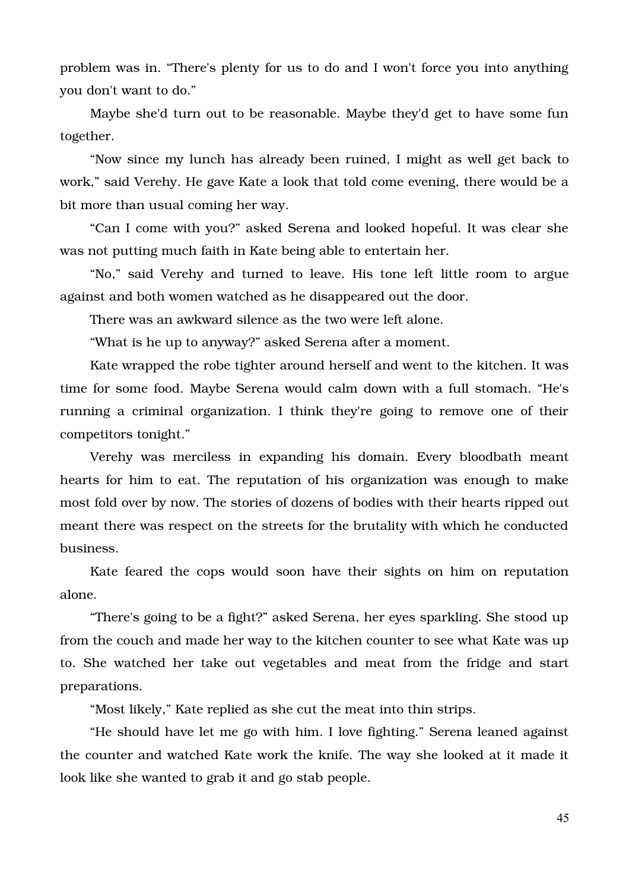problem was in. "There's plenty for us to do and I won't force you into anything you don't want to do."

Maybe she'd turn out to be reasonable. Maybe they'd get to have some fun together.

"Now since my lunch has already been ruined, I might as well get back to work," said Verehy. He gave Kate a look that told come evening, there would be a bit more than usual coming her way.

"Can I come with you?" asked Serena and looked hopeful. It was clear she was not putting much faith in Kate being able to entertain her.

"No," said Verehy and turned to leave. His tone left little room to argue against and both women watched as he disappeared out the door.

There was an awkward silence as the two were left alone.

"What is he up to anyway?" asked Serena after a moment.

Kate wrapped the robe tighter around herself and went to the kitchen. It was time for some food. Maybe Serena would calm down with a full stomach. "He's running a criminal organization. I think they're going to remove one of their competitors tonight."

Verehy was merciless in expanding his domain. Every bloodbath meant hearts for him to eat. The reputation of his organization was enough to make most fold over by now. The stories of dozens of bodies with their hearts ripped out meant there was respect on the streets for the brutality with which he conducted business.

Kate feared the cops would soon have their sights on him on reputation alone.

"There's going to be a fight?" asked Serena, her eyes sparkling. She stood up from the couch and made her way to the kitchen counter to see what Kate was up to. She watched her take out vegetables and meat from the fridge and start preparations.

"Most likely," Kate replied as she cut the meat into thin strips.

"He should have let me go with him. I love fighting." Serena leaned against the counter and watched Kate work the knife. The way she looked at it made it look like she wanted to grab it and go stab people.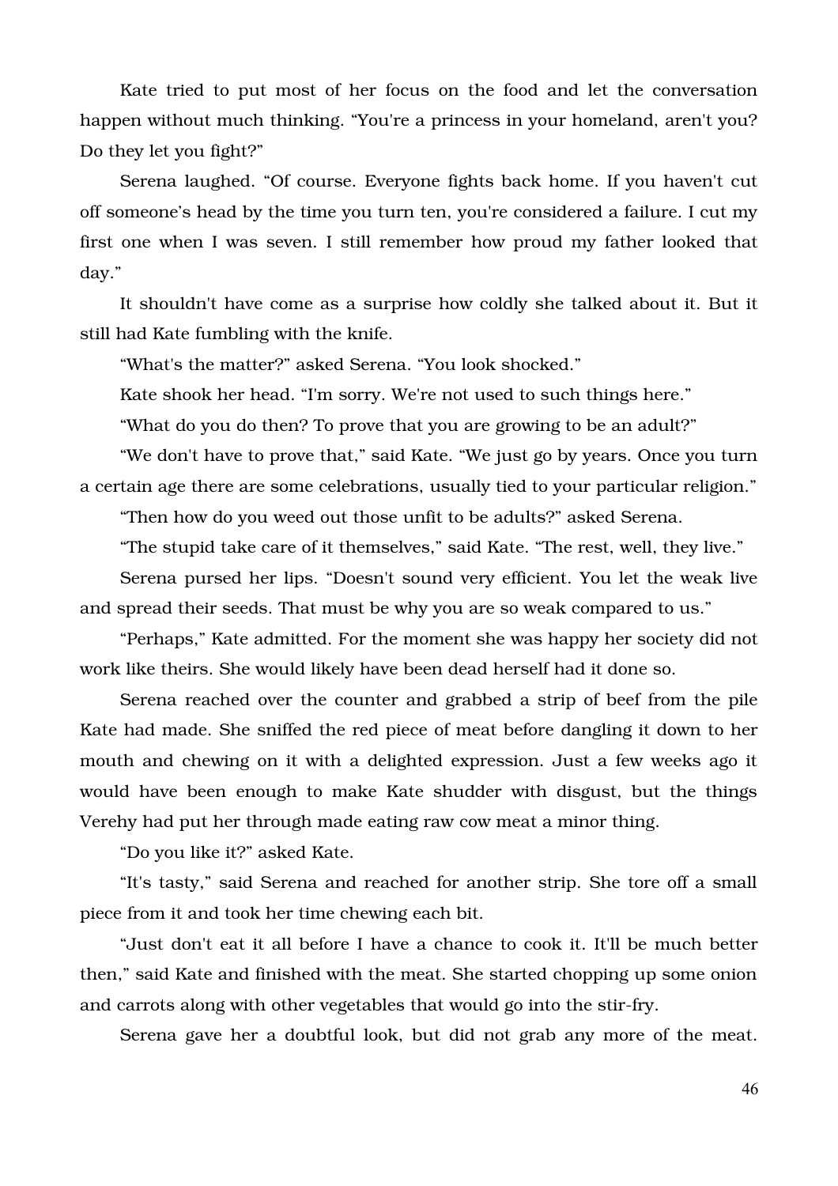Kate tried to put most of her focus on the food and let the conversation happen without much thinking. “You're a princess in your homeland, aren't you? Do they let you fight?”

Serena laughed. “Of course. Everyone fights back home. If you haven't cut off someone’s head by the time you turn ten, you're considered a failure. I cut my first one when I was seven. I still remember how proud my father looked that day.”

It shouldn't have come as a surprise how coldly she talked about it. But it still had Kate fumbling with the knife.

“What's the matter?” asked Serena. “You look shocked.”

Kate shook her head. “I'm sorry. We're not used to such things here.”

“What do you do then? To prove that you are growing to be an adult?”

“We don't have to prove that,” said Kate. “We just go by years. Once you turn a certain age there are some celebrations, usually tied to your particular religion.”

“Then how do you weed out those unfit to be adults?” asked Serena.

“The stupid take care of it themselves,” said Kate. “The rest, well, they live.”

Serena pursed her lips. “Doesn't sound very efficient. You let the weak live and spread their seeds. That must be why you are so weak compared to us.”

“Perhaps,” Kate admitted. For the moment she was happy her society did not work like theirs. She would likely have been dead herself had it done so.

Serena reached over the counter and grabbed a strip of beef from the pile Kate had made. She sniffed the red piece of meat before dangling it down to her mouth and chewing on it with a delighted expression. Just a few weeks ago it would have been enough to make Kate shudder with disgust, but the things Verehy had put her through made eating raw cow meat a minor thing.

“Do you like it?” asked Kate.

“It's tasty,” said Serena and reached for another strip. She tore off a small piece from it and took her time chewing each bit.

“Just don't eat it all before I have a chance to cook it. It'll be much better then,” said Kate and finished with the meat. She started chopping up some onion and carrots along with other vegetables that would go into the stir-fry.

Serena gave her a doubtful look, but did not grab any more of the meat.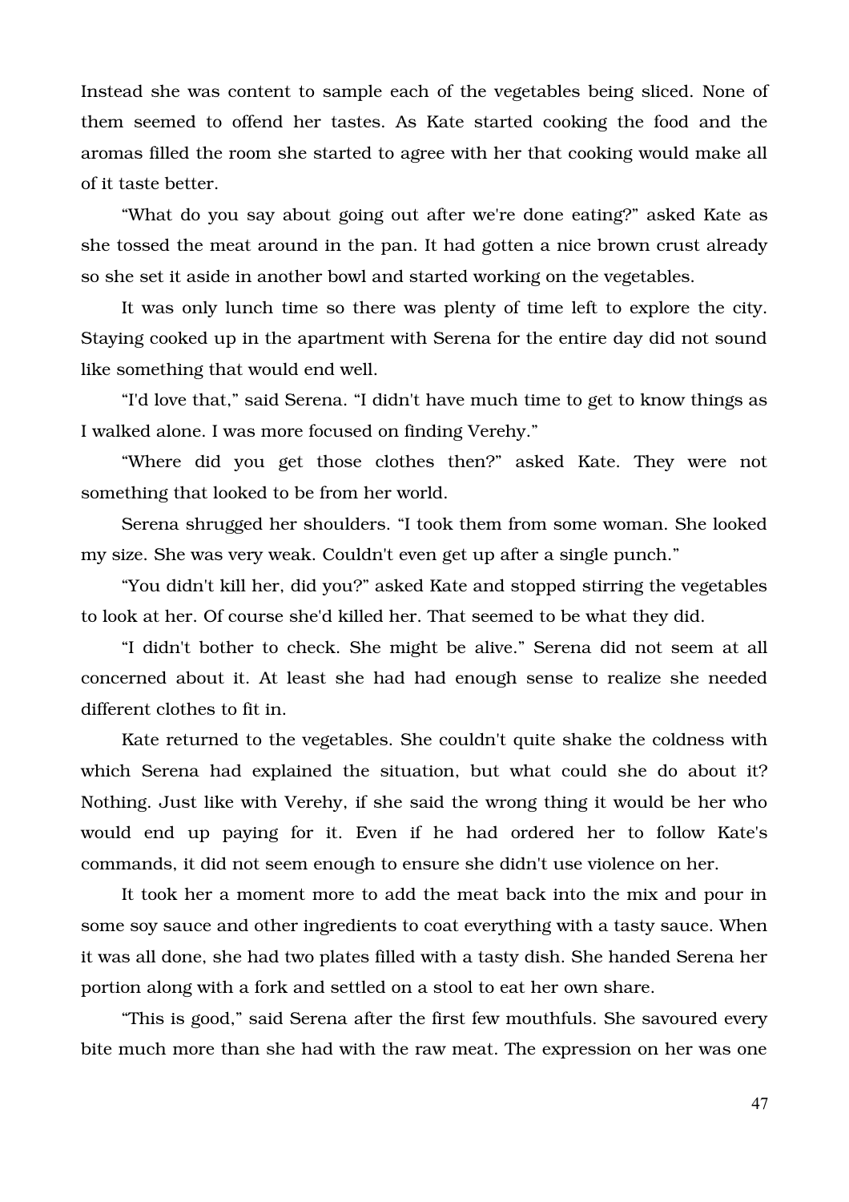Instead she was content to sample each of the vegetables being sliced. None of them seemed to offend her tastes. As Kate started cooking the food and the aromas filled the room she started to agree with her that cooking would make all of it taste better.

"What do you say about going out after we're done eating?" asked Kate as she tossed the meat around in the pan. It had gotten a nice brown crust already so she set it aside in another bowl and started working on the vegetables.

It was only lunch time so there was plenty of time left to explore the city. Staying cooked up in the apartment with Serena for the entire day did not sound like something that would end well.

"I'd love that," said Serena. "I didn't have much time to get to know things as I walked alone. I was more focused on finding Verehy."

"Where did you get those clothes then?" asked Kate. They were not something that looked to be from her world.

Serena shrugged her shoulders. "I took them from some woman. She looked my size. She was very weak. Couldn't even get up after a single punch."

"You didn't kill her, did you?" asked Kate and stopped stirring the vegetables to look at her. Of course she'd killed her. That seemed to be what they did.

"I didn't bother to check. She might be alive." Serena did not seem at all concerned about it. At least she had had enough sense to realize she needed different clothes to fit in.

Kate returned to the vegetables. She couldn't quite shake the coldness with which Serena had explained the situation, but what could she do about it? Nothing. Just like with Verehy, if she said the wrong thing it would be her who would end up paying for it. Even if he had ordered her to follow Kate's commands, it did not seem enough to ensure she didn't use violence on her.

It took her a moment more to add the meat back into the mix and pour in some soy sauce and other ingredients to coat everything with a tasty sauce. When it was all done, she had two plates filled with a tasty dish. She handed Serena her portion along with a fork and settled on a stool to eat her own share.

"This is good," said Serena after the first few mouthfuls. She savoured every bite much more than she had with the raw meat. The expression on her was one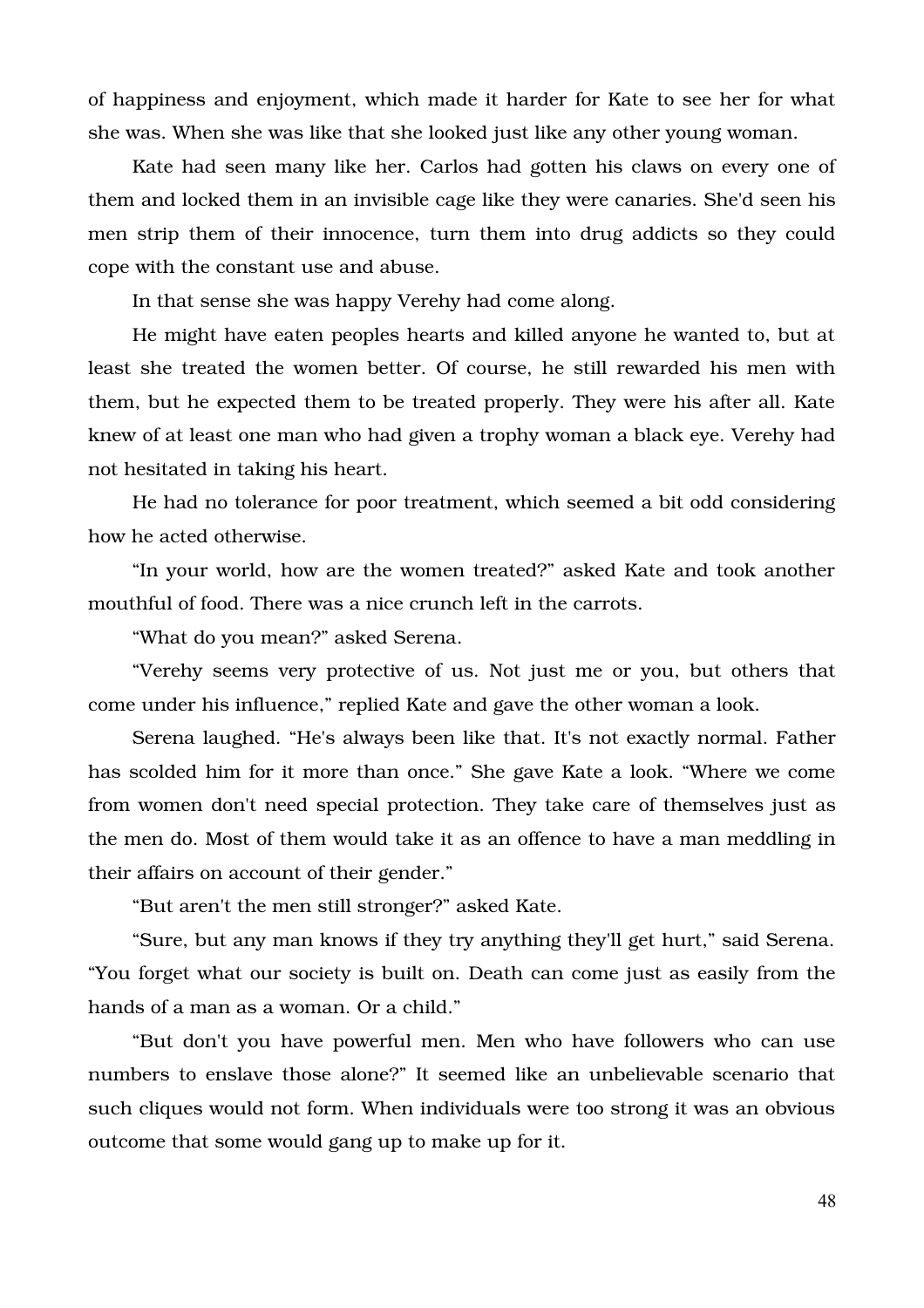of happiness and enjoyment, which made it harder for Kate to see her for what she was. When she was like that she looked just like any other young woman.

Kate had seen many like her. Carlos had gotten his claws on every one of them and locked them in an invisible cage like they were canaries. She'd seen his men strip them of their innocence, turn them into drug addicts so they could cope with the constant use and abuse.

In that sense she was happy Verehy had come along.

He might have eaten peoples hearts and killed anyone he wanted to, but at least she treated the women better. Of course, he still rewarded his men with them, but he expected them to be treated properly. They were his after all. Kate knew of at least one man who had given a trophy woman a black eye. Verehy had not hesitated in taking his heart.

He had no tolerance for poor treatment, which seemed a bit odd considering how he acted otherwise.

"In your world, how are the women treated?" asked Kate and took another mouthful of food. There was a nice crunch left in the carrots.

"What do you mean?" asked Serena.

"Verehy seems very protective of us. Not just me or you, but others that come under his influence," replied Kate and gave the other woman a look.

Serena laughed. "He's always been like that. It's not exactly normal. Father has scolded him for it more than once." She gave Kate a look. "Where we come from women don't need special protection. They take care of themselves just as the men do. Most of them would take it as an offence to have a man meddling in their affairs on account of their gender."

"But aren't the men still stronger?" asked Kate.

"Sure, but any man knows if they try anything they'll get hurt," said Serena. "You forget what our society is built on. Death can come just as easily from the hands of a man as a woman. Or a child."

"But don't you have powerful men. Men who have followers who can use numbers to enslave those alone?" It seemed like an unbelievable scenario that such cliques would not form. When individuals were too strong it was an obvious outcome that some would gang up to make up for it.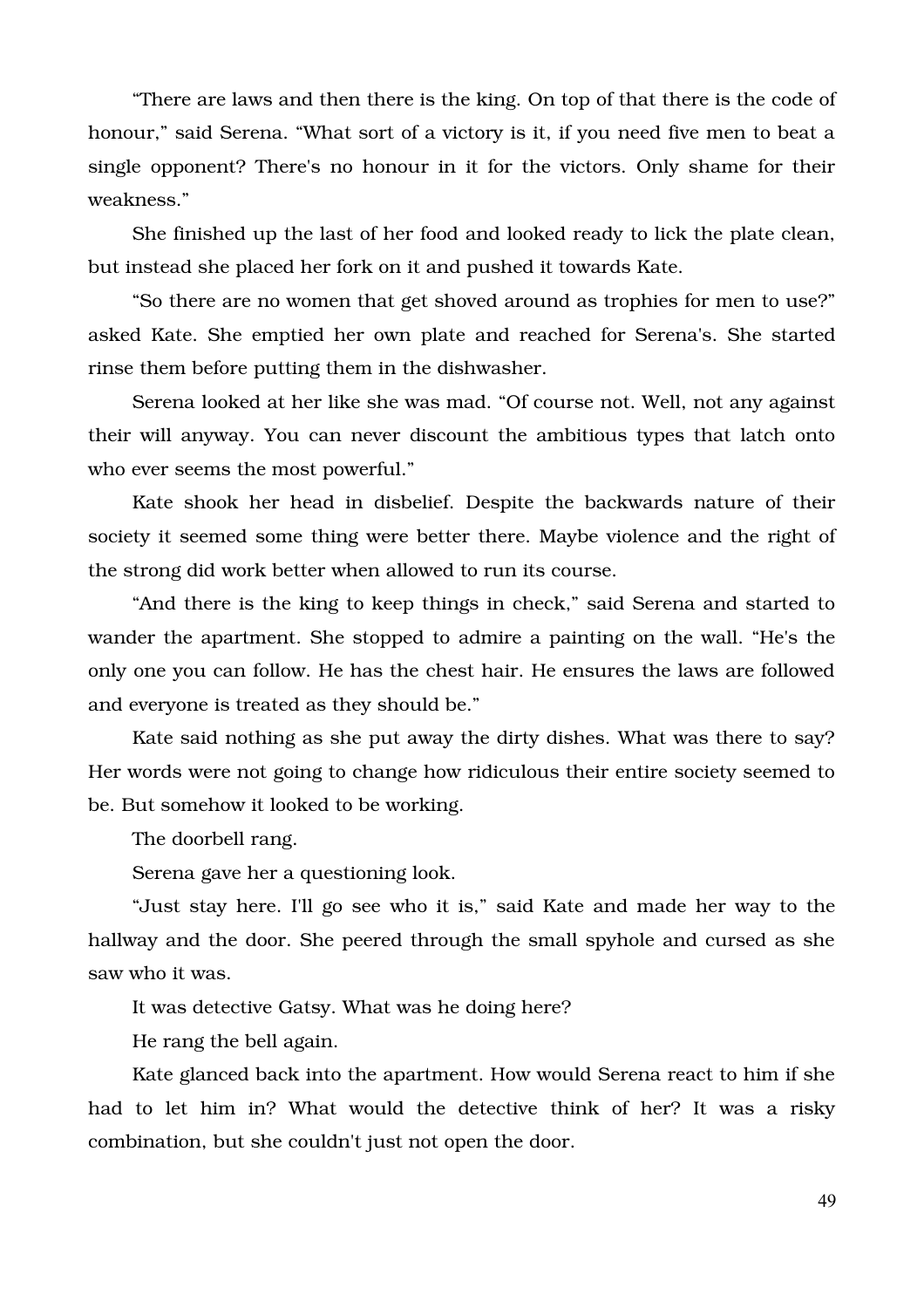"There are laws and then there is the king. On top of that there is the code of honour," said Serena. "What sort of a victory is it, if you need five men to beat a single opponent? There's no honour in it for the victors. Only shame for their weakness."

She finished up the last of her food and looked ready to lick the plate clean, but instead she placed her fork on it and pushed it towards Kate.

"So there are no women that get shoved around as trophies for men to use?" asked Kate. She emptied her own plate and reached for Serena's. She started rinse them before putting them in the dishwasher.

Serena looked at her like she was mad. "Of course not. Well, not any against their will anyway. You can never discount the ambitious types that latch onto who ever seems the most powerful."

Kate shook her head in disbelief. Despite the backwards nature of their society it seemed some thing were better there. Maybe violence and the right of the strong did work better when allowed to run its course.

"And there is the king to keep things in check," said Serena and started to wander the apartment. She stopped to admire a painting on the wall. "He's the only one you can follow. He has the chest hair. He ensures the laws are followed and everyone is treated as they should be."

Kate said nothing as she put away the dirty dishes. What was there to say? Her words were not going to change how ridiculous their entire society seemed to be. But somehow it looked to be working.

The doorbell rang.

Serena gave her a questioning look.

"Just stay here. I'll go see who it is," said Kate and made her way to the hallway and the door. She peered through the small spyhole and cursed as she saw who it was.

It was detective Gatsy. What was he doing here?

He rang the bell again.

Kate glanced back into the apartment. How would Serena react to him if she had to let him in? What would the detective think of her? It was a risky combination, but she couldn't just not open the door.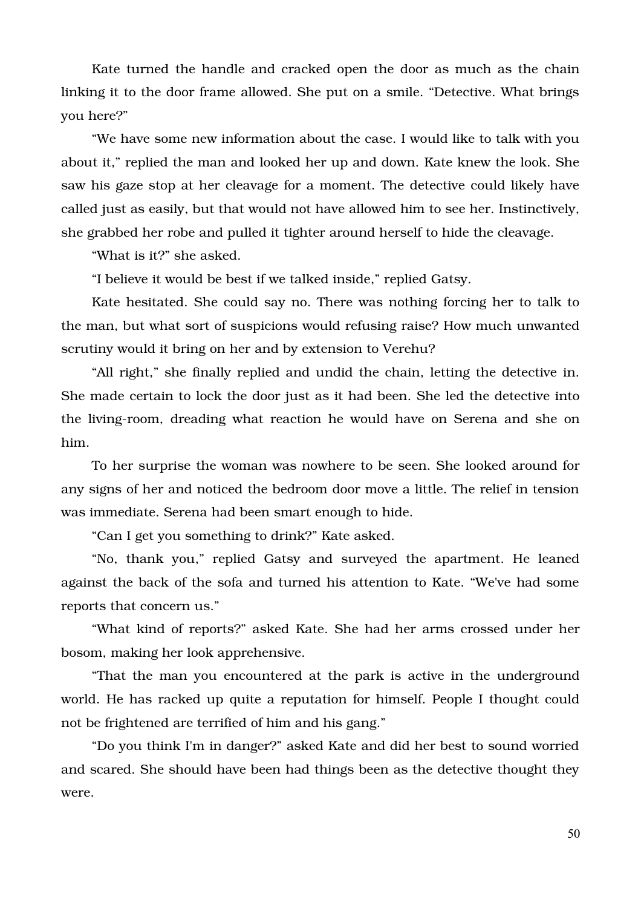Kate turned the handle and cracked open the door as much as the chain linking it to the door frame allowed. She put on a smile. “Detective. What brings you here?”

“We have some new information about the case. I would like to talk with you about it,” replied the man and looked her up and down. Kate knew the look. She saw his gaze stop at her cleavage for a moment. The detective could likely have called just as easily, but that would not have allowed him to see her. Instinctively, she grabbed her robe and pulled it tighter around herself to hide the cleavage.

“What is it?” she asked.

“I believe it would be best if we talked inside,” replied Gatsy.

Kate hesitated. She could say no. There was nothing forcing her to talk to the man, but what sort of suspicions would refusing raise? How much unwanted scrutiny would it bring on her and by extension to Verehu?

“All right,” she finally replied and undid the chain, letting the detective in. She made certain to lock the door just as it had been. She led the detective into the living-room, dreading what reaction he would have on Serena and she on him.

To her surprise the woman was nowhere to be seen. She looked around for any signs of her and noticed the bedroom door move a little. The relief in tension was immediate. Serena had been smart enough to hide.

“Can I get you something to drink?” Kate asked.

“No, thank you,” replied Gatsy and surveyed the apartment. He leaned against the back of the sofa and turned his attention to Kate. “We've had some reports that concern us.”

“What kind of reports?” asked Kate. She had her arms crossed under her bosom, making her look apprehensive.

“That the man you encountered at the park is active in the underground world. He has racked up quite a reputation for himself. People I thought could not be frightened are terrified of him and his gang.”

“Do you think I'm in danger?” asked Kate and did her best to sound worried and scared. She should have been had things been as the detective thought they were.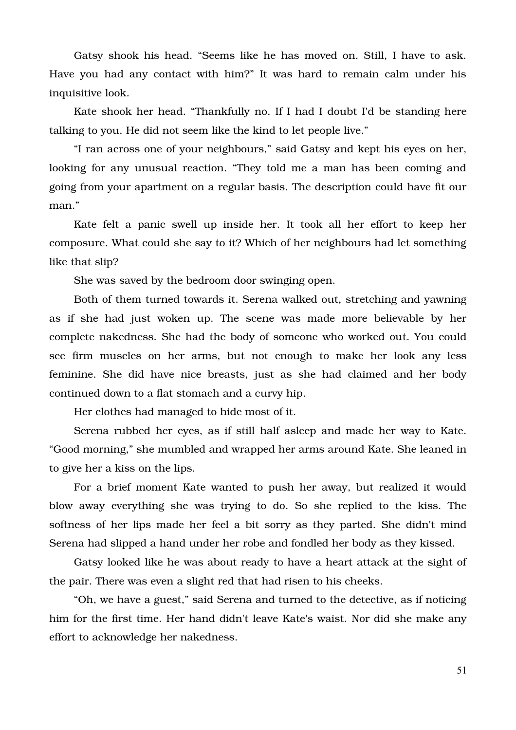Gatsy shook his head. "Seems like he has moved on. Still, I have to ask. Have you had any contact with him?" It was hard to remain calm under his inquisitive look.

Kate shook her head. "Thankfully no. If I had I doubt I'd be standing here talking to you. He did not seem like the kind to let people live."

"I ran across one of your neighbours," said Gatsy and kept his eyes on her, looking for any unusual reaction. "They told me a man has been coming and going from your apartment on a regular basis. The description could have fit our man."

Kate felt a panic swell up inside her. It took all her effort to keep her composure. What could she say to it? Which of her neighbours had let something like that slip?

She was saved by the bedroom door swinging open.

Both of them turned towards it. Serena walked out, stretching and yawning as if she had just woken up. The scene was made more believable by her complete nakedness. She had the body of someone who worked out. You could see firm muscles on her arms, but not enough to make her look any less feminine. She did have nice breasts, just as she had claimed and her body continued down to a flat stomach and a curvy hip.

Her clothes had managed to hide most of it.

Serena rubbed her eyes, as if still half asleep and made her way to Kate. "Good morning," she mumbled and wrapped her arms around Kate. She leaned in to give her a kiss on the lips.

For a brief moment Kate wanted to push her away, but realized it would blow away everything she was trying to do. So she replied to the kiss. The softness of her lips made her feel a bit sorry as they parted. She didn't mind Serena had slipped a hand under her robe and fondled her body as they kissed.

Gatsy looked like he was about ready to have a heart attack at the sight of the pair. There was even a slight red that had risen to his cheeks.

"Oh, we have a guest," said Serena and turned to the detective, as if noticing him for the first time. Her hand didn't leave Kate's waist. Nor did she make any effort to acknowledge her nakedness.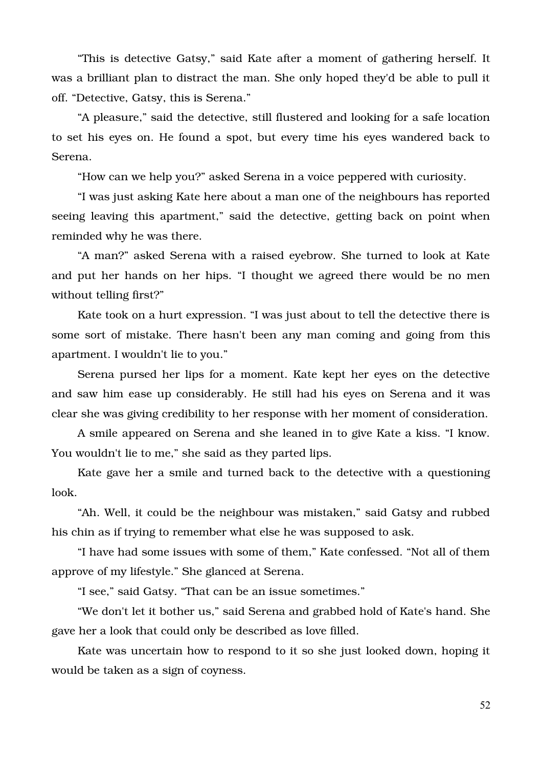“This is detective Gatsy,” said Kate after a moment of gathering herself. It was a brilliant plan to distract the man. She only hoped they'd be able to pull it off. “Detective, Gatsy, this is Serena.”

“A pleasure,” said the detective, still flustered and looking for a safe location to set his eyes on. He found a spot, but every time his eyes wandered back to Serena.

“How can we help you?” asked Serena in a voice peppered with curiosity.

“I was just asking Kate here about a man one of the neighbours has reported seeing leaving this apartment,” said the detective, getting back on point when reminded why he was there.

“A man?” asked Serena with a raised eyebrow. She turned to look at Kate and put her hands on her hips. “I thought we agreed there would be no men without telling first?”

Kate took on a hurt expression. “I was just about to tell the detective there is some sort of mistake. There hasn't been any man coming and going from this apartment. I wouldn't lie to you.”

Serena pursed her lips for a moment. Kate kept her eyes on the detective and saw him ease up considerably. He still had his eyes on Serena and it was clear she was giving credibility to her response with her moment of consideration.

A smile appeared on Serena and she leaned in to give Kate a kiss. “I know. You wouldn't lie to me,” she said as they parted lips.

Kate gave her a smile and turned back to the detective with a questioning look.

“Ah. Well, it could be the neighbour was mistaken,” said Gatsy and rubbed his chin as if trying to remember what else he was supposed to ask.

“I have had some issues with some of them,” Kate confessed. “Not all of them approve of my lifestyle.” She glanced at Serena.

“I see,” said Gatsy. “That can be an issue sometimes.”

“We don't let it bother us,” said Serena and grabbed hold of Kate's hand. She gave her a look that could only be described as love filled.

Kate was uncertain how to respond to it so she just looked down, hoping it would be taken as a sign of coyness.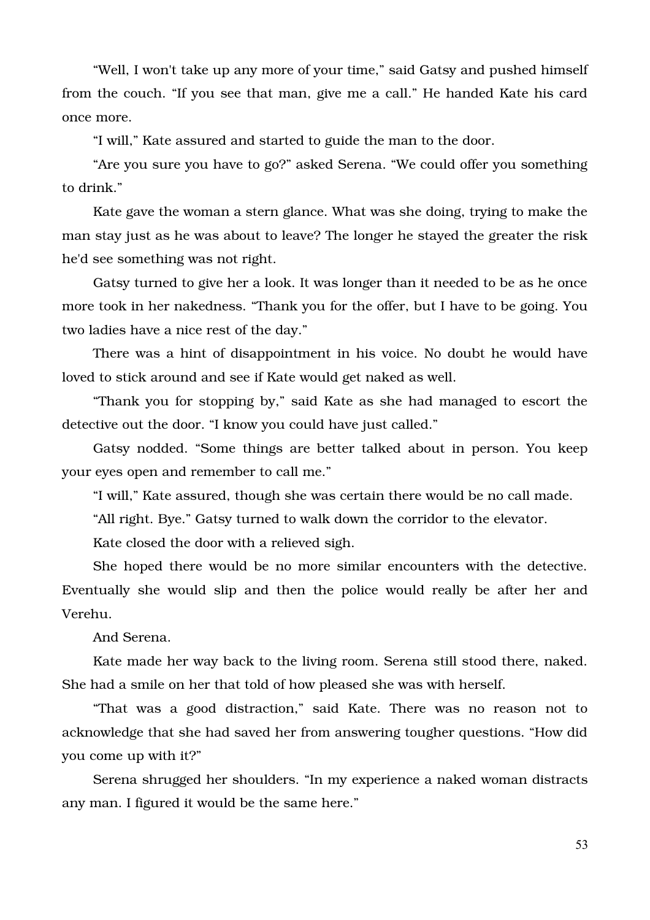"Well, I won't take up any more of your time," said Gatsy and pushed himself from the couch. "If you see that man, give me a call." He handed Kate his card once more.

"I will," Kate assured and started to guide the man to the door.

"Are you sure you have to go?" asked Serena. "We could offer you something to drink."

Kate gave the woman a stern glance. What was she doing, trying to make the man stay just as he was about to leave? The longer he stayed the greater the risk he'd see something was not right.

Gatsy turned to give her a look. It was longer than it needed to be as he once more took in her nakedness. "Thank you for the offer, but I have to be going. You two ladies have a nice rest of the day."

There was a hint of disappointment in his voice. No doubt he would have loved to stick around and see if Kate would get naked as well.

"Thank you for stopping by," said Kate as she had managed to escort the detective out the door. "I know you could have just called."

Gatsy nodded. "Some things are better talked about in person. You keep your eyes open and remember to call me."

"I will," Kate assured, though she was certain there would be no call made.

"All right. Bye." Gatsy turned to walk down the corridor to the elevator.

Kate closed the door with a relieved sigh.

She hoped there would be no more similar encounters with the detective. Eventually she would slip and then the police would really be after her and Verehu.

And Serena.

Kate made her way back to the living room. Serena still stood there, naked. She had a smile on her that told of how pleased she was with herself.

"That was a good distraction," said Kate. There was no reason not to acknowledge that she had saved her from answering tougher questions. "How did you come up with it?"

Serena shrugged her shoulders. "In my experience a naked woman distracts any man. I figured it would be the same here."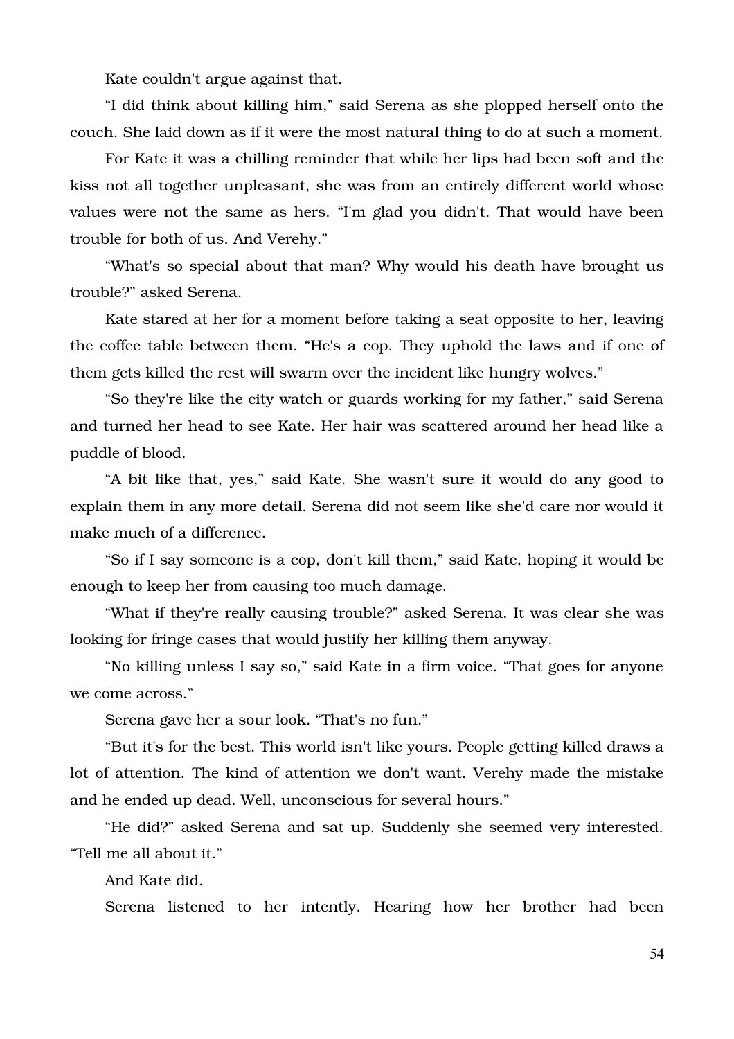Kate couldn't argue against that.

"I did think about killing him," said Serena as she plopped herself onto the couch. She laid down as if it were the most natural thing to do at such a moment.

For Kate it was a chilling reminder that while her lips had been soft and the kiss not all together unpleasant, she was from an entirely different world whose values were not the same as hers. "I'm glad you didn't. That would have been trouble for both of us. And Verehy."

"What's so special about that man? Why would his death have brought us trouble?" asked Serena.

Kate stared at her for a moment before taking a seat opposite to her, leaving the coffee table between them. "He's a cop. They uphold the laws and if one of them gets killed the rest will swarm over the incident like hungry wolves."

"So they're like the city watch or guards working for my father," said Serena and turned her head to see Kate. Her hair was scattered around her head like a puddle of blood.

"A bit like that, yes," said Kate. She wasn't sure it would do any good to explain them in any more detail. Serena did not seem like she'd care nor would it make much of a difference.

"So if I say someone is a cop, don't kill them," said Kate, hoping it would be enough to keep her from causing too much damage.

"What if they're really causing trouble?" asked Serena. It was clear she was looking for fringe cases that would justify her killing them anyway.

"No killing unless I say so," said Kate in a firm voice. "That goes for anyone we come across."

Serena gave her a sour look. "That's no fun."

"But it's for the best. This world isn't like yours. People getting killed draws a lot of attention. The kind of attention we don't want. Verehy made the mistake and he ended up dead. Well, unconscious for several hours."

"He did?" asked Serena and sat up. Suddenly she seemed very interested. "Tell me all about it."

And Kate did.

Serena listened to her intently. Hearing how her brother had been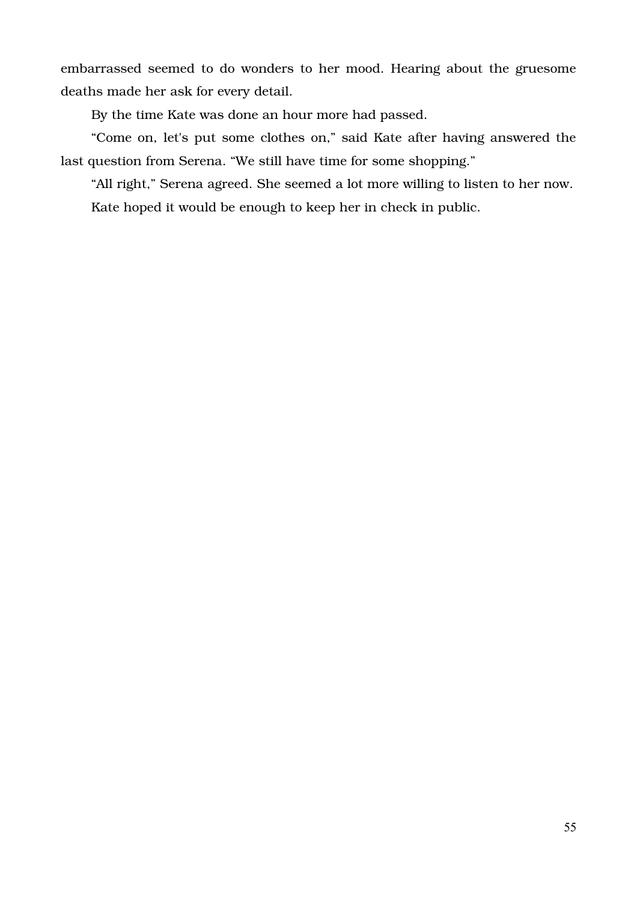embarrassed seemed to do wonders to her mood. Hearing about the gruesome deaths made her ask for every detail.

By the time Kate was done an hour more had passed.

“Come on, let's put some clothes on,” said Kate after having answered the last question from Serena. “We still have time for some shopping.”

“All right,” Serena agreed. She seemed a lot more willing to listen to her now.

Kate hoped it would be enough to keep her in check in public.